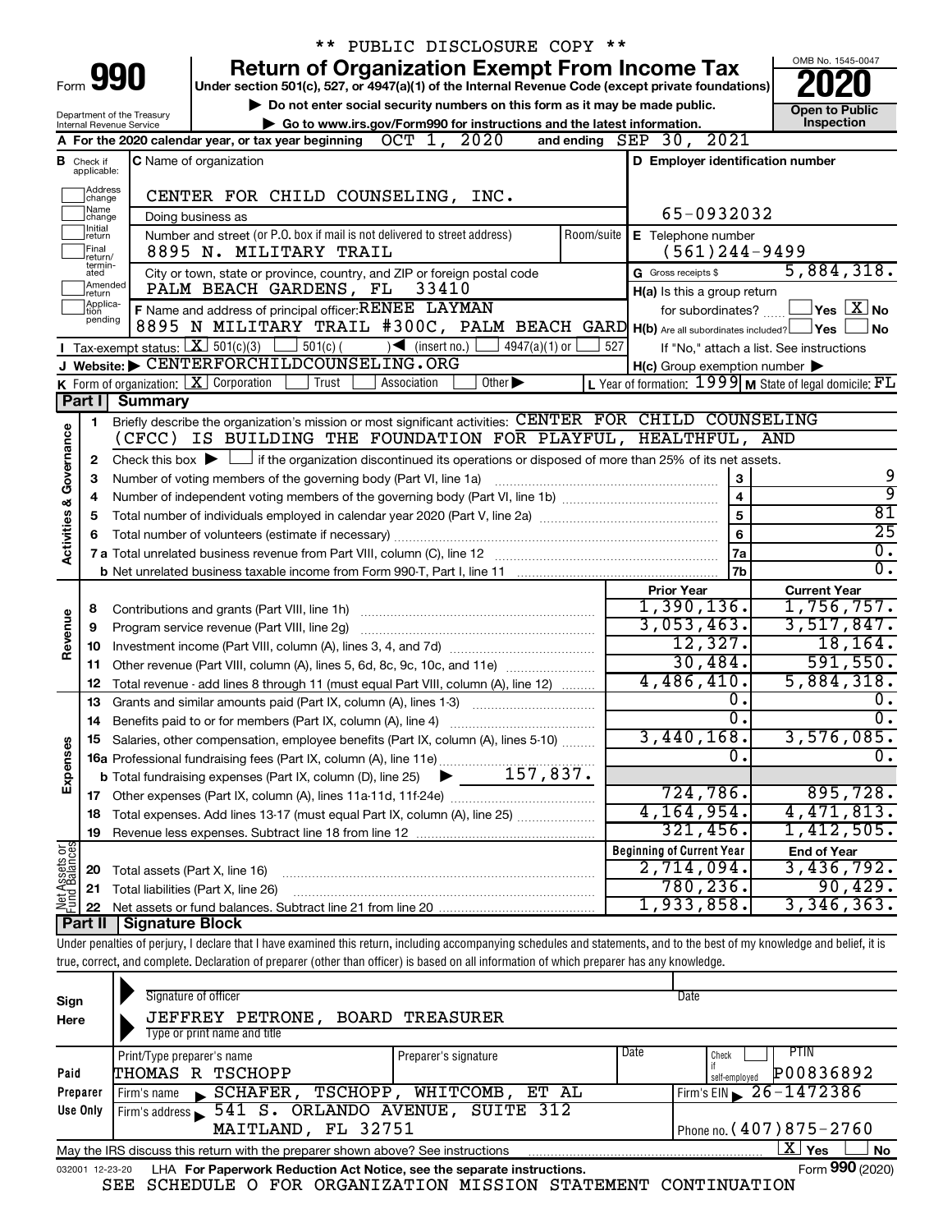\*\* PUBLIC DISCLOSURE COPY \*\*

# Form 990 Return of Organization Exempt From Income Tax

Under section 501(c), 527, or 4947(a)(1) of the Internal Revenue Code (except private foundations)

▶ Do not enter social security numbers on this form as it may be made public.

▶ Go to www.irs.gov/Form990 for instructions and the latest information.

OMB No. 1545-0047

**2020**

**Open to Public Inspection**

Department of the Treasury
Internal Revenue Service

**A** For the 2020 calendar year, or tax year beginning OCT 1, 2020 and ending SEP 30, 2021

**B** Check if applicable: Address change, Name change, Initial return, Final return/terminated, Amended return, Application pending

**C** Name of organization: CENTER FOR CHILD COUNSELING, INC.

Doing business as

Number and street (or P.O. box if mail is not delivered to street address): 8895 N. MILITARY TRAIL — Room/suite

City or town, state or province, country, and ZIP or foreign postal code: PALM BEACH GARDENS, FL 33410

**D** Employer identification number: 65-0932032

**E** Telephone number: (561)244-9499

**G** Gross receipts $ 5,884,318.

**F** Name and address of principal officer: RENEE LAYMAN
8895 N MILITARY TRAIL #300C, PALM BEACH GARD

**H(a)** Is this a group return for subordinates? ☐ Yes ☒ No

**H(b)** Are all subordinates included? ☐ Yes ☐ No
If "No," attach a list. See instructions

**H(c)** Group exemption number ▶

**I** Tax-exempt status: ☒ 501(c)(3) ☐ 501(c) ( ) ◀ (insert no.) ☐ 4947(a)(1) or ☐ 527

**J** Website: ▶ CENTERFORCHILDCOUNSELING.ORG

**K** Form of organization: ☒ Corporation ☐ Trust ☐ Association ☐ Other ▶

**L** Year of formation: 1999 **M** State of legal domicile: FL

## Part I Summary

**Activities & Governance**

1 Briefly describe the organization's mission or most significant activities: CENTER FOR CHILD COUNSELING (CFCC) IS BUILDING THE FOUNDATION FOR PLAYFUL, HEALTHFUL, AND

2 Check this box ▶ ☐ if the organization discontinued its operations or disposed of more than 25% of its net assets.

| | | Line | Value |
|---|---|---|---|
| 3 | Number of voting members of the governing body (Part VI, line 1a) | 3 | 9 |
| 4 | Number of independent voting members of the governing body (Part VI, line 1b) | 4 | 9 |
| 5 | Total number of individuals employed in calendar year 2020 (Part V, line 2a) | 5 | 81 |
| 6 | Total number of volunteers (estimate if necessary) | 6 | 25 |
| 7a | Total unrelated business revenue from Part VIII, column (C), line 12 | 7a | 0. |
| 7b | Net unrelated business taxable income from Form 990-T, Part I, line 11 | 7b | 0. |

| | | | Prior Year | Current Year |
|---|---|---|---|---|
| **Revenue** | 8 | Contributions and grants (Part VIII, line 1h) | 1,390,136. | 1,756,757. |
| | 9 | Program service revenue (Part VIII, line 2g) | 3,053,463. | 3,517,847. |
| | 10 | Investment income (Part VIII, column (A), lines 3, 4, and 7d) | 12,327. | 18,164. |
| | 11 | Other revenue (Part VIII, column (A), lines 5, 6d, 8c, 9c, 10c, and 11e) | 30,484. | 591,550. |
| | 12 | Total revenue - add lines 8 through 11 (must equal Part VIII, column (A), line 12) | 4,486,410. | 5,884,318. |
| **Expenses** | 13 | Grants and similar amounts paid (Part IX, column (A), lines 1-3) | 0. | 0. |
| | 14 | Benefits paid to or for members (Part IX, column (A), line 4) | 0. | 0. |
| | 15 | Salaries, other compensation, employee benefits (Part IX, column (A), lines 5-10) | 3,440,168. | 3,576,085. |
| | 16a | Professional fundraising fees (Part IX, column (A), line 11e) | 0. | 0. |
| | b | Total fundraising expenses (Part IX, column (D), line 25) ▶ 157,837. | | |
| | 17 | Other expenses (Part IX, column (A), lines 11a-11d, 11f-24e) | 724,786. | 895,728. |
| | 18 | Total expenses. Add lines 13-17 (must equal Part IX, column (A), line 25) | 4,164,954. | 4,471,813. |
| | 19 | Revenue less expenses. Subtract line 18 from line 12 | 321,456. | 1,412,505. |
| | | | **Beginning of Current Year** | **End of Year** |
| **Net Assets or Fund Balances** | 20 | Total assets (Part X, line 16) | 2,714,094. | 3,436,792. |
| | 21 | Total liabilities (Part X, line 26) | 780,236. | 90,429. |
| | 22 | Net assets or fund balances. Subtract line 21 from line 20 | 1,933,858. | 3,346,363. |

## Part II Signature Block

Under penalties of perjury, I declare that I have examined this return, including accompanying schedules and statements, and to the best of my knowledge and belief, it is true, correct, and complete. Declaration of preparer (other than officer) is based on all information of which preparer has any knowledge.

**Sign Here**

Signature of officer — Date

JEFFREY PETRONE, BOARD TREASURER
Type or print name and title

**Paid Preparer Use Only**

| Print/Type preparer's name | Preparer's signature | Date | Check ☐ if self-employed | PTIN |
|---|---|---|---|---|
| THOMAS R TSCHOPP | | | | P00836892 |

Firm's name ▶ SCHAFER, TSCHOPP, WHITCOMB, ET AL — Firm's EIN ▶ 26-1472386

Firm's address ▶ 541 S. ORLANDO AVENUE, SUITE 312, MAITLAND, FL 32751 — Phone no. (407)875-2760

May the IRS discuss this return with the preparer shown above? See instructions ☒ Yes ☐ No

032001 12-23-20 LHA For Paperwork Reduction Act Notice, see the separate instructions. Form **990** (2020)

SEE SCHEDULE O FOR ORGANIZATION MISSION STATEMENT CONTINUATION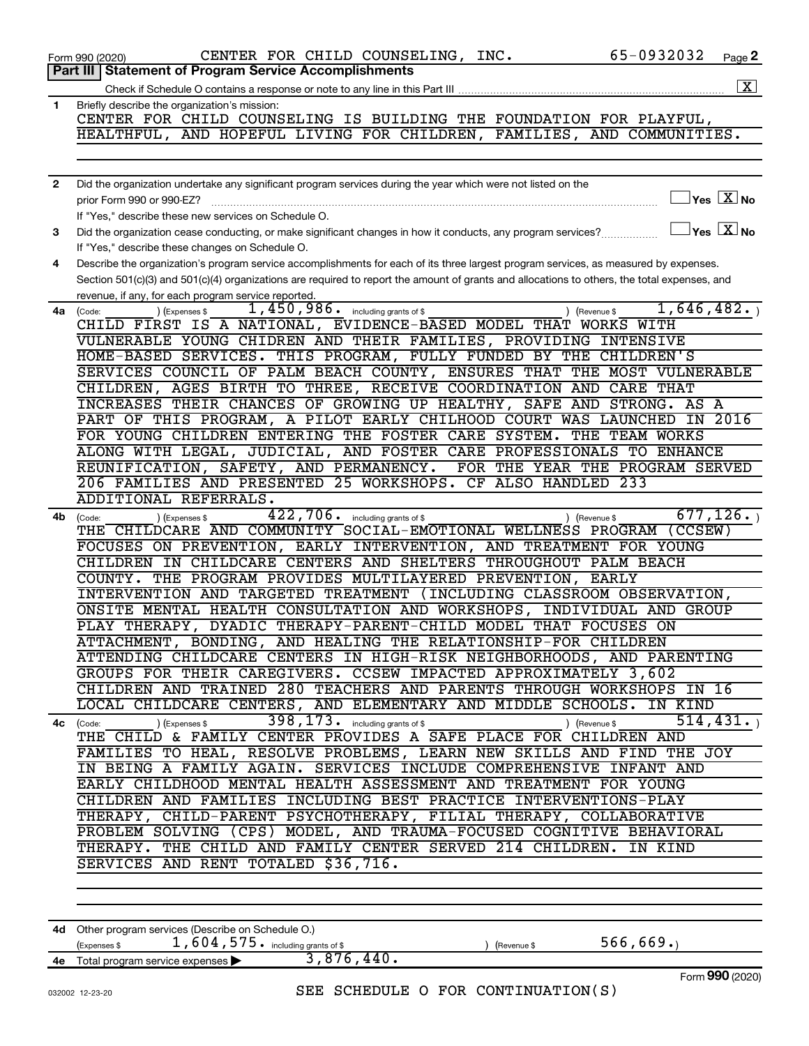Form 990 (2020) CENTER FOR CHILD COUNSELING, INC. 65-0932032

## Part III | Statement of Program Service Accomplishments

Check if Schedule O contains a response or note to any line in this Part III ............ [X]

**1** Briefly describe the organization's mission:

CENTER FOR CHILD COUNSELING IS BUILDING THE FOUNDATION FOR PLAYFUL, HEALTHFUL, AND HOPEFUL LIVING FOR CHILDREN, FAMILIES, AND COMMUNITIES.

**2** Did the organization undertake any significant program services during the year which were not listed on the prior Form 990 or 990-EZ? ............ [ ] Yes [X] No

If "Yes," describe these new services on Schedule O.

**3** Did the organization cease conducting, or make significant changes in how it conducts, any program services? ............ [ ] Yes [X] No

If "Yes," describe these changes on Schedule O.

**4** Describe the organization's program service accomplishments for each of its three largest program services, as measured by expenses. Section 501(c)(3) and 501(c)(4) organizations are required to report the amount of grants and allocations to others, the total expenses, and revenue, if any, for each program service reported.

**4a** (Code: ) (Expenses $ 1,450,986. including grants of $ ) (Revenue $ 1,646,482.)

CHILD FIRST IS A NATIONAL, EVIDENCE-BASED MODEL THAT WORKS WITH VULNERABLE YOUNG CHIDREN AND THEIR FAMILIES, PROVIDING INTENSIVE HOME-BASED SERVICES. THIS PROGRAM, FULLY FUNDED BY THE CHILDREN'S SERVICES COUNCIL OF PALM BEACH COUNTY, ENSURES THAT THE MOST VULNERABLE CHILDREN, AGES BIRTH TO THREE, RECEIVE COORDINATION AND CARE THAT INCREASES THEIR CHANCES OF GROWING UP HEALTHY, SAFE AND STRONG. AS A PART OF THIS PROGRAM, A PILOT EARLY CHILHOOD COURT WAS LAUNCHED IN 2016 FOR YOUNG CHILDREN ENTERING THE FOSTER CARE SYSTEM. THE TEAM WORKS ALONG WITH LEGAL, JUDICIAL, AND FOSTER CARE PROFESSIONALS TO ENHANCE REUNIFICATION, SAFETY, AND PERMANENCY. FOR THE YEAR THE PROGRAM SERVED 206 FAMILIES AND PRESENTED 25 WORKSHOPS. CF ALSO HANDLED 233 ADDITIONAL REFERRALS.

**4b** (Code: ) (Expenses $ 422,706. including grants of $ ) (Revenue $ 677,126.)

THE CHILDCARE AND COMMUNITY SOCIAL-EMOTIONAL WELLNESS PROGRAM (CCSEW) FOCUSES ON PREVENTION, EARLY INTERVENTION, AND TREATMENT FOR YOUNG CHILDREN IN CHILDCARE CENTERS AND SHELTERS THROUGHOUT PALM BEACH COUNTY. THE PROGRAM PROVIDES MULTILAYERED PREVENTION, EARLY INTERVENTION AND TARGETED TREATMENT (INCLUDING CLASSROOM OBSERVATION, ONSITE MENTAL HEALTH CONSULTATION AND WORKSHOPS, INDIVIDUAL AND GROUP PLAY THERAPY, DYADIC THERAPY-PARENT-CHILD MODEL THAT FOCUSES ON ATTACHMENT, BONDING, AND HEALING THE RELATIONSHIP-FOR CHILDREN ATTENDING CHILDCARE CENTERS IN HIGH-RISK NEIGHBORHOODS, AND PARENTING GROUPS FOR THEIR CAREGIVERS. CCSEW IMPACTED APPROXIMATELY 3,602 CHILDREN AND TRAINED 280 TEACHERS AND PARENTS THROUGH WORKSHOPS IN 16 LOCAL CHILDCARE CENTERS, AND ELEMENTARY AND MIDDLE SCHOOLS. IN KIND

**4c** (Code: ) (Expenses $ 398,173. including grants of $ ) (Revenue $ 514,431.)

THE CHILD & FAMILY CENTER PROVIDES A SAFE PLACE FOR CHILDREN AND FAMILIES TO HEAL, RESOLVE PROBLEMS, LEARN NEW SKILLS AND FIND THE JOY IN BEING A FAMILY AGAIN. SERVICES INCLUDE COMPREHENSIVE INFANT AND EARLY CHILDHOOD MENTAL HEALTH ASSESSMENT AND TREATMENT FOR YOUNG CHILDREN AND FAMILIES INCLUDING BEST PRACTICE INTERVENTIONS-PLAY THERAPY, CHILD-PARENT PSYCHOTHERAPY, FILIAL THERAPY, COLLABORATIVE PROBLEM SOLVING (CPS) MODEL, AND TRAUMA-FOCUSED COGNITIVE BEHAVIORAL THERAPY. THE CHILD AND FAMILY CENTER SERVED 214 CHILDREN. IN KIND SERVICES AND RENT TOTALED $36,716.

**4d** Other program services (Describe on Schedule O.)

(Expenses $ 1,604,575. including grants of $ ) (Revenue $ 566,669.)

**4e** Total program service expenses ▶ 3,876,440.

SEE SCHEDULE O FOR CONTINUATION(S)

Form **990** (2020)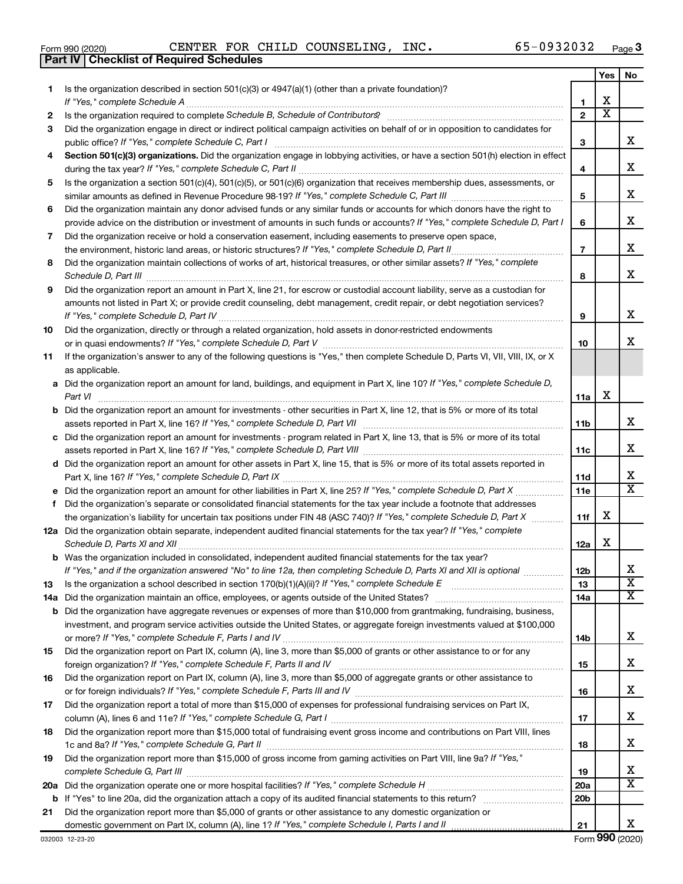Form 990 (2020) CENTER FOR CHILD COUNSELING, INC. 65-0932032 Page 3

## Part IV | Checklist of Required Schedules

| | | | Yes | No |
|---|---|---|---|---|
| 1 | Is the organization described in section 501(c)(3) or 4947(a)(1) (other than a private foundation)? *If "Yes," complete Schedule A* | 1 | X | |
| 2 | Is the organization required to complete *Schedule B, Schedule of Contributors*? | 2 | X | |
| 3 | Did the organization engage in direct or indirect political campaign activities on behalf of or in opposition to candidates for public office? *If "Yes," complete Schedule C, Part I* | 3 | | X |
| 4 | **Section 501(c)(3) organizations.** Did the organization engage in lobbying activities, or have a section 501(h) election in effect during the tax year? *If "Yes," complete Schedule C, Part II* | 4 | | X |
| 5 | Is the organization a section 501(c)(4), 501(c)(5), or 501(c)(6) organization that receives membership dues, assessments, or similar amounts as defined in Revenue Procedure 98-19? *If "Yes," complete Schedule C, Part III* | 5 | | X |
| 6 | Did the organization maintain any donor advised funds or any similar funds or accounts for which donors have the right to provide advice on the distribution or investment of amounts in such funds or accounts? *If "Yes," complete Schedule D, Part I* | 6 | | X |
| 7 | Did the organization receive or hold a conservation easement, including easements to preserve open space, the environment, historic land areas, or historic structures? *If "Yes," complete Schedule D, Part II* | 7 | | X |
| 8 | Did the organization maintain collections of works of art, historical treasures, or other similar assets? *If "Yes," complete Schedule D, Part III* | 8 | | X |
| 9 | Did the organization report an amount in Part X, line 21, for escrow or custodial account liability, serve as a custodian for amounts not listed in Part X; or provide credit counseling, debt management, credit repair, or debt negotiation services? *If "Yes," complete Schedule D, Part IV* | 9 | | X |
| 10 | Did the organization, directly or through a related organization, hold assets in donor-restricted endowments or in quasi endowments? *If "Yes," complete Schedule D, Part V* | 10 | | X |
| 11 | If the organization's answer to any of the following questions is "Yes," then complete Schedule D, Parts VI, VII, VIII, IX, or X as applicable. | | | |
| a | Did the organization report an amount for land, buildings, and equipment in Part X, line 10? *If "Yes," complete Schedule D, Part VI* | 11a | X | |
| b | Did the organization report an amount for investments - other securities in Part X, line 12, that is 5% or more of its total assets reported in Part X, line 16? *If "Yes," complete Schedule D, Part VII* | 11b | | X |
| c | Did the organization report an amount for investments - program related in Part X, line 13, that is 5% or more of its total assets reported in Part X, line 16? *If "Yes," complete Schedule D, Part VIII* | 11c | | X |
| d | Did the organization report an amount for other assets in Part X, line 15, that is 5% or more of its total assets reported in Part X, line 16? *If "Yes," complete Schedule D, Part IX* | 11d | | X |
| e | Did the organization report an amount for other liabilities in Part X, line 25? *If "Yes," complete Schedule D, Part X* | 11e | | X |
| f | Did the organization's separate or consolidated financial statements for the tax year include a footnote that addresses the organization's liability for uncertain tax positions under FIN 48 (ASC 740)? *If "Yes," complete Schedule D, Part X* | 11f | X | |
| 12a | Did the organization obtain separate, independent audited financial statements for the tax year? *If "Yes," complete Schedule D, Parts XI and XII* | 12a | X | |
| b | Was the organization included in consolidated, independent audited financial statements for the tax year? *If "Yes," and if the organization answered "No" to line 12a, then completing Schedule D, Parts XI and XII is optional* | 12b | | X |
| 13 | Is the organization a school described in section 170(b)(1)(A)(ii)? *If "Yes," complete Schedule E* | 13 | | X |
| 14a | Did the organization maintain an office, employees, or agents outside of the United States? | 14a | | X |
| b | Did the organization have aggregate revenues or expenses of more than $10,000 from grantmaking, fundraising, business, investment, and program service activities outside the United States, or aggregate foreign investments valued at $100,000 or more? *If "Yes," complete Schedule F, Parts I and IV* | 14b | | X |
| 15 | Did the organization report on Part IX, column (A), line 3, more than $5,000 of grants or other assistance to or for any foreign organization? *If "Yes," complete Schedule F, Parts II and IV* | 15 | | X |
| 16 | Did the organization report on Part IX, column (A), line 3, more than $5,000 of aggregate grants or other assistance to or for foreign individuals? *If "Yes," complete Schedule F, Parts III and IV* | 16 | | X |
| 17 | Did the organization report a total of more than $15,000 of expenses for professional fundraising services on Part IX, column (A), lines 6 and 11e? *If "Yes," complete Schedule G, Part I* | 17 | | X |
| 18 | Did the organization report more than $15,000 total of fundraising event gross income and contributions on Part VIII, lines 1c and 8a? *If "Yes," complete Schedule G, Part II* | 18 | | X |
| 19 | Did the organization report more than $15,000 of gross income from gaming activities on Part VIII, line 9a? *If "Yes," complete Schedule G, Part III* | 19 | | X |
| 20a | Did the organization operate one or more hospital facilities? *If "Yes," complete Schedule H* | 20a | | X |
| b | If "Yes" to line 20a, did the organization attach a copy of its audited financial statements to this return? | 20b | | |
| 21 | Did the organization report more than $5,000 of grants or other assistance to any domestic organization or domestic government on Part IX, column (A), line 1? *If "Yes," complete Schedule I, Parts I and II* | 21 | | X |

032003 12-23-20 Form **990** (2020)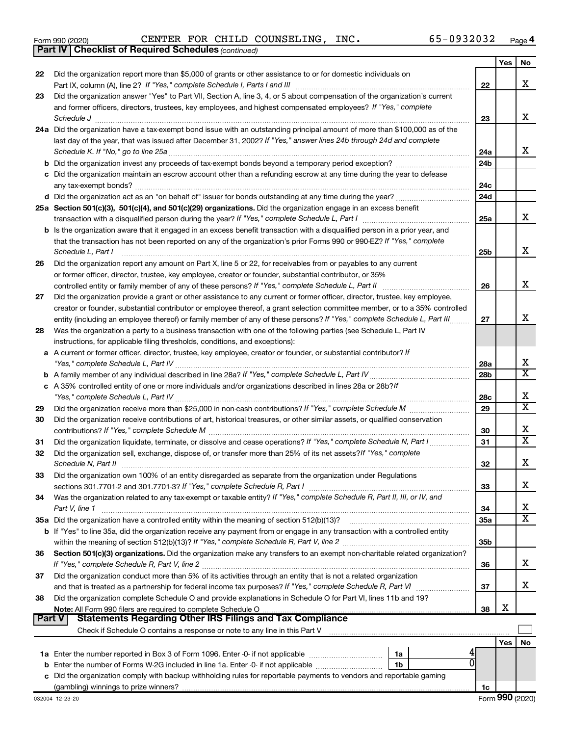Form 990 (2020) CENTER FOR CHILD COUNSELING, INC. 65-0932032 Page 4

**Part IV | Checklist of Required Schedules** *(continued)*

| | | | Yes | No |
|---|---|---|---|---|
| 22 | Did the organization report more than $5,000 of grants or other assistance to or for domestic individuals on Part IX, column (A), line 2? *If "Yes," complete Schedule I, Parts I and III* | 22 | | X |
| 23 | Did the organization answer "Yes" to Part VII, Section A, line 3, 4, or 5 about compensation of the organization's current and former officers, directors, trustees, key employees, and highest compensated employees? *If "Yes," complete Schedule J* | 23 | | X |
| 24a | Did the organization have a tax-exempt bond issue with an outstanding principal amount of more than $100,000 as of the last day of the year, that was issued after December 31, 2002? *If "Yes," answer lines 24b through 24d and complete Schedule K. If "No," go to line 25a* | 24a | | X |
| b | Did the organization invest any proceeds of tax-exempt bonds beyond a temporary period exception? | 24b | | |
| c | Did the organization maintain an escrow account other than a refunding escrow at any time during the year to defease any tax-exempt bonds? | 24c | | |
| d | Did the organization act as an "on behalf of" issuer for bonds outstanding at any time during the year? | 24d | | |
| 25a | **Section 501(c)(3), 501(c)(4), and 501(c)(29) organizations.** Did the organization engage in an excess benefit transaction with a disqualified person during the year? *If "Yes," complete Schedule L, Part I* | 25a | | X |
| b | Is the organization aware that it engaged in an excess benefit transaction with a disqualified person in a prior year, and that the transaction has not been reported on any of the organization's prior Forms 990 or 990-EZ? *If "Yes," complete Schedule L, Part I* | 25b | | X |
| 26 | Did the organization report any amount on Part X, line 5 or 22, for receivables from or payables to any current or former officer, director, trustee, key employee, creator or founder, substantial contributor, or 35% controlled entity or family member of any of these persons? *If "Yes," complete Schedule L, Part II* | 26 | | X |
| 27 | Did the organization provide a grant or other assistance to any current or former officer, director, trustee, key employee, creator or founder, substantial contributor or employee thereof, a grant selection committee member, or to a 35% controlled entity (including an employee thereof) or family member of any of these persons? *If "Yes," complete Schedule L, Part III* | 27 | | X |
| 28 | Was the organization a party to a business transaction with one of the following parties (see Schedule L, Part IV instructions, for applicable filing thresholds, conditions, and exceptions): | | | |
| a | A current or former officer, director, trustee, key employee, creator or founder, or substantial contributor? *If "Yes," complete Schedule L, Part IV* | 28a | | X |
| b | A family member of any individual described in line 28a? *If "Yes," complete Schedule L, Part IV* | 28b | | X |
| c | A 35% controlled entity of one or more individuals and/or organizations described in lines 28a or 28b? *If "Yes," complete Schedule L, Part IV* | 28c | | X |
| 29 | Did the organization receive more than $25,000 in non-cash contributions? *If "Yes," complete Schedule M* | 29 | | X |
| 30 | Did the organization receive contributions of art, historical treasures, or other similar assets, or qualified conservation contributions? *If "Yes," complete Schedule M* | 30 | | X |
| 31 | Did the organization liquidate, terminate, or dissolve and cease operations? *If "Yes," complete Schedule N, Part I* | 31 | | X |
| 32 | Did the organization sell, exchange, dispose of, or transfer more than 25% of its net assets? *If "Yes," complete Schedule N, Part II* | 32 | | X |
| 33 | Did the organization own 100% of an entity disregarded as separate from the organization under Regulations sections 301.7701-2 and 301.7701-3? *If "Yes," complete Schedule R, Part I* | 33 | | X |
| 34 | Was the organization related to any tax-exempt or taxable entity? *If "Yes," complete Schedule R, Part II, III, or IV, and Part V, line 1* | 34 | | X |
| 35a | Did the organization have a controlled entity within the meaning of section 512(b)(13)? | 35a | | X |
| b | If "Yes" to line 35a, did the organization receive any payment from or engage in any transaction with a controlled entity within the meaning of section 512(b)(13)? *If "Yes," complete Schedule R, Part V, line 2* | 35b | | |
| 36 | **Section 501(c)(3) organizations.** Did the organization make any transfers to an exempt non-charitable related organization? *If "Yes," complete Schedule R, Part V, line 2* | 36 | | X |
| 37 | Did the organization conduct more than 5% of its activities through an entity that is not a related organization and that is treated as a partnership for federal income tax purposes? *If "Yes," complete Schedule R, Part VI* | 37 | | X |
| 38 | Did the organization complete Schedule O and provide explanations in Schedule O for Part VI, lines 11b and 19? **Note:** All Form 990 filers are required to complete Schedule O | 38 | X | |

**Part V | Statements Regarding Other IRS Filings and Tax Compliance**

Check if Schedule O contains a response or note to any line in this Part V ☐

| | | | | | Yes | No |
|---|---|---|---|---|---|---|
| 1a | Enter the number reported in Box 3 of Form 1096. Enter -0- if not applicable | 1a | 4 | | | |
| b | Enter the number of Forms W-2G included in line 1a. Enter -0- if not applicable | 1b | 0 | | | |
| c | Did the organization comply with backup withholding rules for reportable payments to vendors and reportable gaming (gambling) winnings to prize winners? | | | 1c | | |

032004 12-23-20 Form **990** (2020)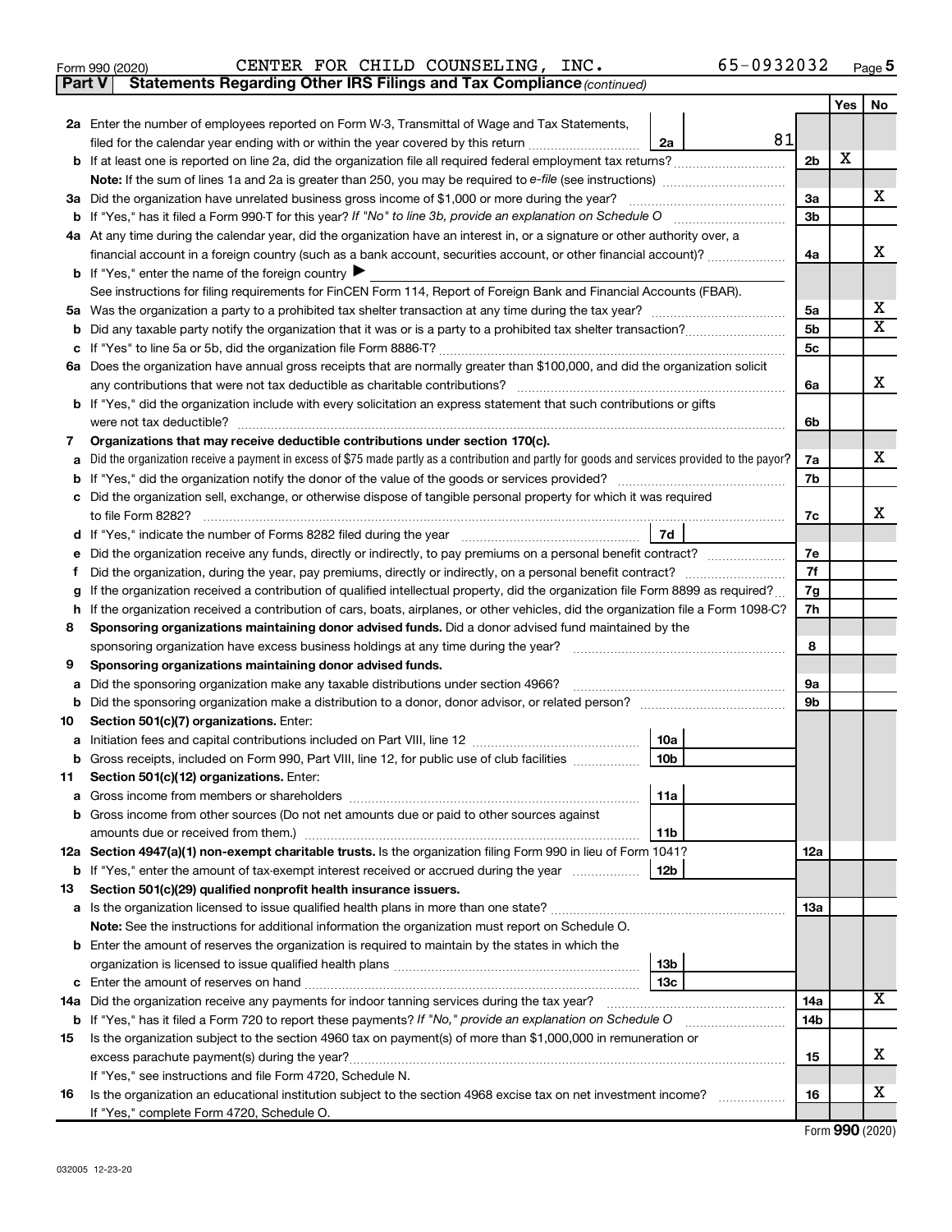Form 990 (2020) CENTER FOR CHILD COUNSELING, INC. 65-0932032 Page 5

**Part V Statements Regarding Other IRS Filings and Tax Compliance** *(continued)*

| | | | | Line | Yes | No |
|---|---|---|---|---|---|---|
| **2a** | Enter the number of employees reported on Form W-3, Transmittal of Wage and Tax Statements, filed for the calendar year ending with or within the year covered by this return | 2a | 81 | | | |
| **b** | If at least one is reported on line 2a, did the organization file all required federal employment tax returns? | | | 2b | X | |
| | **Note:** If the sum of lines 1a and 2a is greater than 250, you may be required to *e-file* (see instructions) | | | | | |
| **3a** | Did the organization have unrelated business gross income of $1,000 or more during the year? | | | 3a | | X |
| **b** | If "Yes," has it filed a Form 990-T for this year? *If "No" to line 3b, provide an explanation on Schedule O* | | | 3b | | |
| **4a** | At any time during the calendar year, did the organization have an interest in, or a signature or other authority over, a financial account in a foreign country (such as a bank account, securities account, or other financial account)? | | | 4a | | X |
| **b** | If "Yes," enter the name of the foreign country ▶ | | | | | |
| | See instructions for filing requirements for FinCEN Form 114, Report of Foreign Bank and Financial Accounts (FBAR). | | | | | |
| **5a** | Was the organization a party to a prohibited tax shelter transaction at any time during the tax year? | | | 5a | | X |
| **b** | Did any taxable party notify the organization that it was or is a party to a prohibited tax shelter transaction? | | | 5b | | X |
| **c** | If "Yes" to line 5a or 5b, did the organization file Form 8886-T? | | | 5c | | |
| **6a** | Does the organization have annual gross receipts that are normally greater than $100,000, and did the organization solicit any contributions that were not tax deductible as charitable contributions? | | | 6a | | X |
| **b** | If "Yes," did the organization include with every solicitation an express statement that such contributions or gifts were not tax deductible? | | | 6b | | |
| **7** | **Organizations that may receive deductible contributions under section 170(c).** | | | | | |
| **a** | Did the organization receive a payment in excess of $75 made partly as a contribution and partly for goods and services provided to the payor? | | | 7a | | X |
| **b** | If "Yes," did the organization notify the donor of the value of the goods or services provided? | | | 7b | | |
| **c** | Did the organization sell, exchange, or otherwise dispose of tangible personal property for which it was required to file Form 8282? | | | 7c | | X |
| **d** | If "Yes," indicate the number of Forms 8282 filed during the year | 7d | | | | |
| **e** | Did the organization receive any funds, directly or indirectly, to pay premiums on a personal benefit contract? | | | 7e | | |
| **f** | Did the organization, during the year, pay premiums, directly or indirectly, on a personal benefit contract? | | | 7f | | |
| **g** | If the organization received a contribution of qualified intellectual property, did the organization file Form 8899 as required? | | | 7g | | |
| **h** | If the organization received a contribution of cars, boats, airplanes, or other vehicles, did the organization file a Form 1098-C? | | | 7h | | |
| **8** | **Sponsoring organizations maintaining donor advised funds.** Did a donor advised fund maintained by the sponsoring organization have excess business holdings at any time during the year? | | | 8 | | |
| **9** | **Sponsoring organizations maintaining donor advised funds.** | | | | | |
| **a** | Did the sponsoring organization make any taxable distributions under section 4966? | | | 9a | | |
| **b** | Did the sponsoring organization make a distribution to a donor, donor advisor, or related person? | | | 9b | | |
| **10** | **Section 501(c)(7) organizations.** Enter: | | | | | |
| **a** | Initiation fees and capital contributions included on Part VIII, line 12 | 10a | | | | |
| **b** | Gross receipts, included on Form 990, Part VIII, line 12, for public use of club facilities | 10b | | | | |
| **11** | **Section 501(c)(12) organizations.** Enter: | | | | | |
| **a** | Gross income from members or shareholders | 11a | | | | |
| **b** | Gross income from other sources (Do not net amounts due or paid to other sources against amounts due or received from them.) | 11b | | | | |
| **12a** | **Section 4947(a)(1) non-exempt charitable trusts.** Is the organization filing Form 990 in lieu of Form 1041? | | | 12a | | |
| **b** | If "Yes," enter the amount of tax-exempt interest received or accrued during the year | 12b | | | | |
| **13** | **Section 501(c)(29) qualified nonprofit health insurance issuers.** | | | | | |
| **a** | Is the organization licensed to issue qualified health plans in more than one state? | | | 13a | | |
| | **Note:** See the instructions for additional information the organization must report on Schedule O. | | | | | |
| **b** | Enter the amount of reserves the organization is required to maintain by the states in which the organization is licensed to issue qualified health plans | 13b | | | | |
| **c** | Enter the amount of reserves on hand | 13c | | | | |
| **14a** | Did the organization receive any payments for indoor tanning services during the tax year? | | | 14a | | X |
| **b** | If "Yes," has it filed a Form 720 to report these payments? *If "No," provide an explanation on Schedule O* | | | 14b | | |
| **15** | Is the organization subject to the section 4960 tax on payment(s) of more than $1,000,000 in remuneration or excess parachute payment(s) during the year? | | | 15 | | X |
| | If "Yes," see instructions and file Form 4720, Schedule N. | | | | | |
| **16** | Is the organization an educational institution subject to the section 4968 excise tax on net investment income? | | | 16 | | X |
| | If "Yes," complete Form 4720, Schedule O. | | | | | |

Form **990** (2020)

032005 12-23-20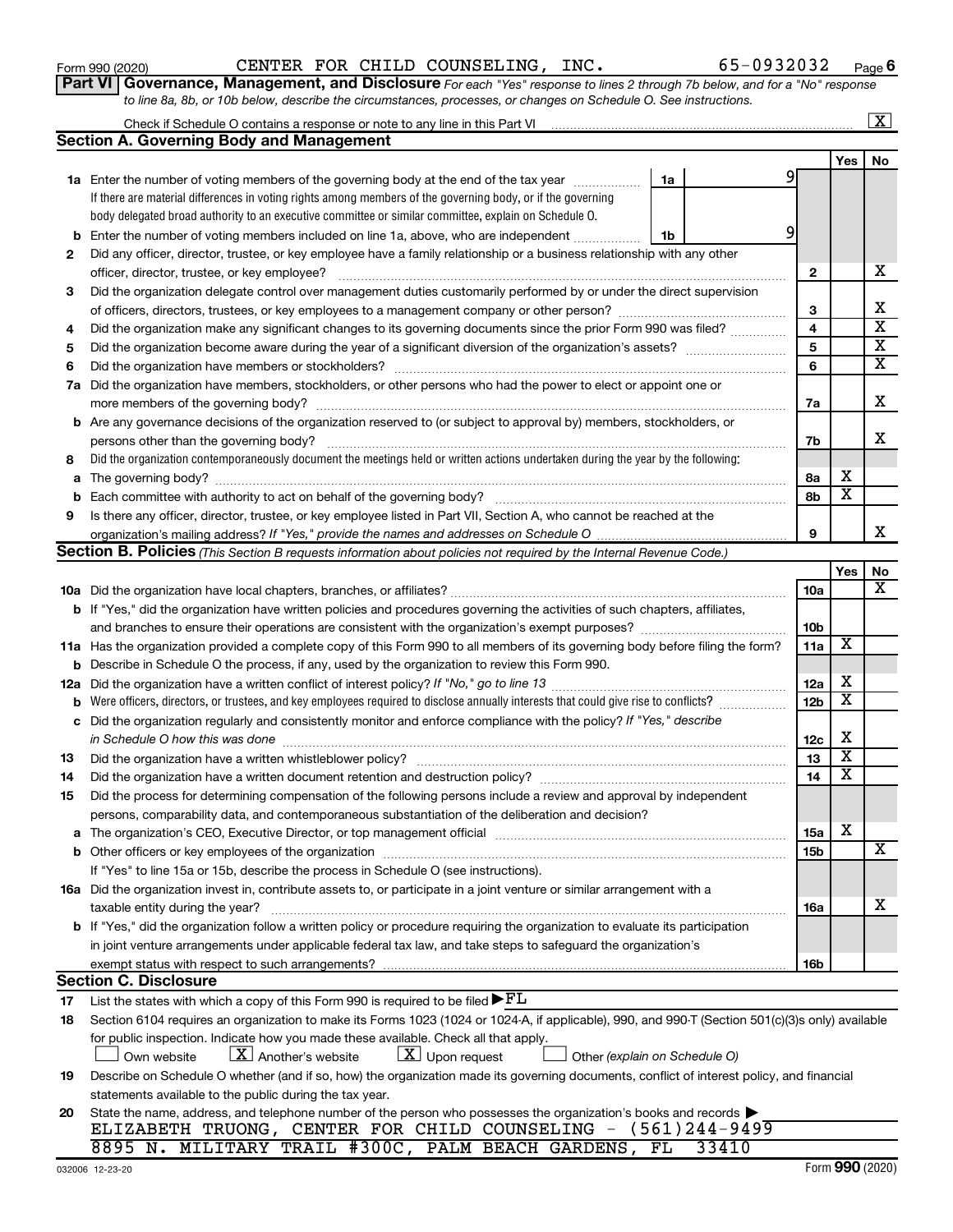Form 990 (2020) CENTER FOR CHILD COUNSELING, INC. 65-0932032 Page 6

**Part VI Governance, Management, and Disclosure** *For each "Yes" response to lines 2 through 7b below, and for a "No" response to line 8a, 8b, or 10b below, describe the circumstances, processes, or changes on Schedule O. See instructions.*

Check if Schedule O contains a response or note to any line in this Part VI [X]

## Section A. Governing Body and Management

| | | | Yes | No |
|---|---|---|---|---|
| 1a | Enter the number of voting members of the governing body at the end of the tax year — 1a: 9. If there are material differences in voting rights among members of the governing body, or if the governing body delegated broad authority to an executive committee or similar committee, explain on Schedule O. | | | |
| b | Enter the number of voting members included on line 1a, above, who are independent — 1b: 9 | | | |
| 2 | Did any officer, director, trustee, or key employee have a family relationship or a business relationship with any other officer, director, trustee, or key employee? | 2 | | X |
| 3 | Did the organization delegate control over management duties customarily performed by or under the direct supervision of officers, directors, trustees, or key employees to a management company or other person? | 3 | | X |
| 4 | Did the organization make any significant changes to its governing documents since the prior Form 990 was filed? | 4 | | X |
| 5 | Did the organization become aware during the year of a significant diversion of the organization's assets? | 5 | | X |
| 6 | Did the organization have members or stockholders? | 6 | | X |
| 7a | Did the organization have members, stockholders, or other persons who had the power to elect or appoint one or more members of the governing body? | 7a | | X |
| b | Are any governance decisions of the organization reserved to (or subject to approval by) members, stockholders, or persons other than the governing body? | 7b | | X |
| 8 | Did the organization contemporaneously document the meetings held or written actions undertaken during the year by the following: | | | |
| a | The governing body? | 8a | X | |
| b | Each committee with authority to act on behalf of the governing body? | 8b | X | |
| 9 | Is there any officer, director, trustee, or key employee listed in Part VII, Section A, who cannot be reached at the organization's mailing address? *If "Yes," provide the names and addresses on Schedule O* | 9 | | X |

## Section B. Policies *(This Section B requests information about policies not required by the Internal Revenue Code.)*

| | | | Yes | No |
|---|---|---|---|---|
| 10a | Did the organization have local chapters, branches, or affiliates? | 10a | | X |
| b | If "Yes," did the organization have written policies and procedures governing the activities of such chapters, affiliates, and branches to ensure their operations are consistent with the organization's exempt purposes? | 10b | | |
| 11a | Has the organization provided a complete copy of this Form 990 to all members of its governing body before filing the form? | 11a | X | |
| b | Describe in Schedule O the process, if any, used by the organization to review this Form 990. | | | |
| 12a | Did the organization have a written conflict of interest policy? *If "No," go to line 13* | 12a | X | |
| b | Were officers, directors, or trustees, and key employees required to disclose annually interests that could give rise to conflicts? | 12b | X | |
| c | Did the organization regularly and consistently monitor and enforce compliance with the policy? *If "Yes," describe in Schedule O how this was done* | 12c | X | |
| 13 | Did the organization have a written whistleblower policy? | 13 | X | |
| 14 | Did the organization have a written document retention and destruction policy? | 14 | X | |
| 15 | Did the process for determining compensation of the following persons include a review and approval by independent persons, comparability data, and contemporaneous substantiation of the deliberation and decision? | | | |
| a | The organization's CEO, Executive Director, or top management official | 15a | X | |
| b | Other officers or key employees of the organization | 15b | | X |
| | If "Yes" to line 15a or 15b, describe the process in Schedule O (see instructions). | | | |
| 16a | Did the organization invest in, contribute assets to, or participate in a joint venture or similar arrangement with a taxable entity during the year? | 16a | | X |
| b | If "Yes," did the organization follow a written policy or procedure requiring the organization to evaluate its participation in joint venture arrangements under applicable federal tax law, and take steps to safeguard the organization's exempt status with respect to such arrangements? | 16b | | |

## Section C. Disclosure

17 List the states with which a copy of this Form 990 is required to be filed ▶ FL

18 Section 6104 requires an organization to make its Forms 1023 (1024 or 1024-A, if applicable), 990, and 990-T (Section 501(c)(3)s only) available for public inspection. Indicate how you made these available. Check all that apply.

[ ] Own website [X] Another's website [X] Upon request [ ] Other *(explain on Schedule O)*

19 Describe on Schedule O whether (and if so, how) the organization made its governing documents, conflict of interest policy, and financial statements available to the public during the tax year.

20 State the name, address, and telephone number of the person who possesses the organization's books and records ▶

ELIZABETH TRUONG, CENTER FOR CHILD COUNSELING - (561)244-9499
8895 N. MILITARY TRAIL #300C, PALM BEACH GARDENS, FL 33410

032006 12-23-20 Form 990 (2020)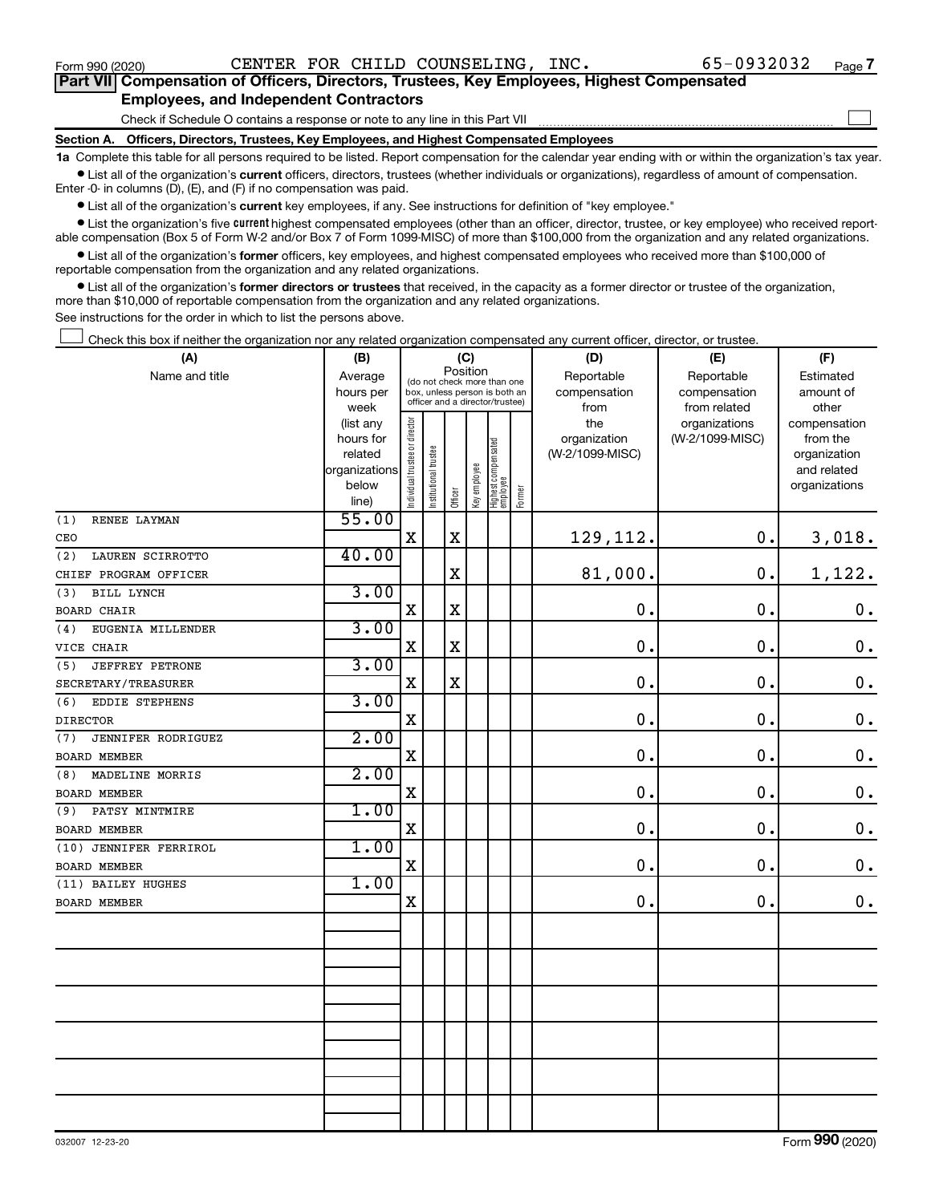Form 990 (2020) CENTER FOR CHILD COUNSELING, INC. 65-0932032 Page 7

**Part VII Compensation of Officers, Directors, Trustees, Key Employees, Highest Compensated Employees, and Independent Contractors**

Check if Schedule O contains a response or note to any line in this Part VII ☐

**Section A. Officers, Directors, Trustees, Key Employees, and Highest Compensated Employees**

**1a** Complete this table for all persons required to be listed. Report compensation for the calendar year ending with or within the organization's tax year.

- List all of the organization's **current** officers, directors, trustees (whether individuals or organizations), regardless of amount of compensation. Enter -0- in columns (D), (E), and (F) if no compensation was paid.
- List all of the organization's **current** key employees, if any. See instructions for definition of "key employee."
- List the organization's five **current** highest compensated employees (other than an officer, director, trustee, or key employee) who received reportable compensation (Box 5 of Form W-2 and/or Box 7 of Form 1099-MISC) of more than $100,000 from the organization and any related organizations.
- List all of the organization's **former** officers, key employees, and highest compensated employees who received more than $100,000 of reportable compensation from the organization and any related organizations.
- List all of the organization's **former directors or trustees** that received, in the capacity as a former director or trustee of the organization, more than $10,000 of reportable compensation from the organization and any related organizations.

See instructions for the order in which to list the persons above.

☐ Check this box if neither the organization nor any related organization compensated any current officer, director, or trustee.

| (A) Name and title | (B) Average hours per week (list any hours for related organizations below line) | (C) Position: Individual trustee or director | Institutional trustee | Officer | Key employee | Highest compensated employee | Former | (D) Reportable compensation from the organization (W-2/1099-MISC) | (E) Reportable compensation from related organizations (W-2/1099-MISC) | (F) Estimated amount of other compensation from the organization and related organizations |
|---|---|---|---|---|---|---|---|---|---|---|
| (1) RENEE LAYMAN<br>CEO | 55.00 | X | | X | | | | 129,112. | 0. | 3,018. |
| (2) LAUREN SCIRROTTO<br>CHIEF PROGRAM OFFICER | 40.00 | | | X | | | | 81,000. | 0. | 1,122. |
| (3) BILL LYNCH<br>BOARD CHAIR | 3.00 | X | | X | | | | 0. | 0. | 0. |
| (4) EUGENIA MILLENDER<br>VICE CHAIR | 3.00 | X | | X | | | | 0. | 0. | 0. |
| (5) JEFFREY PETRONE<br>SECRETARY/TREASURER | 3.00 | X | | X | | | | 0. | 0. | 0. |
| (6) EDDIE STEPHENS<br>DIRECTOR | 3.00 | X | | | | | | 0. | 0. | 0. |
| (7) JENNIFER RODRIGUEZ<br>BOARD MEMBER | 2.00 | X | | | | | | 0. | 0. | 0. |
| (8) MADELINE MORRIS<br>BOARD MEMBER | 2.00 | X | | | | | | 0. | 0. | 0. |
| (9) PATSY MINTMIRE<br>BOARD MEMBER | 1.00 | X | | | | | | 0. | 0. | 0. |
| (10) JENNIFER FERRIROL<br>BOARD MEMBER | 1.00 | X | | | | | | 0. | 0. | 0. |
| (11) BAILEY HUGHES<br>BOARD MEMBER | 1.00 | X | | | | | | 0. | 0. | 0. |

032007 12-23-20 Form 990 (2020)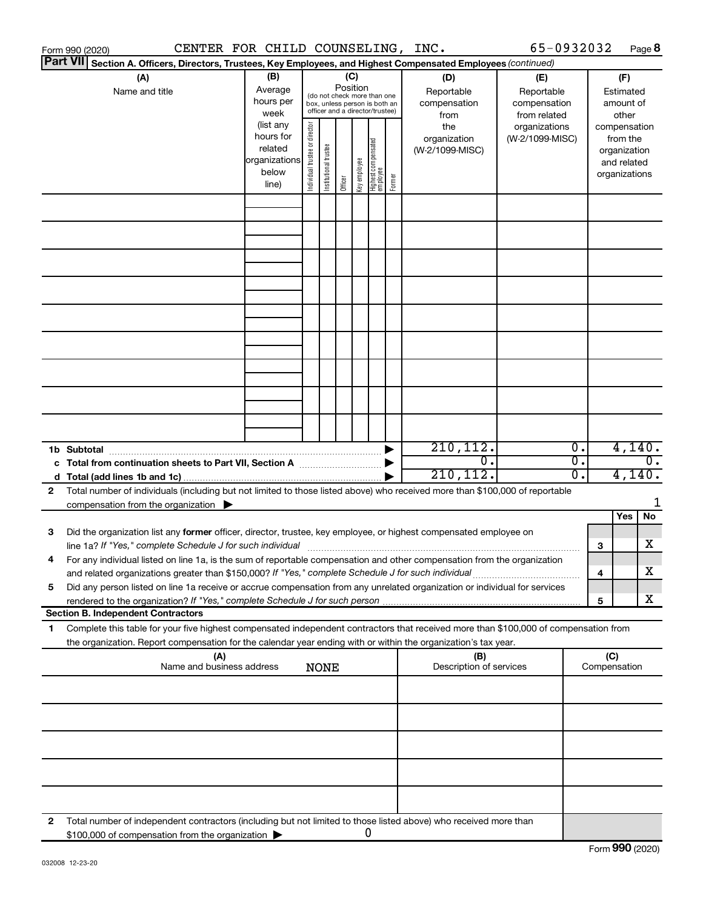Form 990 (2020) CENTER FOR CHILD COUNSELING, INC. 65-0932032 Page 8

**Part VII** **Section A. Officers, Directors, Trustees, Key Employees, and Highest Compensated Employees** *(continued)*

| (A) Name and title | (B) Average hours per week (list any hours for related organizations below line) | (C) Position (do not check more than one box, unless person is both an officer and a director/trustee): Individual trustee or director | Institutional trustee | Officer | Key employee | Highest compensated employee | Former | (D) Reportable compensation from the organization (W-2/1099-MISC) | (E) Reportable compensation from related organizations (W-2/1099-MISC) | (F) Estimated amount of other compensation from the organization and related organizations |
|---|---|---|---|---|---|---|---|---|---|---|
| | | | | | | | | | | |
| | | | | | | | | | | |
| | | | | | | | | | | |
| | | | | | | | | | | |
| | | | | | | | | | | |
| | | | | | | | | | | |
| | | | | | | | | | | |
| | | | | | | | | | | |
| | | | | | | | | | | |

| | (D) | (E) | (F) |
|---|---|---|---|
| **1b Subtotal** | 210,112. | 0. | 4,140. |
| **c Total from continuation sheets to Part VII, Section A** | 0. | 0. | 0. |
| **d Total (add lines 1b and 1c)** | 210,112. | 0. | 4,140. |

**2** Total number of individuals (including but not limited to those listed above) who received more than $100,000 of reportable compensation from the organization ▶ 1

| | | | Yes | No |
|---|---|---|---|---|
| **3** | Did the organization list any **former** officer, director, trustee, key employee, or highest compensated employee on line 1a? *If "Yes," complete Schedule J for such individual* | 3 | | X |
| **4** | For any individual listed on line 1a, is the sum of reportable compensation and other compensation from the organization and related organizations greater than $150,000? *If "Yes," complete Schedule J for such individual* | 4 | | X |
| **5** | Did any person listed on line 1a receive or accrue compensation from any unrelated organization or individual for services rendered to the organization? *If "Yes," complete Schedule J for such person* | 5 | | X |

**Section B. Independent Contractors**

**1** Complete this table for your five highest compensated independent contractors that received more than $100,000 of compensation from the organization. Report compensation for the calendar year ending with or within the organization's tax year.

| (A) Name and business address NONE | (B) Description of services | (C) Compensation |
|---|---|---|
| | | |
| | | |
| | | |
| | | |
| | | |

**2** Total number of independent contractors (including but not limited to those listed above) who received more than $100,000 of compensation from the organization ▶ 0

Form **990** (2020)

032008 12-23-20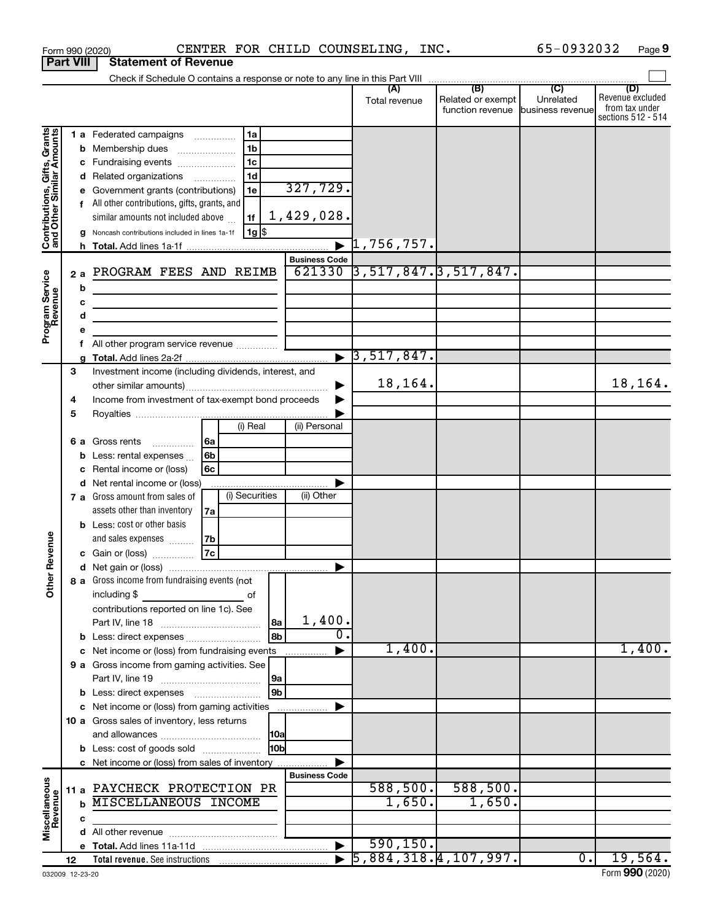Form 990 (2020) CENTER FOR CHILD COUNSELING, INC. 65-0932032 Page 9

**Part VIII Statement of Revenue**

Check if Schedule O contains a response or note to any line in this Part VIII

| | | | (A) Total revenue | (B) Related or exempt function revenue | (C) Unrelated business revenue | (D) Revenue excluded from tax under sections 512 - 514 |
|---|---|---|---|---|---|---|
| **Contributions, Gifts, Grants and Other Similar Amounts** | 1 a Federated campaigns — 1a | | | | | |
| | b Membership dues — 1b | | | | | |
| | c Fundraising events — 1c | | | | | |
| | d Related organizations — 1d | | | | | |
| | e Government grants (contributions) — 1e | 327,729. | | | | |
| | f All other contributions, gifts, grants, and similar amounts not included above — 1f | 1,429,028. | | | | |
| | g Noncash contributions included in lines 1a-1f — 1g $ | | | | | |
| | h Total. Add lines 1a-1f | | 1,756,757. | | | |
| | | **Business Code** | | | | |
| **Program Service Revenue** | 2 a PROGRAM FEES AND REIMB | 621330 | 3,517,847. | 3,517,847. | | |
| | b | | | | | |
| | c | | | | | |
| | d | | | | | |
| | e | | | | | |
| | f All other program service revenue | | | | | |
| | g Total. Add lines 2a-2f | | 3,517,847. | | | |
| **Other Revenue** | 3 Investment income (including dividends, interest, and other similar amounts) | | 18,164. | | | 18,164. |
| | 4 Income from investment of tax-exempt bond proceeds | | | | | |
| | 5 Royalties | | | | | |
| | 6 a Gross rents — 6a — (i) Real / (ii) Personal | | | | | |
| | b Less: rental expenses — 6b | | | | | |
| | c Rental income or (loss) — 6c | | | | | |
| | d Net rental income or (loss) | | | | | |
| | 7 a Gross amount from sales of assets other than inventory — 7a — (i) Securities / (ii) Other | | | | | |
| | b Less: cost or other basis and sales expenses — 7b | | | | | |
| | c Gain or (loss) — 7c | | | | | |
| | d Net gain or (loss) | | | | | |
| | 8 a Gross income from fundraising events (not including $ of contributions reported on line 1c). See Part IV, line 18 — 8a | 1,400. | | | | |
| | b Less: direct expenses — 8b | 0. | | | | |
| | c Net income or (loss) from fundraising events | | 1,400. | | | 1,400. |
| | 9 a Gross income from gaming activities. See Part IV, line 19 — 9a | | | | | |
| | b Less: direct expenses — 9b | | | | | |
| | c Net income or (loss) from gaming activities | | | | | |
| | 10 a Gross sales of inventory, less returns and allowances — 10a | | | | | |
| | b Less: cost of goods sold — 10b | | | | | |
| | c Net income or (loss) from sales of inventory | | | | | |
| | | **Business Code** | | | | |
| **Miscellaneous Revenue** | 11 a PAYCHECK PROTECTION PR | | 588,500. | 588,500. | | |
| | b MISCELLANEOUS INCOME | | 1,650. | 1,650. | | |
| | c | | | | | |
| | d All other revenue | | | | | |
| | e Total. Add lines 11a-11d | | 590,150. | | | |
| | 12 Total revenue. See instructions | | 5,884,318. | 4,107,997. | 0. | 19,564. |

032009 12-23-20 Form **990** (2020)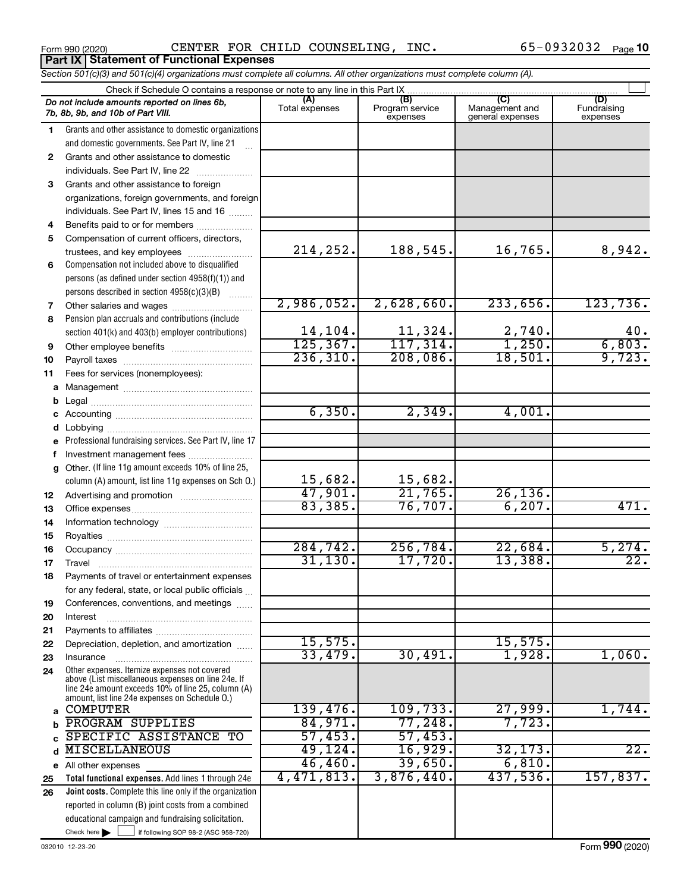Form 990 (2020) CENTER FOR CHILD COUNSELING, INC. 65-0932032 Page 10

## Part IX Statement of Functional Expenses

*Section 501(c)(3) and 501(c)(4) organizations must complete all columns. All other organizations must complete column (A).*

Check if Schedule O contains a response or note to any line in this Part IX

| | *Do not include amounts reported on lines 6b, 7b, 8b, 9b, and 10b of Part VIII.* | (A) Total expenses | (B) Program service expenses | (C) Management and general expenses | (D) Fundraising expenses |
|---|---|---|---|---|---|
| 1 | Grants and other assistance to domestic organizations and domestic governments. See Part IV, line 21 | | | | |
| 2 | Grants and other assistance to domestic individuals. See Part IV, line 22 | | | | |
| 3 | Grants and other assistance to foreign organizations, foreign governments, and foreign individuals. See Part IV, lines 15 and 16 | | | | |
| 4 | Benefits paid to or for members | | | | |
| 5 | Compensation of current officers, directors, trustees, and key employees | 214,252. | 188,545. | 16,765. | 8,942. |
| 6 | Compensation not included above to disqualified persons (as defined under section 4958(f)(1)) and persons described in section 4958(c)(3)(B) | | | | |
| 7 | Other salaries and wages | 2,986,052. | 2,628,660. | 233,656. | 123,736. |
| 8 | Pension plan accruals and contributions (include section 401(k) and 403(b) employer contributions) | 14,104. | 11,324. | 2,740. | 40. |
| 9 | Other employee benefits | 125,367. | 117,314. | 1,250. | 6,803. |
| 10 | Payroll taxes | 236,310. | 208,086. | 18,501. | 9,723. |
| 11 | Fees for services (nonemployees): | | | | |
| a | Management | | | | |
| b | Legal | | | | |
| c | Accounting | 6,350. | 2,349. | 4,001. | |
| d | Lobbying | | | | |
| e | Professional fundraising services. See Part IV, line 17 | | | | |
| f | Investment management fees | | | | |
| g | Other. (If line 11g amount exceeds 10% of line 25, column (A) amount, list line 11g expenses on Sch O.) | 15,682. | 15,682. | | |
| 12 | Advertising and promotion | 47,901. | 21,765. | 26,136. | |
| 13 | Office expenses | 83,385. | 76,707. | 6,207. | 471. |
| 14 | Information technology | | | | |
| 15 | Royalties | | | | |
| 16 | Occupancy | 284,742. | 256,784. | 22,684. | 5,274. |
| 17 | Travel | 31,130. | 17,720. | 13,388. | 22. |
| 18 | Payments of travel or entertainment expenses for any federal, state, or local public officials | | | | |
| 19 | Conferences, conventions, and meetings | | | | |
| 20 | Interest | | | | |
| 21 | Payments to affiliates | | | | |
| 22 | Depreciation, depletion, and amortization | 15,575. | | 15,575. | |
| 23 | Insurance | 33,479. | 30,491. | 1,928. | 1,060. |
| 24 | Other expenses. Itemize expenses not covered above (List miscellaneous expenses on line 24e. If line 24e amount exceeds 10% of line 25, column (A) amount, list line 24e expenses on Schedule O.) | | | | |
| a | COMPUTER | 139,476. | 109,733. | 27,999. | 1,744. |
| b | PROGRAM SUPPLIES | 84,971. | 77,248. | 7,723. | |
| c | SPECIFIC ASSISTANCE TO | 57,453. | 57,453. | | |
| d | MISCELLANEOUS | 49,124. | 16,929. | 32,173. | 22. |
| e | All other expenses | 46,460. | 39,650. | 6,810. | |
| 25 | **Total functional expenses.** Add lines 1 through 24e | 4,471,813. | 3,876,440. | 437,536. | 157,837. |
| 26 | **Joint costs.** Complete this line only if the organization reported in column (B) joint costs from a combined educational campaign and fundraising solicitation. Check here ☐ if following SOP 98-2 (ASC 958-720) | | | | |

032010 12-23-20 Form **990** (2020)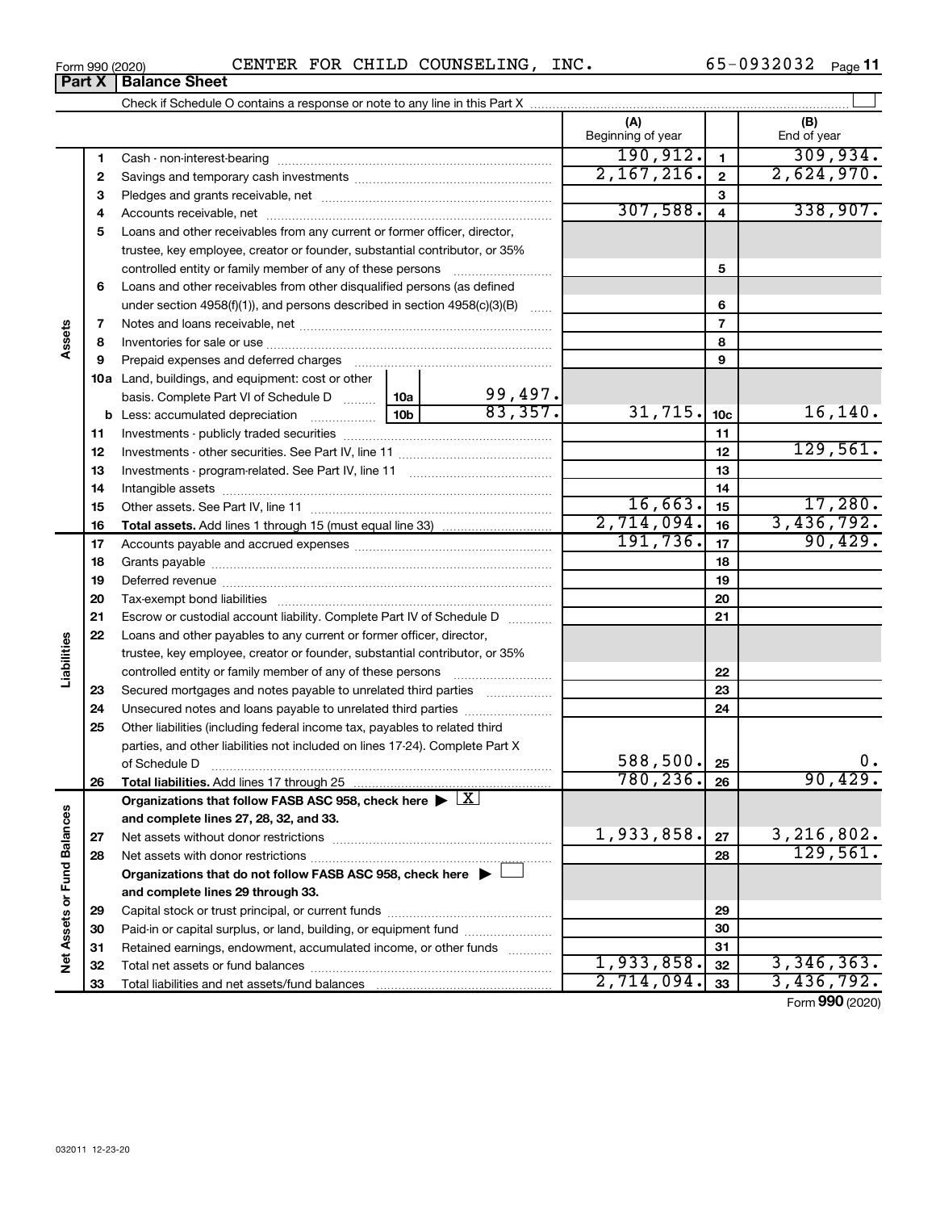Form 990 (2020) CENTER FOR CHILD COUNSELING, INC. 65-0932032

## Part X Balance Sheet

Check if Schedule O contains a response or note to any line in this Part X

| Section | Line | Description | | | (A) Beginning of year | | (B) End of year |
|---|---|---|---|---|---|---|---|
| Assets | 1 | Cash - non-interest-bearing | | | 190,912. | 1 | 309,934. |
| | 2 | Savings and temporary cash investments | | | 2,167,216. | 2 | 2,624,970. |
| | 3 | Pledges and grants receivable, net | | | | 3 | |
| | 4 | Accounts receivable, net | | | 307,588. | 4 | 338,907. |
| | 5 | Loans and other receivables from any current or former officer, director, trustee, key employee, creator or founder, substantial contributor, or 35% controlled entity or family member of any of these persons | | | | 5 | |
| | 6 | Loans and other receivables from other disqualified persons (as defined under section 4958(f)(1)), and persons described in section 4958(c)(3)(B) | | | | 6 | |
| | 7 | Notes and loans receivable, net | | | | 7 | |
| | 8 | Inventories for sale or use | | | | 8 | |
| | 9 | Prepaid expenses and deferred charges | | | | 9 | |
| | 10a | Land, buildings, and equipment: cost or other basis. Complete Part VI of Schedule D | 10a | 99,497. | | | |
| | b | Less: accumulated depreciation | 10b | 83,357. | 31,715. | 10c | 16,140. |
| | 11 | Investments - publicly traded securities | | | | 11 | |
| | 12 | Investments - other securities. See Part IV, line 11 | | | | 12 | 129,561. |
| | 13 | Investments - program-related. See Part IV, line 11 | | | | 13 | |
| | 14 | Intangible assets | | | | 14 | |
| | 15 | Other assets. See Part IV, line 11 | | | 16,663. | 15 | 17,280. |
| | 16 | **Total assets.** Add lines 1 through 15 (must equal line 33) | | | 2,714,094. | 16 | 3,436,792. |
| Liabilities | 17 | Accounts payable and accrued expenses | | | 191,736. | 17 | 90,429. |
| | 18 | Grants payable | | | | 18 | |
| | 19 | Deferred revenue | | | | 19 | |
| | 20 | Tax-exempt bond liabilities | | | | 20 | |
| | 21 | Escrow or custodial account liability. Complete Part IV of Schedule D | | | | 21 | |
| | 22 | Loans and other payables to any current or former officer, director, trustee, key employee, creator or founder, substantial contributor, or 35% controlled entity or family member of any of these persons | | | | 22 | |
| | 23 | Secured mortgages and notes payable to unrelated third parties | | | | 23 | |
| | 24 | Unsecured notes and loans payable to unrelated third parties | | | | 24 | |
| | 25 | Other liabilities (including federal income tax, payables to related third parties, and other liabilities not included on lines 17-24). Complete Part X of Schedule D | | | 588,500. | 25 | 0. |
| | 26 | **Total liabilities.** Add lines 17 through 25 | | | 780,236. | 26 | 90,429. |
| Net Assets or Fund Balances | | **Organizations that follow FASB ASC 958, check here** ▶ [X] **and complete lines 27, 28, 32, and 33.** | | | | | |
| | 27 | Net assets without donor restrictions | | | 1,933,858. | 27 | 3,216,802. |
| | 28 | Net assets with donor restrictions | | | | 28 | 129,561. |
| | | **Organizations that do not follow FASB ASC 958, check here** ▶ [ ] **and complete lines 29 through 33.** | | | | | |
| | 29 | Capital stock or trust principal, or current funds | | | | 29 | |
| | 30 | Paid-in or capital surplus, or land, building, or equipment fund | | | | 30 | |
| | 31 | Retained earnings, endowment, accumulated income, or other funds | | | | 31 | |
| | 32 | Total net assets or fund balances | | | 1,933,858. | 32 | 3,346,363. |
| | 33 | Total liabilities and net assets/fund balances | | | 2,714,094. | 33 | 3,436,792. |

Form **990** (2020)

032011 12-23-20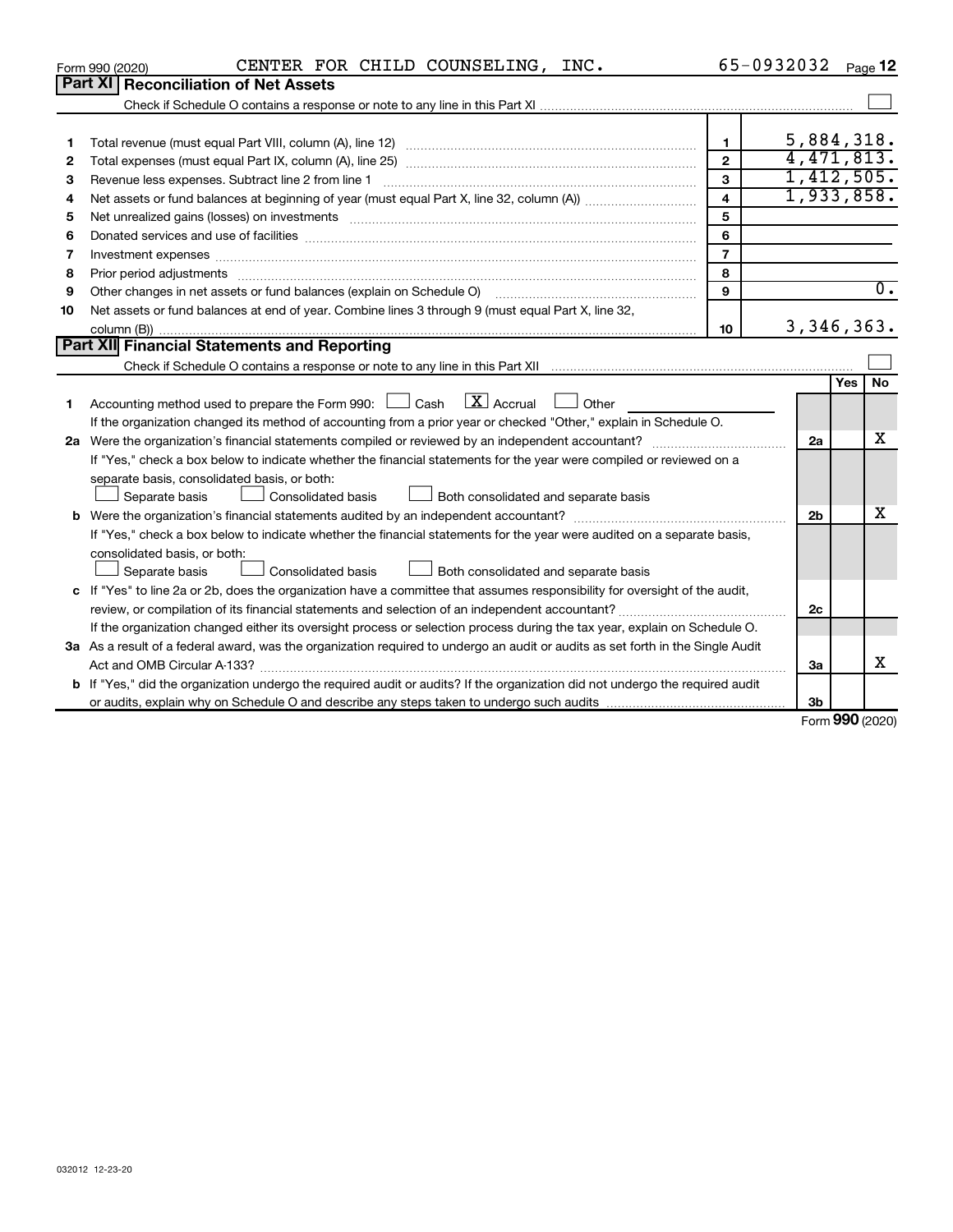Form 990 (2020) CENTER FOR CHILD COUNSELING, INC. 65-0932032 Page 12

## Part XI Reconciliation of Net Assets

Check if Schedule O contains a response or note to any line in this Part XI ☐

| | | | |
|---|---|---|---|
| 1 | Total revenue (must equal Part VIII, column (A), line 12) | 1 | 5,884,318. |
| 2 | Total expenses (must equal Part IX, column (A), line 25) | 2 | 4,471,813. |
| 3 | Revenue less expenses. Subtract line 2 from line 1 | 3 | 1,412,505. |
| 4 | Net assets or fund balances at beginning of year (must equal Part X, line 32, column (A)) | 4 | 1,933,858. |
| 5 | Net unrealized gains (losses) on investments | 5 | |
| 6 | Donated services and use of facilities | 6 | |
| 7 | Investment expenses | 7 | |
| 8 | Prior period adjustments | 8 | |
| 9 | Other changes in net assets or fund balances (explain on Schedule O) | 9 | 0. |
| 10 | Net assets or fund balances at end of year. Combine lines 3 through 9 (must equal Part X, line 32, column (B)) | 10 | 3,346,363. |

## Part XII Financial Statements and Reporting

Check if Schedule O contains a response or note to any line in this Part XII ☐

| | | | Yes | No |
|---|---|---|---|---|
| 1 | Accounting method used to prepare the Form 990: ☐ Cash ☒ Accrual ☐ Other<br>If the organization changed its method of accounting from a prior year or checked "Other," explain in Schedule O. | | | |
| 2a | Were the organization's financial statements compiled or reviewed by an independent accountant?<br>If "Yes," check a box below to indicate whether the financial statements for the year were compiled or reviewed on a separate basis, consolidated basis, or both:<br>☐ Separate basis ☐ Consolidated basis ☐ Both consolidated and separate basis | 2a | | X |
| b | Were the organization's financial statements audited by an independent accountant?<br>If "Yes," check a box below to indicate whether the financial statements for the year were audited on a separate basis, consolidated basis, or both:<br>☐ Separate basis ☐ Consolidated basis ☐ Both consolidated and separate basis | 2b | | X |
| c | If "Yes" to line 2a or 2b, does the organization have a committee that assumes responsibility for oversight of the audit, review, or compilation of its financial statements and selection of an independent accountant?<br>If the organization changed either its oversight process or selection process during the tax year, explain on Schedule O. | 2c | | |
| 3a | As a result of a federal award, was the organization required to undergo an audit or audits as set forth in the Single Audit Act and OMB Circular A-133? | 3a | | X |
| b | If "Yes," did the organization undergo the required audit or audits? If the organization did not undergo the required audit or audits, explain why on Schedule O and describe any steps taken to undergo such audits | 3b | | |

Form 990 (2020)

032012 12-23-20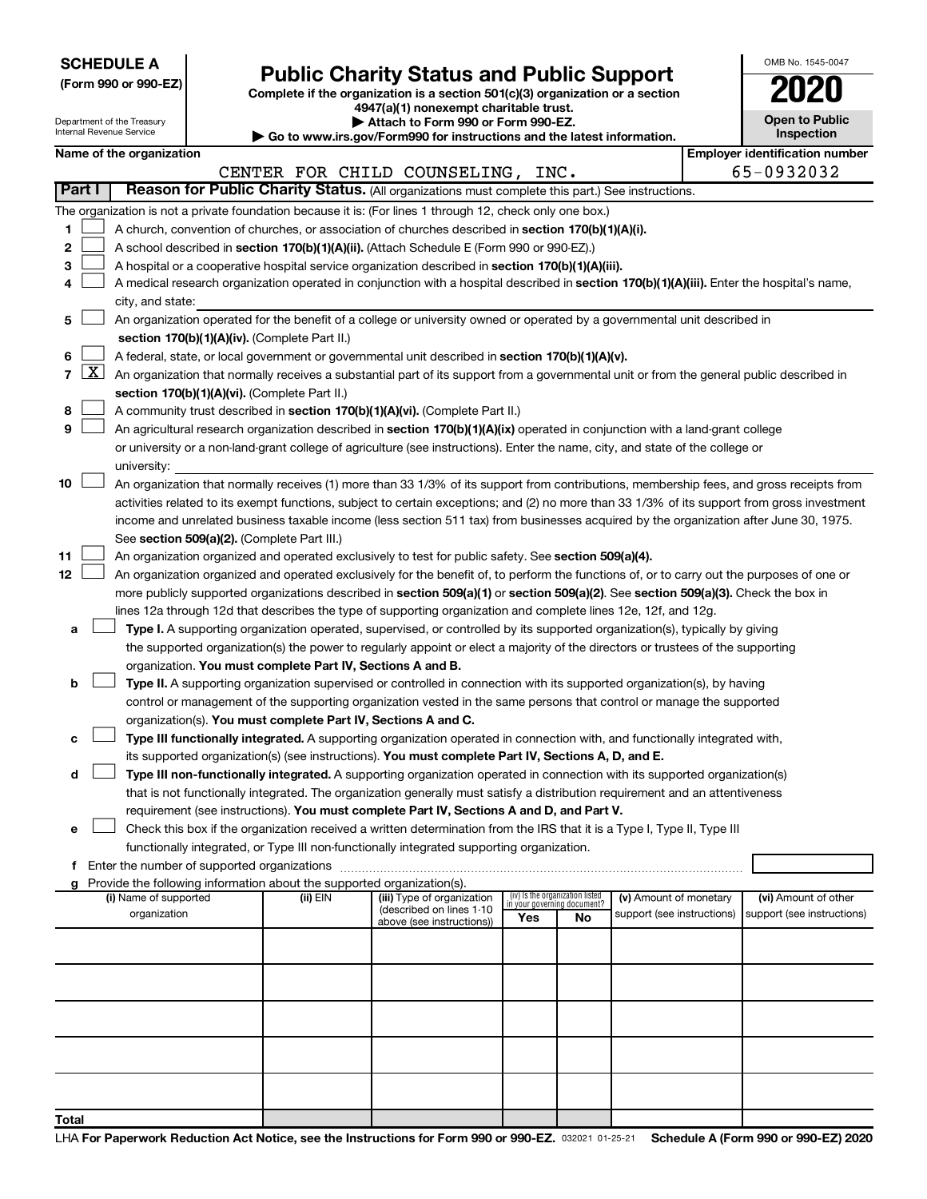**SCHEDULE A**
**(Form 990 or 990-EZ)**

Department of the Treasury
Internal Revenue Service

# Public Charity Status and Public Support

**Complete if the organization is a section 501(c)(3) organization or a section 4947(a)(1) nonexempt charitable trust.**
**▶ Attach to Form 990 or Form 990-EZ.**
**▶ Go to www.irs.gov/Form990 for instructions and the latest information.**

OMB No. 1545-0047

**2020**

**Open to Public Inspection**

**Name of the organization**
CENTER FOR CHILD COUNSELING, INC.

**Employer identification number**
65-0932032

**Part I** **Reason for Public Charity Status.** (All organizations must complete this part.) See instructions.

The organization is not a private foundation because it is: (For lines 1 through 12, check only one box.)

1 ☐ A church, convention of churches, or association of churches described in **section 170(b)(1)(A)(i).**

2 ☐ A school described in **section 170(b)(1)(A)(ii).** (Attach Schedule E (Form 990 or 990-EZ).)

3 ☐ A hospital or a cooperative hospital service organization described in **section 170(b)(1)(A)(iii).**

4 ☐ A medical research organization operated in conjunction with a hospital described in **section 170(b)(1)(A)(iii).** Enter the hospital's name, city, and state:

5 ☐ An organization operated for the benefit of a college or university owned or operated by a governmental unit described in **section 170(b)(1)(A)(iv).** (Complete Part II.)

6 ☐ A federal, state, or local government or governmental unit described in **section 170(b)(1)(A)(v).**

7 ☒ An organization that normally receives a substantial part of its support from a governmental unit or from the general public described in **section 170(b)(1)(A)(vi).** (Complete Part II.)

8 ☐ A community trust described in **section 170(b)(1)(A)(vi).** (Complete Part II.)

9 ☐ An agricultural research organization described in **section 170(b)(1)(A)(ix)** operated in conjunction with a land-grant college or university or a non-land-grant college of agriculture (see instructions). Enter the name, city, and state of the college or university:

10 ☐ An organization that normally receives (1) more than 33 1/3% of its support from contributions, membership fees, and gross receipts from activities related to its exempt functions, subject to certain exceptions; and (2) no more than 33 1/3% of its support from gross investment income and unrelated business taxable income (less section 511 tax) from businesses acquired by the organization after June 30, 1975. See **section 509(a)(2).** (Complete Part III.)

11 ☐ An organization organized and operated exclusively to test for public safety. See **section 509(a)(4).**

12 ☐ An organization organized and operated exclusively for the benefit of, to perform the functions of, or to carry out the purposes of one or more publicly supported organizations described in **section 509(a)(1)** or **section 509(a)(2).** See **section 509(a)(3).** Check the box in lines 12a through 12d that describes the type of supporting organization and complete lines 12e, 12f, and 12g.

a ☐ **Type I.** A supporting organization operated, supervised, or controlled by its supported organization(s), typically by giving the supported organization(s) the power to regularly appoint or elect a majority of the directors or trustees of the supporting organization. **You must complete Part IV, Sections A and B.**

b ☐ **Type II.** A supporting organization supervised or controlled in connection with its supported organization(s), by having control or management of the supporting organization vested in the same persons that control or manage the supported organization(s). **You must complete Part IV, Sections A and C.**

c ☐ **Type III functionally integrated.** A supporting organization operated in connection with, and functionally integrated with, its supported organization(s) (see instructions). **You must complete Part IV, Sections A, D, and E.**

d ☐ **Type III non-functionally integrated.** A supporting organization operated in connection with its supported organization(s) that is not functionally integrated. The organization generally must satisfy a distribution requirement and an attentiveness requirement (see instructions). **You must complete Part IV, Sections A and D, and Part V.**

e ☐ Check this box if the organization received a written determination from the IRS that it is a Type I, Type II, Type III functionally integrated, or Type III non-functionally integrated supporting organization.

f Enter the number of supported organizations

g Provide the following information about the supported organization(s).

| (i) Name of supported organization | (ii) EIN | (iii) Type of organization (described on lines 1-10 above (see instructions)) | (iv) Is the organization listed in your governing document? Yes | No | (v) Amount of monetary support (see instructions) | (vi) Amount of other support (see instructions) |
|---|---|---|---|---|---|---|
| | | | | | | |
| | | | | | | |
| | | | | | | |
| | | | | | | |
| | | | | | | |
| **Total** | | | | | | |

LHA **For Paperwork Reduction Act Notice, see the Instructions for Form 990 or 990-EZ.** 032021 01-25-21 **Schedule A (Form 990 or 990-EZ) 2020**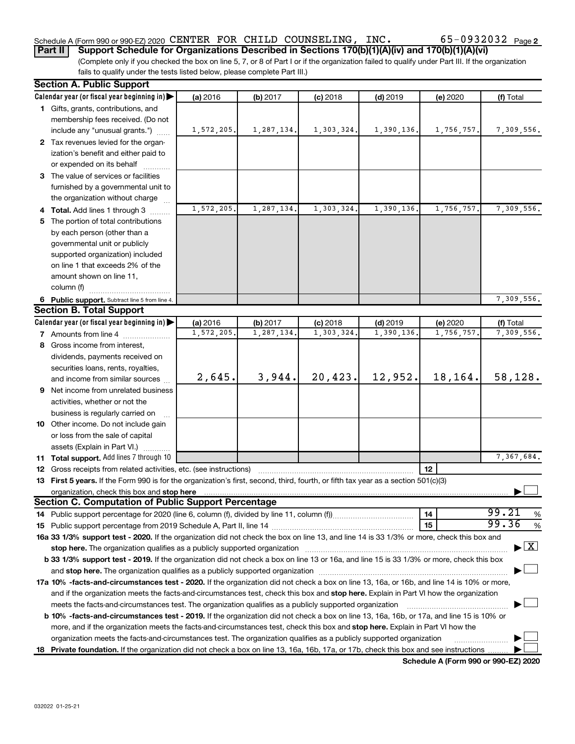Schedule A (Form 990 or 990-EZ) 2020 CENTER FOR CHILD COUNSELING, INC. 65-0932032 Page 2

**Part II** **Support Schedule for Organizations Described in Sections 170(b)(1)(A)(iv) and 170(b)(1)(A)(vi)**

(Complete only if you checked the box on line 5, 7, or 8 of Part I or if the organization failed to qualify under Part III. If the organization fails to qualify under the tests listed below, please complete Part III.)

**Section A. Public Support**

| Calendar year (or fiscal year beginning in) ▶ | (a) 2016 | (b) 2017 | (c) 2018 | (d) 2019 | (e) 2020 | (f) Total |
|---|---|---|---|---|---|---|
| 1 Gifts, grants, contributions, and membership fees received. (Do not include any "unusual grants.") | 1,572,205. | 1,287,134. | 1,303,324. | 1,390,136. | 1,756,757. | 7,309,556. |
| 2 Tax revenues levied for the organization's benefit and either paid to or expended on its behalf | | | | | | |
| 3 The value of services or facilities furnished by a governmental unit to the organization without charge | | | | | | |
| 4 **Total.** Add lines 1 through 3 | 1,572,205. | 1,287,134. | 1,303,324. | 1,390,136. | 1,756,757. | 7,309,556. |
| 5 The portion of total contributions by each person (other than a governmental unit or publicly supported organization) included on line 1 that exceeds 2% of the amount shown on line 11, column (f) | | | | | | |
| 6 **Public support.** Subtract line 5 from line 4. | | | | | | 7,309,556. |

**Section B. Total Support**

| Calendar year (or fiscal year beginning in) ▶ | (a) 2016 | (b) 2017 | (c) 2018 | (d) 2019 | (e) 2020 | (f) Total |
|---|---|---|---|---|---|---|
| 7 Amounts from line 4 | 1,572,205. | 1,287,134. | 1,303,324. | 1,390,136. | 1,756,757. | 7,309,556. |
| 8 Gross income from interest, dividends, payments received on securities loans, rents, royalties, and income from similar sources | 2,645. | 3,944. | 20,423. | 12,952. | 18,164. | 58,128. |
| 9 Net income from unrelated business activities, whether or not the business is regularly carried on | | | | | | |
| 10 Other income. Do not include gain or loss from the sale of capital assets (Explain in Part VI.) | | | | | | |
| 11 **Total support.** Add lines 7 through 10 | | | | | | 7,367,684. |

12 Gross receipts from related activities, etc. (see instructions) | 12 |

13 **First 5 years.** If the Form 990 is for the organization's first, second, third, fourth, or fifth tax year as a section 501(c)(3) organization, check this box and **stop here** ▶ ☐

**Section C. Computation of Public Support Percentage**

14 Public support percentage for 2020 (line 6, column (f), divided by line 11, column (f)) | 14 | 99.21 %

15 Public support percentage from 2019 Schedule A, Part II, line 14 | 15 | 99.36 %

16a **33 1/3% support test - 2020.** If the organization did not check the box on line 13, and line 14 is 33 1/3% or more, check this box and **stop here.** The organization qualifies as a publicly supported organization ▶ ☒

b **33 1/3% support test - 2019.** If the organization did not check a box on line 13 or 16a, and line 15 is 33 1/3% or more, check this box and **stop here.** The organization qualifies as a publicly supported organization ▶ ☐

17a **10% -facts-and-circumstances test - 2020.** If the organization did not check a box on line 13, 16a, or 16b, and line 14 is 10% or more, and if the organization meets the facts-and-circumstances test, check this box and **stop here.** Explain in Part VI how the organization meets the facts-and-circumstances test. The organization qualifies as a publicly supported organization ▶ ☐

b **10% -facts-and-circumstances test - 2019.** If the organization did not check a box on line 13, 16a, 16b, or 17a, and line 15 is 10% or more, and if the organization meets the facts-and-circumstances test, check this box and **stop here.** Explain in Part VI how the organization meets the facts-and-circumstances test. The organization qualifies as a publicly supported organization ▶ ☐

18 **Private foundation.** If the organization did not check a box on line 13, 16a, 16b, 17a, or 17b, check this box and see instructions ▶ ☐

**Schedule A (Form 990 or 990-EZ) 2020**

032022 01-25-21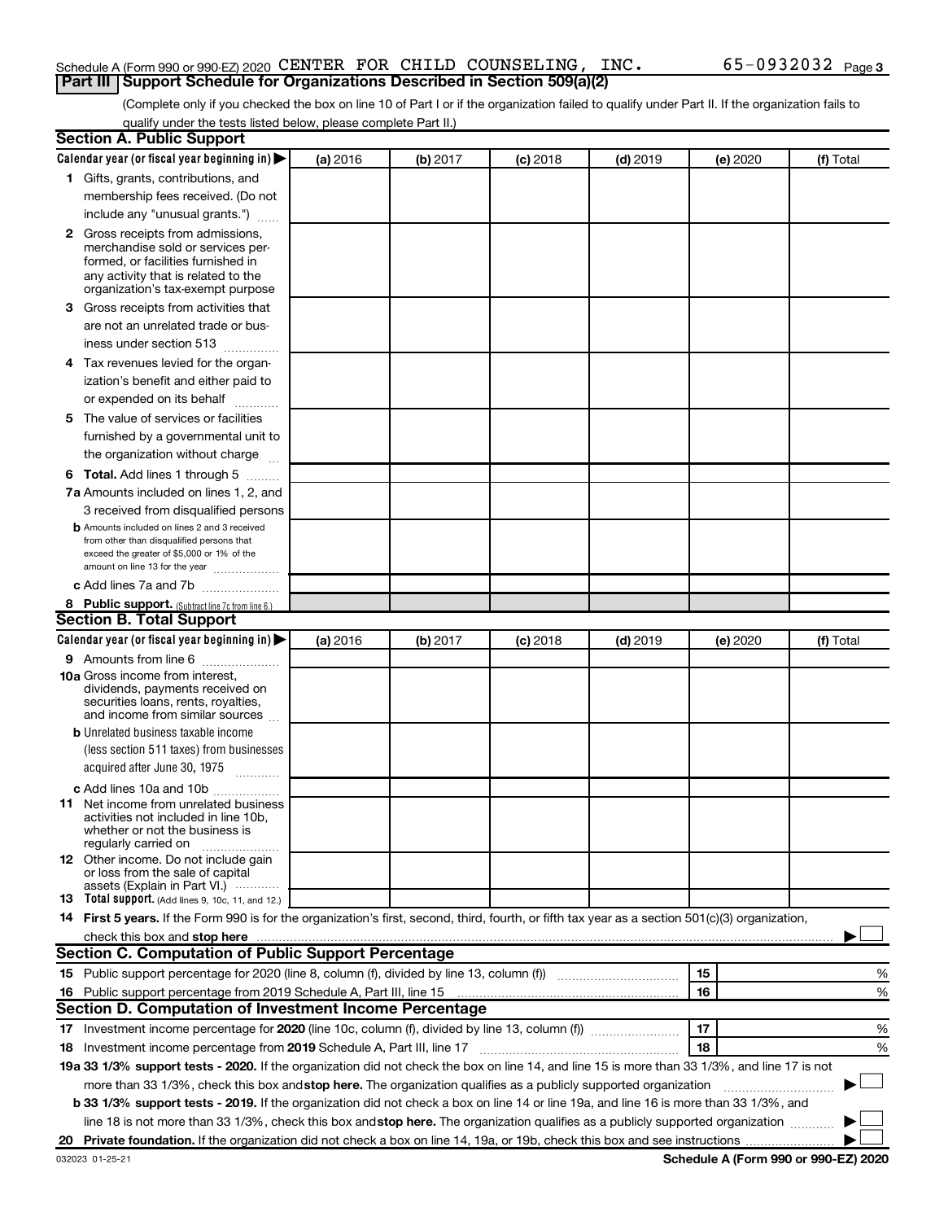Schedule A (Form 990 or 990-EZ) 2020 CENTER FOR CHILD COUNSELING, INC. 65-0932032 Page 3

## Part III Support Schedule for Organizations Described in Section 509(a)(2)

(Complete only if you checked the box on line 10 of Part I or if the organization failed to qualify under Part II. If the organization fails to qualify under the tests listed below, please complete Part II.)

### Section A. Public Support

| Calendar year (or fiscal year beginning in) ▶ | (a) 2016 | (b) 2017 | (c) 2018 | (d) 2019 | (e) 2020 | (f) Total |
|---|---|---|---|---|---|---|
| **1** Gifts, grants, contributions, and membership fees received. (Do not include any "unusual grants.") | | | | | | |
| **2** Gross receipts from admissions, merchandise sold or services performed, or facilities furnished in any activity that is related to the organization's tax-exempt purpose | | | | | | |
| **3** Gross receipts from activities that are not an unrelated trade or business under section 513 | | | | | | |
| **4** Tax revenues levied for the organization's benefit and either paid to or expended on its behalf | | | | | | |
| **5** The value of services or facilities furnished by a governmental unit to the organization without charge | | | | | | |
| **6 Total.** Add lines 1 through 5 | | | | | | |
| **7a** Amounts included on lines 1, 2, and 3 received from disqualified persons | | | | | | |
| **b** Amounts included on lines 2 and 3 received from other than disqualified persons that exceed the greater of $5,000 or 1% of the amount on line 13 for the year | | | | | | |
| **c** Add lines 7a and 7b | | | | | | |
| **8 Public support.** (Subtract line 7c from line 6.) | | | | | | |

### Section B. Total Support

| Calendar year (or fiscal year beginning in) ▶ | (a) 2016 | (b) 2017 | (c) 2018 | (d) 2019 | (e) 2020 | (f) Total |
|---|---|---|---|---|---|---|
| **9** Amounts from line 6 | | | | | | |
| **10a** Gross income from interest, dividends, payments received on securities loans, rents, royalties, and income from similar sources | | | | | | |
| **b** Unrelated business taxable income (less section 511 taxes) from businesses acquired after June 30, 1975 | | | | | | |
| **c** Add lines 10a and 10b | | | | | | |
| **11** Net income from unrelated business activities not included in line 10b, whether or not the business is regularly carried on | | | | | | |
| **12** Other income. Do not include gain or loss from the sale of capital assets (Explain in Part VI.) | | | | | | |
| **13 Total support.** (Add lines 9, 10c, 11, and 12.) | | | | | | |

**14 First 5 years.** If the Form 990 is for the organization's first, second, third, fourth, or fifth tax year as a section 501(c)(3) organization, check this box and **stop here** ▶ ☐

### Section C. Computation of Public Support Percentage

| | | | |
|---|---|---|---|
| **15** Public support percentage for 2020 (line 8, column (f), divided by line 13, column (f)) | 15 | | % |
| **16** Public support percentage from 2019 Schedule A, Part III, line 15 | 16 | | % |

### Section D. Computation of Investment Income Percentage

| | | | |
|---|---|---|---|
| **17** Investment income percentage for **2020** (line 10c, column (f), divided by line 13, column (f)) | 17 | | % |
| **18** Investment income percentage from **2019** Schedule A, Part III, line 17 | 18 | | % |

**19a 33 1/3% support tests - 2020.** If the organization did not check the box on line 14, and line 15 is more than 33 1/3%, and line 17 is not more than 33 1/3%, check this box and **stop here.** The organization qualifies as a publicly supported organization ▶ ☐

**b 33 1/3% support tests - 2019.** If the organization did not check a box on line 14 or line 19a, and line 16 is more than 33 1/3%, and line 18 is not more than 33 1/3%, check this box and **stop here.** The organization qualifies as a publicly supported organization ▶ ☐

**20 Private foundation.** If the organization did not check a box on line 14, 19a, or 19b, check this box and see instructions ▶ ☐

032023 01-25-21 **Schedule A (Form 990 or 990-EZ) 2020**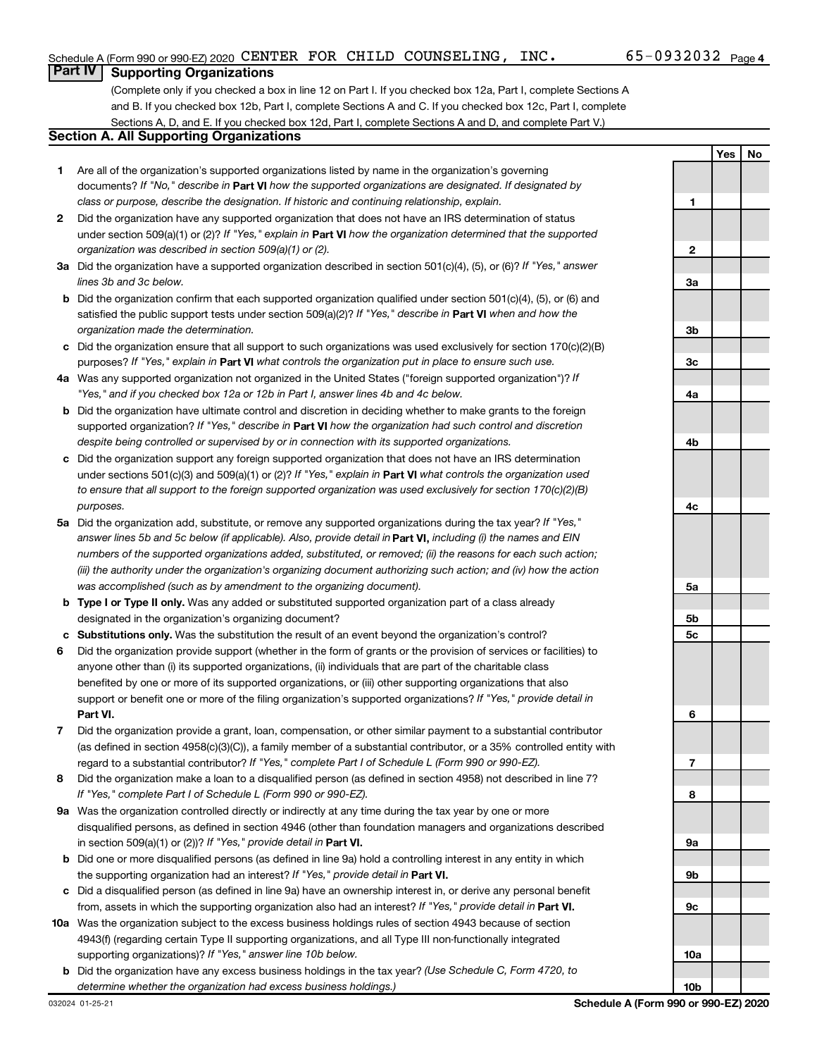Schedule A (Form 990 or 990-EZ) 2020 CENTER FOR CHILD COUNSELING, INC. 65-0932032 Page 4

## Part IV Supporting Organizations

(Complete only if you checked a box in line 12 on Part I. If you checked box 12a, Part I, complete Sections A and B. If you checked box 12b, Part I, complete Sections A and C. If you checked box 12c, Part I, complete Sections A, D, and E. If you checked box 12d, Part I, complete Sections A and D, and complete Part V.)

### Section A. All Supporting Organizations

| | | | Yes | No |
|---|---|---|---|---|
| 1 | Are all of the organization's supported organizations listed by name in the organization's governing documents? *If "No," describe in* **Part VI** *how the supported organizations are designated. If designated by class or purpose, describe the designation. If historic and continuing relationship, explain.* | 1 | | |
| 2 | Did the organization have any supported organization that does not have an IRS determination of status under section 509(a)(1) or (2)? *If "Yes," explain in* **Part VI** *how the organization determined that the supported organization was described in section 509(a)(1) or (2).* | 2 | | |
| 3a | Did the organization have a supported organization described in section 501(c)(4), (5), or (6)? *If "Yes," answer lines 3b and 3c below.* | 3a | | |
| b | Did the organization confirm that each supported organization qualified under section 501(c)(4), (5), or (6) and satisfied the public support tests under section 509(a)(2)? *If "Yes," describe in* **Part VI** *when and how the organization made the determination.* | 3b | | |
| c | Did the organization ensure that all support to such organizations was used exclusively for section 170(c)(2)(B) purposes? *If "Yes," explain in* **Part VI** *what controls the organization put in place to ensure such use.* | 3c | | |
| 4a | Was any supported organization not organized in the United States ("foreign supported organization")? *If "Yes," and if you checked box 12a or 12b in Part I, answer lines 4b and 4c below.* | 4a | | |
| b | Did the organization have ultimate control and discretion in deciding whether to make grants to the foreign supported organization? *If "Yes," describe in* **Part VI** *how the organization had such control and discretion despite being controlled or supervised by or in connection with its supported organizations.* | 4b | | |
| c | Did the organization support any foreign supported organization that does not have an IRS determination under sections 501(c)(3) and 509(a)(1) or (2)? *If "Yes," explain in* **Part VI** *what controls the organization used to ensure that all support to the foreign supported organization was used exclusively for section 170(c)(2)(B) purposes.* | 4c | | |
| 5a | Did the organization add, substitute, or remove any supported organizations during the tax year? *If "Yes," answer lines 5b and 5c below (if applicable). Also, provide detail in* **Part VI,** *including (i) the names and EIN numbers of the supported organizations added, substituted, or removed; (ii) the reasons for each such action; (iii) the authority under the organization's organizing document authorizing such action; and (iv) how the action was accomplished (such as by amendment to the organizing document).* | 5a | | |
| b | **Type I or Type II only.** Was any added or substituted supported organization part of a class already designated in the organization's organizing document? | 5b | | |
| c | **Substitutions only.** Was the substitution the result of an event beyond the organization's control? | 5c | | |
| 6 | Did the organization provide support (whether in the form of grants or the provision of services or facilities) to anyone other than (i) its supported organizations, (ii) individuals that are part of the charitable class benefited by one or more of its supported organizations, or (iii) other supporting organizations that also support or benefit one or more of the filing organization's supported organizations? *If "Yes," provide detail in* **Part VI.** | 6 | | |
| 7 | Did the organization provide a grant, loan, compensation, or other similar payment to a substantial contributor (as defined in section 4958(c)(3)(C)), a family member of a substantial contributor, or a 35% controlled entity with regard to a substantial contributor? *If "Yes," complete Part I of Schedule L (Form 990 or 990-EZ).* | 7 | | |
| 8 | Did the organization make a loan to a disqualified person (as defined in section 4958) not described in line 7? *If "Yes," complete Part I of Schedule L (Form 990 or 990-EZ).* | 8 | | |
| 9a | Was the organization controlled directly or indirectly at any time during the tax year by one or more disqualified persons, as defined in section 4946 (other than foundation managers and organizations described in section 509(a)(1) or (2))? *If "Yes," provide detail in* **Part VI.** | 9a | | |
| b | Did one or more disqualified persons (as defined in line 9a) hold a controlling interest in any entity in which the supporting organization had an interest? *If "Yes," provide detail in* **Part VI.** | 9b | | |
| c | Did a disqualified person (as defined in line 9a) have an ownership interest in, or derive any personal benefit from, assets in which the supporting organization also had an interest? *If "Yes," provide detail in* **Part VI.** | 9c | | |
| 10a | Was the organization subject to the excess business holdings rules of section 4943 because of section 4943(f) (regarding certain Type II supporting organizations, and all Type III non-functionally integrated supporting organizations)? *If "Yes," answer line 10b below.* | 10a | | |
| b | Did the organization have any excess business holdings in the tax year? *(Use Schedule C, Form 4720, to determine whether the organization had excess business holdings.)* | 10b | | |

032024 01-25-21 **Schedule A (Form 990 or 990-EZ) 2020**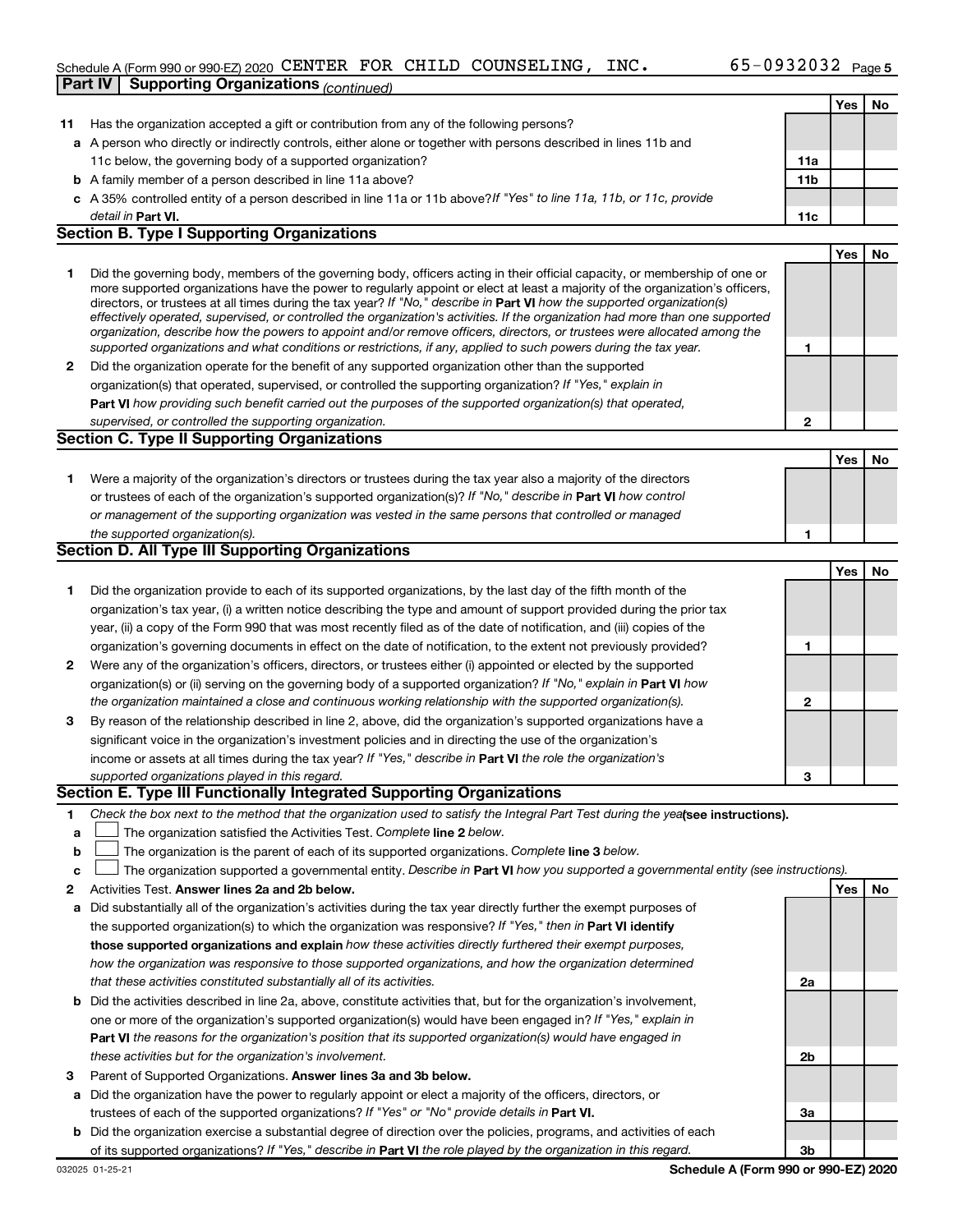## Part IV | Supporting Organizations *(continued)*

| | | | Yes | No |
|---|---|---|---|---|
| **11** | Has the organization accepted a gift or contribution from any of the following persons? | | | |
| **a** | A person who directly or indirectly controls, either alone or together with persons described in lines 11b and 11c below, the governing body of a supported organization? | **11a** | | |
| **b** | A family member of a person described in line 11a above? | **11b** | | |
| **c** | A 35% controlled entity of a person described in line 11a or 11b above? *If "Yes" to line 11a, 11b, or 11c, provide detail in* **Part VI.** | **11c** | | |

### Section B. Type I Supporting Organizations

| | | | Yes | No |
|---|---|---|---|---|
| **1** | Did the governing body, members of the governing body, officers acting in their official capacity, or membership of one or more supported organizations have the power to regularly appoint or elect at least a majority of the organization's officers, directors, or trustees at all times during the tax year? *If "No," describe in* **Part VI** *how the supported organization(s) effectively operated, supervised, or controlled the organization's activities. If the organization had more than one supported organization, describe how the powers to appoint and/or remove officers, directors, or trustees were allocated among the supported organizations and what conditions or restrictions, if any, applied to such powers during the tax year.* | **1** | | |
| **2** | Did the organization operate for the benefit of any supported organization other than the supported organization(s) that operated, supervised, or controlled the supporting organization? *If "Yes," explain in* **Part VI** *how providing such benefit carried out the purposes of the supported organization(s) that operated, supervised, or controlled the supporting organization.* | **2** | | |

### Section C. Type II Supporting Organizations

| | | | Yes | No |
|---|---|---|---|---|
| **1** | Were a majority of the organization's directors or trustees during the tax year also a majority of the directors or trustees of each of the organization's supported organization(s)? *If "No," describe in* **Part VI** *how control or management of the supporting organization was vested in the same persons that controlled or managed the supported organization(s).* | **1** | | |

### Section D. All Type III Supporting Organizations

| | | | Yes | No |
|---|---|---|---|---|
| **1** | Did the organization provide to each of its supported organizations, by the last day of the fifth month of the organization's tax year, (i) a written notice describing the type and amount of support provided during the prior tax year, (ii) a copy of the Form 990 that was most recently filed as of the date of notification, and (iii) copies of the organization's governing documents in effect on the date of notification, to the extent not previously provided? | **1** | | |
| **2** | Were any of the organization's officers, directors, or trustees either (i) appointed or elected by the supported organization(s) or (ii) serving on the governing body of a supported organization? *If "No," explain in* **Part VI** *how the organization maintained a close and continuous working relationship with the supported organization(s).* | **2** | | |
| **3** | By reason of the relationship described in line 2, above, did the organization's supported organizations have a significant voice in the organization's investment policies and in directing the use of the organization's income or assets at all times during the tax year? *If "Yes," describe in* **Part VI** *the role the organization's supported organizations played in this regard.* | **3** | | |

### Section E. Type III Functionally Integrated Supporting Organizations

**1** *Check the box next to the method that the organization used to satisfy the Integral Part Test during the year* **(see instructions).**

- **a** ☐ The organization satisfied the Activities Test. *Complete* **line 2** *below.*
- **b** ☐ The organization is the parent of each of its supported organizations. *Complete* **line 3** *below.*
- **c** ☐ The organization supported a governmental entity. *Describe in* **Part VI** *how you supported a governmental entity (see instructions).*

| | | | Yes | No |
|---|---|---|---|---|
| **2** | Activities Test. **Answer lines 2a and 2b below.** | | | |
| **a** | Did substantially all of the organization's activities during the tax year directly further the exempt purposes of the supported organization(s) to which the organization was responsive? *If "Yes," then in* **Part VI identify those supported organizations and explain** *how these activities directly furthered their exempt purposes, how the organization was responsive to those supported organizations, and how the organization determined that these activities constituted substantially all of its activities.* | **2a** | | |
| **b** | Did the activities described in line 2a, above, constitute activities that, but for the organization's involvement, one or more of the organization's supported organization(s) would have been engaged in? *If "Yes," explain in* **Part VI** *the reasons for the organization's position that its supported organization(s) would have engaged in these activities but for the organization's involvement.* | **2b** | | |
| **3** | Parent of Supported Organizations. **Answer lines 3a and 3b below.** | | | |
| **a** | Did the organization have the power to regularly appoint or elect a majority of the officers, directors, or trustees of each of the supported organizations? *If "Yes" or "No" provide details in* **Part VI.** | **3a** | | |
| **b** | Did the organization exercise a substantial degree of direction over the policies, programs, and activities of each of its supported organizations? *If "Yes," describe in* **Part VI** *the role played by the organization in this regard.* | **3b** | | |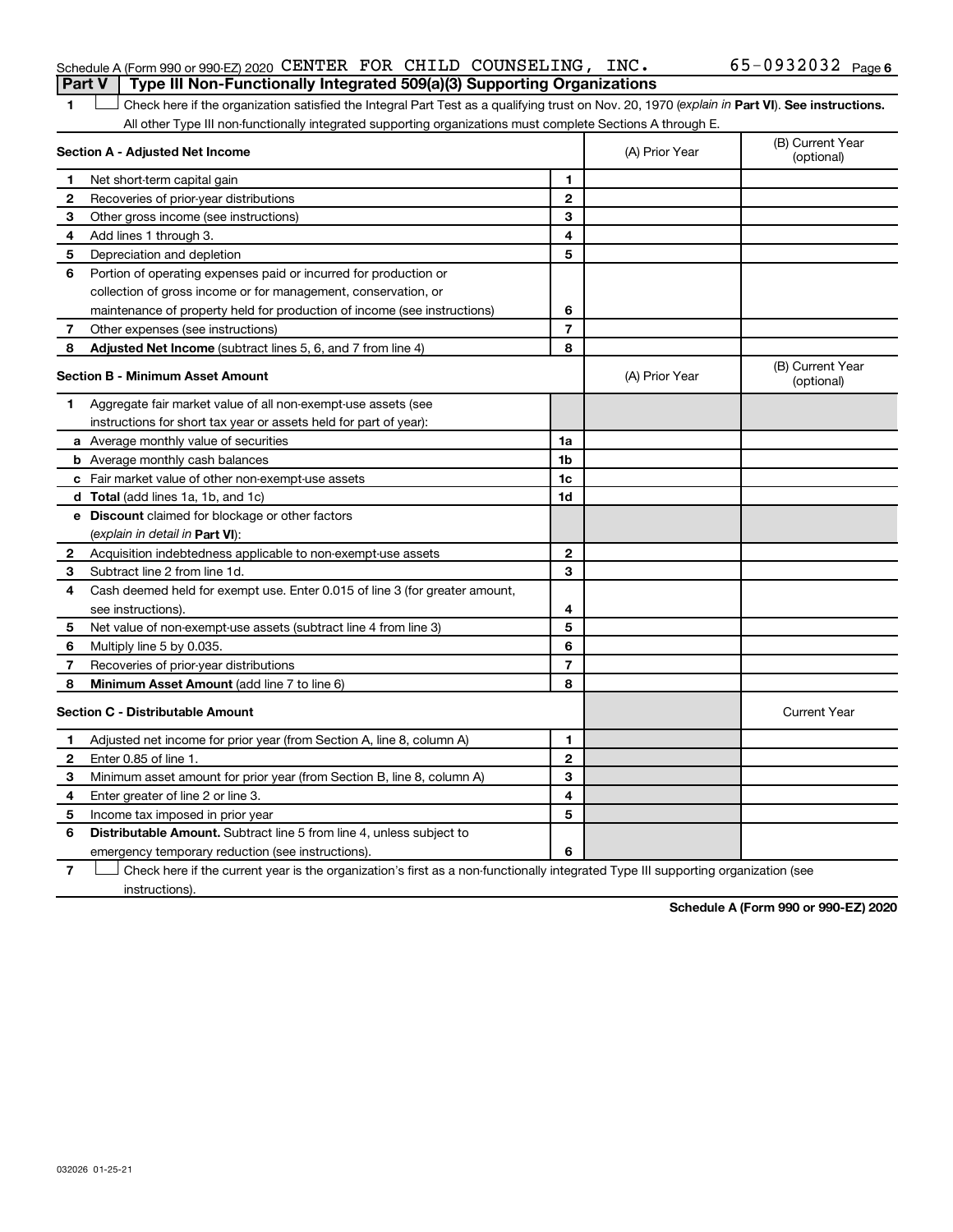Schedule A (Form 990 or 990-EZ) 2020 CENTER FOR CHILD COUNSELING, INC. 65-0932032 Page 6

## Part V | Type III Non-Functionally Integrated 509(a)(3) Supporting Organizations

1 ☐ Check here if the organization satisfied the Integral Part Test as a qualifying trust on Nov. 20, 1970 (*explain in* **Part VI**). **See instructions.** All other Type III non-functionally integrated supporting organizations must complete Sections A through E.

| **Section A - Adjusted Net Income** | | (A) Prior Year | (B) Current Year (optional) |
|---|---|---|---|
| **1** Net short-term capital gain | **1** | | |
| **2** Recoveries of prior-year distributions | **2** | | |
| **3** Other gross income (see instructions) | **3** | | |
| **4** Add lines 1 through 3. | **4** | | |
| **5** Depreciation and depletion | **5** | | |
| **6** Portion of operating expenses paid or incurred for production or collection of gross income or for management, conservation, or maintenance of property held for production of income (see instructions) | **6** | | |
| **7** Other expenses (see instructions) | **7** | | |
| **8** **Adjusted Net Income** (subtract lines 5, 6, and 7 from line 4) | **8** | | |

| **Section B - Minimum Asset Amount** | | (A) Prior Year | (B) Current Year (optional) |
|---|---|---|---|
| **1** Aggregate fair market value of all non-exempt-use assets (see instructions for short tax year or assets held for part of year): | | | |
| **a** Average monthly value of securities | **1a** | | |
| **b** Average monthly cash balances | **1b** | | |
| **c** Fair market value of other non-exempt-use assets | **1c** | | |
| **d** **Total** (add lines 1a, 1b, and 1c) | **1d** | | |
| **e** **Discount** claimed for blockage or other factors (*explain in detail in* **Part VI**): | | | |
| **2** Acquisition indebtedness applicable to non-exempt-use assets | **2** | | |
| **3** Subtract line 2 from line 1d. | **3** | | |
| **4** Cash deemed held for exempt use. Enter 0.015 of line 3 (for greater amount, see instructions). | **4** | | |
| **5** Net value of non-exempt-use assets (subtract line 4 from line 3) | **5** | | |
| **6** Multiply line 5 by 0.035. | **6** | | |
| **7** Recoveries of prior-year distributions | **7** | | |
| **8** **Minimum Asset Amount** (add line 7 to line 6) | **8** | | |

| **Section C - Distributable Amount** | | | Current Year |
|---|---|---|---|
| **1** Adjusted net income for prior year (from Section A, line 8, column A) | **1** | | |
| **2** Enter 0.85 of line 1. | **2** | | |
| **3** Minimum asset amount for prior year (from Section B, line 8, column A) | **3** | | |
| **4** Enter greater of line 2 or line 3. | **4** | | |
| **5** Income tax imposed in prior year | **5** | | |
| **6** **Distributable Amount.** Subtract line 5 from line 4, unless subject to emergency temporary reduction (see instructions). | **6** | | |

7 ☐ Check here if the current year is the organization's first as a non-functionally integrated Type III supporting organization (see instructions).

**Schedule A (Form 990 or 990-EZ) 2020**

032026 01-25-21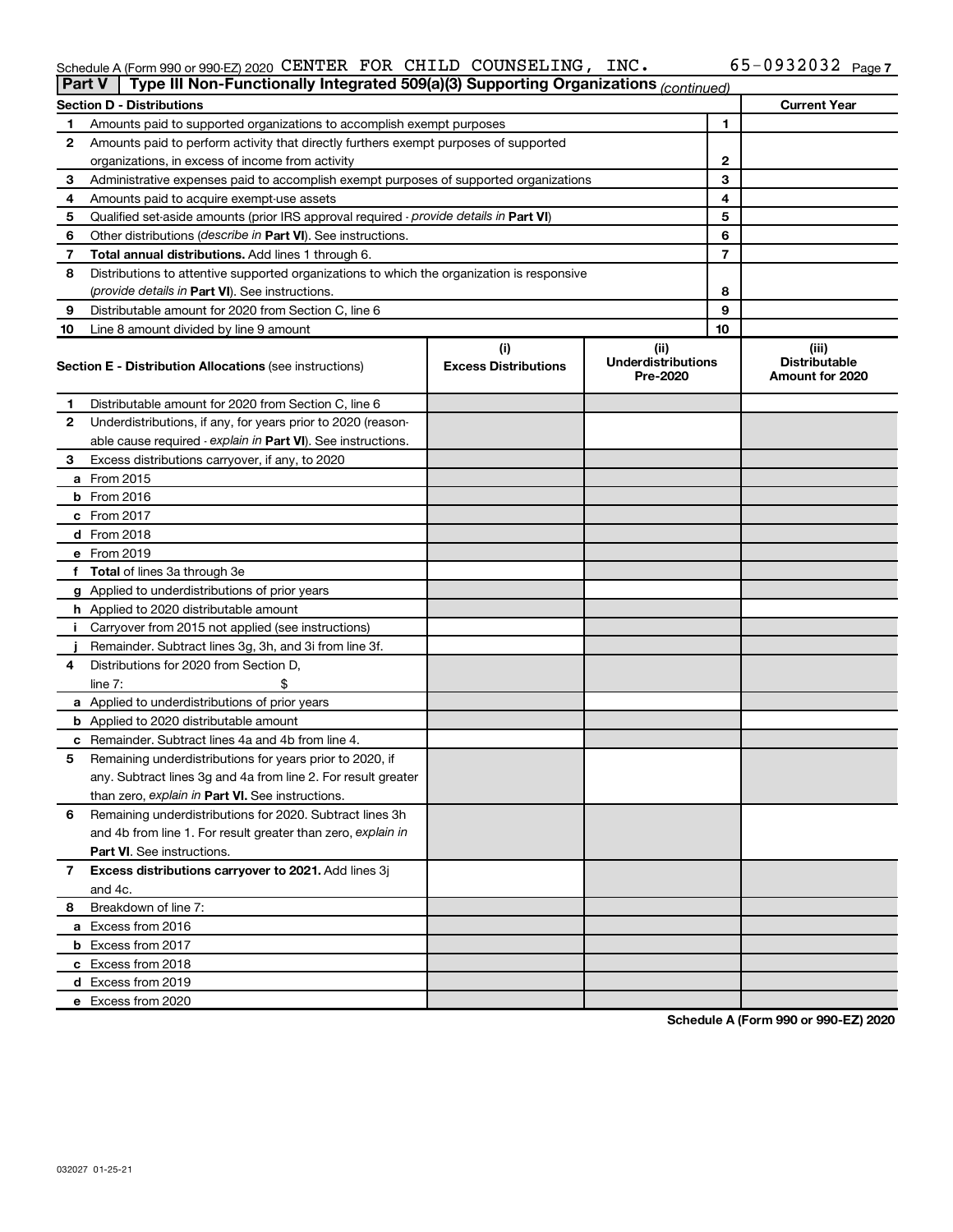Schedule A (Form 990 or 990-EZ) 2020 CENTER FOR CHILD COUNSELING, INC. 65-0932032 Page 7

**Part V** Type III Non-Functionally Integrated 509(a)(3) Supporting Organizations *(continued)*

| **Section D - Distributions** | | | **Current Year** |
|---|---|---|---|
| 1 | Amounts paid to supported organizations to accomplish exempt purposes | 1 | |
| 2 | Amounts paid to perform activity that directly furthers exempt purposes of supported organizations, in excess of income from activity | 2 | |
| 3 | Administrative expenses paid to accomplish exempt purposes of supported organizations | 3 | |
| 4 | Amounts paid to acquire exempt-use assets | 4 | |
| 5 | Qualified set-aside amounts (prior IRS approval required - *provide details in* **Part VI**) | 5 | |
| 6 | Other distributions (*describe in* **Part VI**). See instructions. | 6 | |
| 7 | **Total annual distributions.** Add lines 1 through 6. | 7 | |
| 8 | Distributions to attentive supported organizations to which the organization is responsive (*provide details in* **Part VI**). See instructions. | 8 | |
| 9 | Distributable amount for 2020 from Section C, line 6 | 9 | |
| 10 | Line 8 amount divided by line 9 amount | 10 | |

| **Section E - Distribution Allocations** (see instructions) | (i) **Excess Distributions** | (ii) **Underdistributions Pre-2020** | (iii) **Distributable Amount for 2020** |
|---|---|---|---|
| 1 Distributable amount for 2020 from Section C, line 6 | | | |
| 2 Underdistributions, if any, for years prior to 2020 (reasonable cause required - *explain in* **Part VI**). See instructions. | | | |
| 3 Excess distributions carryover, if any, to 2020 | | | |
| a From 2015 | | | |
| b From 2016 | | | |
| c From 2017 | | | |
| d From 2018 | | | |
| e From 2019 | | | |
| f **Total** of lines 3a through 3e | | | |
| g Applied to underdistributions of prior years | | | |
| h Applied to 2020 distributable amount | | | |
| i Carryover from 2015 not applied (see instructions) | | | |
| j Remainder. Subtract lines 3g, 3h, and 3i from line 3f. | | | |
| 4 Distributions for 2020 from Section D, line 7: $ | | | |
| a Applied to underdistributions of prior years | | | |
| b Applied to 2020 distributable amount | | | |
| c Remainder. Subtract lines 4a and 4b from line 4. | | | |
| 5 Remaining underdistributions for years prior to 2020, if any. Subtract lines 3g and 4a from line 2. For result greater than zero, *explain in* **Part VI.** See instructions. | | | |
| 6 Remaining underdistributions for 2020. Subtract lines 3h and 4b from line 1. For result greater than zero, *explain in* **Part VI**. See instructions. | | | |
| 7 **Excess distributions carryover to 2021.** Add lines 3j and 4c. | | | |
| 8 Breakdown of line 7: | | | |
| a Excess from 2016 | | | |
| b Excess from 2017 | | | |
| c Excess from 2018 | | | |
| d Excess from 2019 | | | |
| e Excess from 2020 | | | |

**Schedule A (Form 990 or 990-EZ) 2020**

032027 01-25-21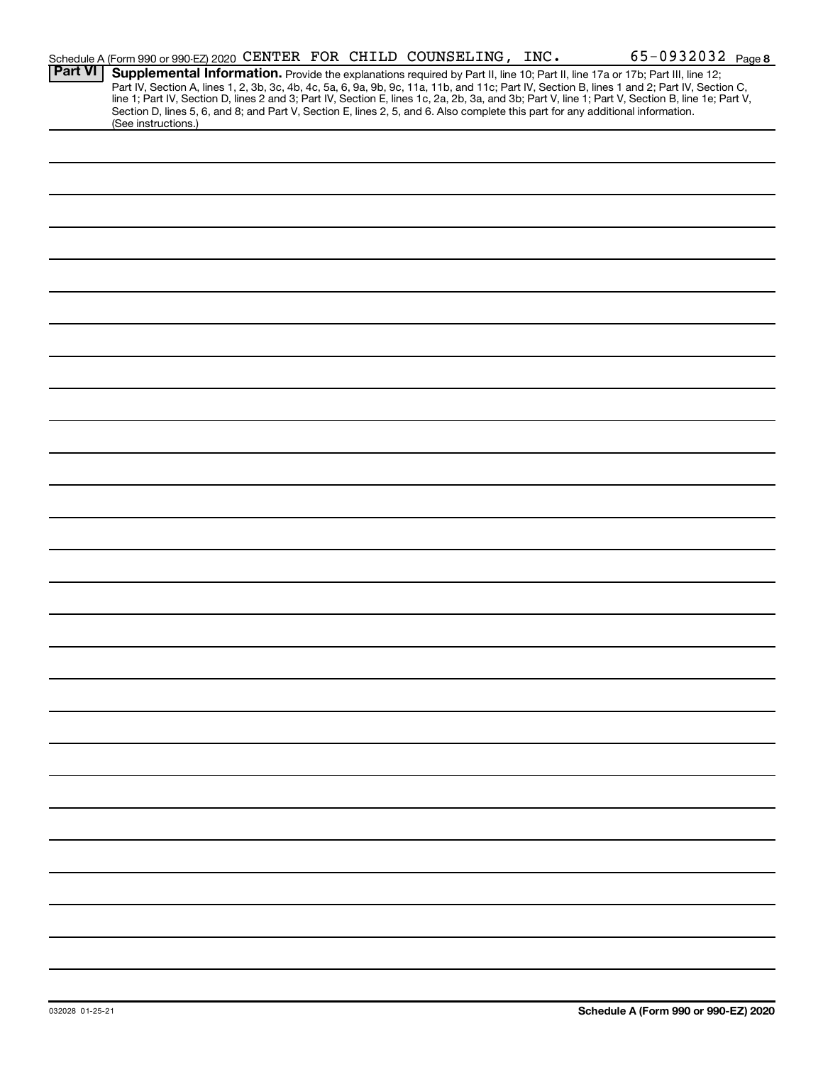Schedule A (Form 990 or 990-EZ) 2020 CENTER FOR CHILD COUNSELING, INC. 65-0932032 Page 8

**Part VI** **Supplemental Information.** Provide the explanations required by Part II, line 10; Part II, line 17a or 17b; Part III, line 12; Part IV, Section A, lines 1, 2, 3b, 3c, 4b, 4c, 5a, 6, 9a, 9b, 9c, 11a, 11b, and 11c; Part IV, Section B, lines 1 and 2; Part IV, Section C, line 1; Part IV, Section D, lines 2 and 3; Part IV, Section E, lines 1c, 2a, 2b, 3a, and 3b; Part V, line 1; Part V, Section B, line 1e; Part V, Section D, lines 5, 6, and 8; and Part V, Section E, lines 2, 5, and 6. Also complete this part for any additional information. (See instructions.)

032028 01-25-21

**Schedule A (Form 990 or 990-EZ) 2020**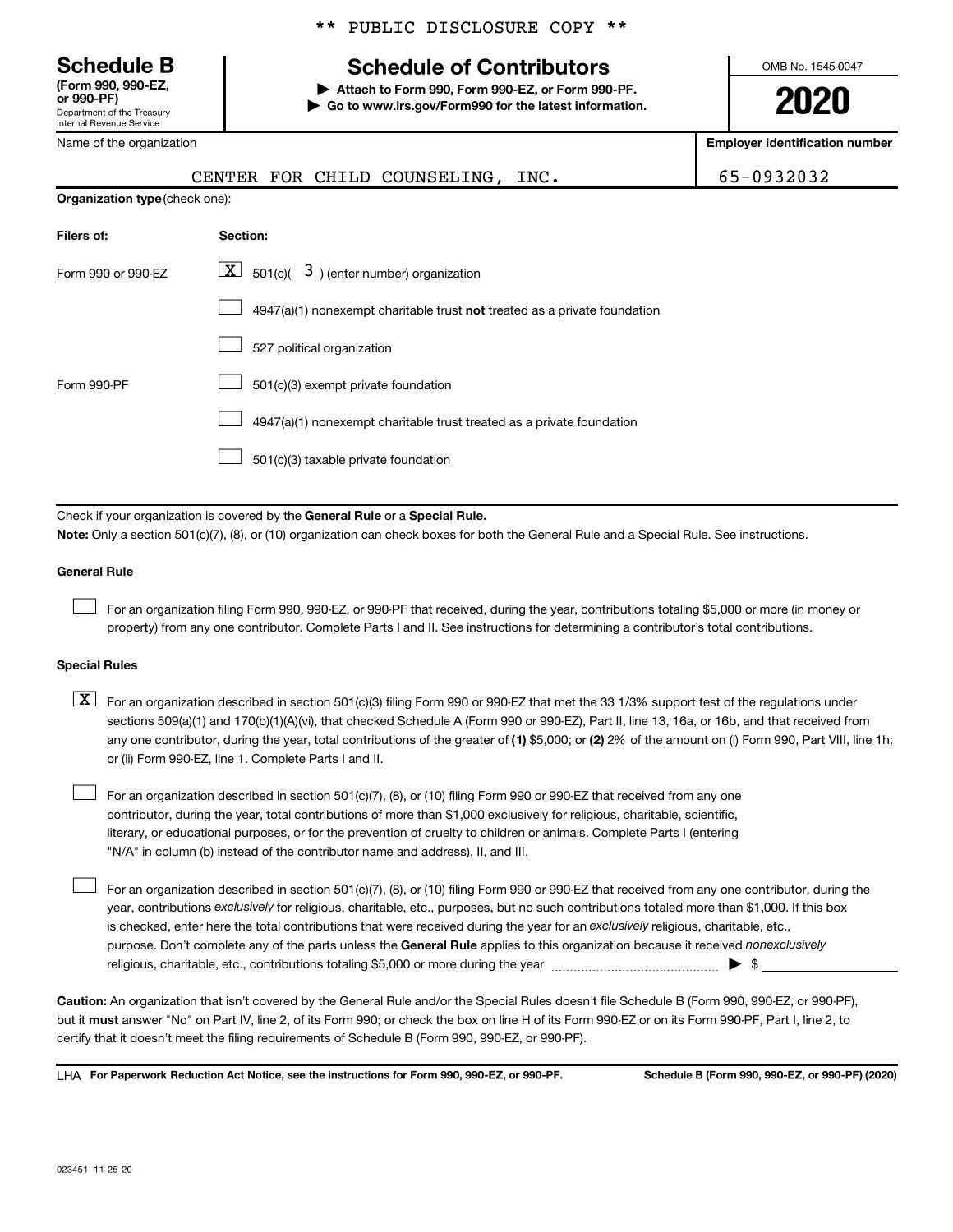** PUBLIC DISCLOSURE COPY **

**Schedule B**
**(Form 990, 990-EZ, or 990-PF)**
Department of the Treasury
Internal Revenue Service

# Schedule of Contributors

▶ **Attach to Form 990, Form 990-EZ, or Form 990-PF.**
▶ **Go to www.irs.gov/Form990 for the latest information.**

OMB No. 1545-0047

**2020**

| Name of the organization | Employer identification number |
|---|---|
| CENTER FOR CHILD COUNSELING, INC. | 65-0932032 |

**Organization type** (check one):

| Filers of: | Section: |
|---|---|
| Form 990 or 990-EZ | [X] 501(c)( 3 ) (enter number) organization |
| | [ ] 4947(a)(1) nonexempt charitable trust **not** treated as a private foundation |
| | [ ] 527 political organization |
| Form 990-PF | [ ] 501(c)(3) exempt private foundation |
| | [ ] 4947(a)(1) nonexempt charitable trust treated as a private foundation |
| | [ ] 501(c)(3) taxable private foundation |

Check if your organization is covered by the **General Rule** or a **Special Rule.**

**Note:** Only a section 501(c)(7), (8), or (10) organization can check boxes for both the General Rule and a Special Rule. See instructions.

**General Rule**

[ ] For an organization filing Form 990, 990-EZ, or 990-PF that received, during the year, contributions totaling $5,000 or more (in money or property) from any one contributor. Complete Parts I and II. See instructions for determining a contributor's total contributions.

**Special Rules**

[X] For an organization described in section 501(c)(3) filing Form 990 or 990-EZ that met the 33 1/3% support test of the regulations under sections 509(a)(1) and 170(b)(1)(A)(vi), that checked Schedule A (Form 990 or 990-EZ), Part II, line 13, 16a, or 16b, and that received from any one contributor, during the year, total contributions of the greater of **(1)** $5,000; or **(2)** 2% of the amount on (i) Form 990, Part VIII, line 1h; or (ii) Form 990-EZ, line 1. Complete Parts I and II.

[ ] For an organization described in section 501(c)(7), (8), or (10) filing Form 990 or 990-EZ that received from any one contributor, during the year, total contributions of more than $1,000 exclusively for religious, charitable, scientific, literary, or educational purposes, or for the prevention of cruelty to children or animals. Complete Parts I (entering "N/A" in column (b) instead of the contributor name and address), II, and III.

[ ] For an organization described in section 501(c)(7), (8), or (10) filing Form 990 or 990-EZ that received from any one contributor, during the year, contributions *exclusively* for religious, charitable, etc., purposes, but no such contributions totaled more than $1,000. If this box is checked, enter here the total contributions that were received during the year for an *exclusively* religious, charitable, etc., purpose. Don't complete any of the parts unless the **General Rule** applies to this organization because it received *nonexclusively* religious, charitable, etc., contributions totaling $5,000 or more during the year ▶ $ ____________

**Caution:** An organization that isn't covered by the General Rule and/or the Special Rules doesn't file Schedule B (Form 990, 990-EZ, or 990-PF), but it **must** answer "No" on Part IV, line 2, of its Form 990; or check the box on line H of its Form 990-EZ or on its Form 990-PF, Part I, line 2, to certify that it doesn't meet the filing requirements of Schedule B (Form 990, 990-EZ, or 990-PF).

LHA **For Paperwork Reduction Act Notice, see the instructions for Form 990, 990-EZ, or 990-PF.** **Schedule B (Form 990, 990-EZ, or 990-PF) (2020)**

023451 11-25-20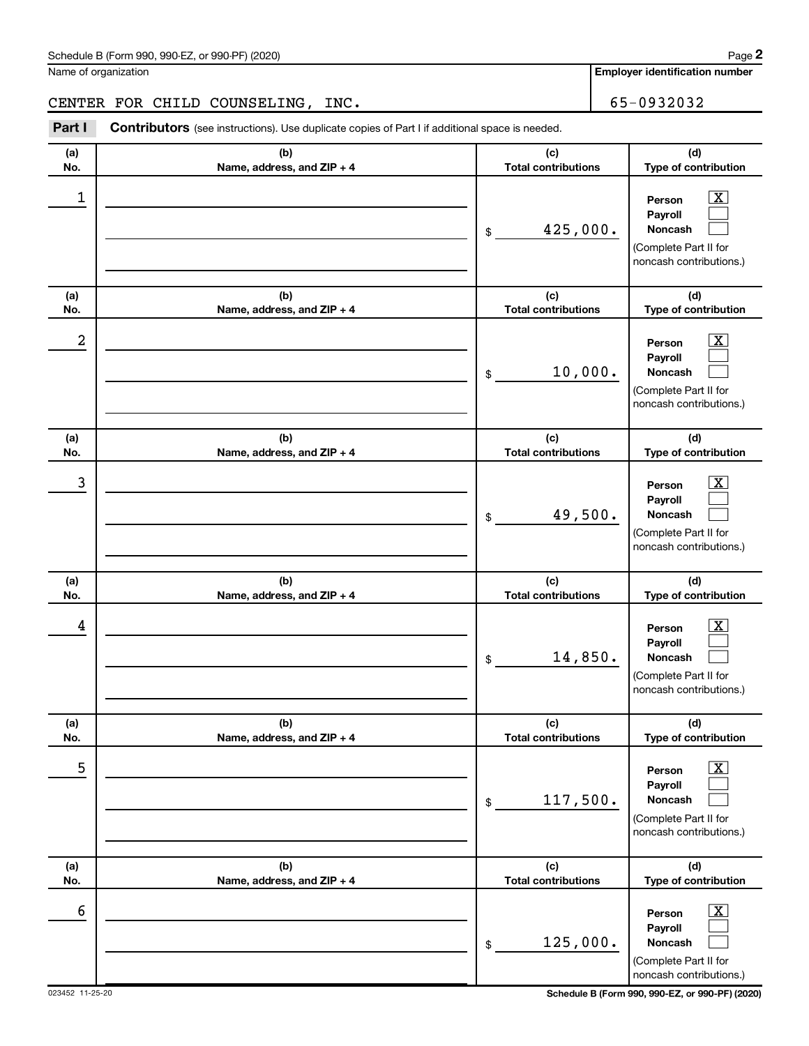Schedule B (Form 990, 990-EZ, or 990-PF) (2020)

Name of organization: CENTER FOR CHILD COUNSELING, INC.

Employer identification number: 65-0932032

**Part I** **Contributors** (see instructions). Use duplicate copies of Part I if additional space is needed.

| (a) No. | (b) Name, address, and ZIP + 4 | (c) Total contributions | (d) Type of contribution |
|---|---|---|---|
| 1 | | $ 425,000. | Person [X] Payroll [ ] Noncash [ ] (Complete Part II for noncash contributions.) |
| 2 | | $ 10,000. | Person [X] Payroll [ ] Noncash [ ] (Complete Part II for noncash contributions.) |
| 3 | | $ 49,500. | Person [X] Payroll [ ] Noncash [ ] (Complete Part II for noncash contributions.) |
| 4 | | $ 14,850. | Person [X] Payroll [ ] Noncash [ ] (Complete Part II for noncash contributions.) |
| 5 | | $ 117,500. | Person [X] Payroll [ ] Noncash [ ] (Complete Part II for noncash contributions.) |
| 6 | | $ 125,000. | Person [X] Payroll [ ] Noncash [ ] (Complete Part II for noncash contributions.) |

023452 11-25-20

Schedule B (Form 990, 990-EZ, or 990-PF) (2020)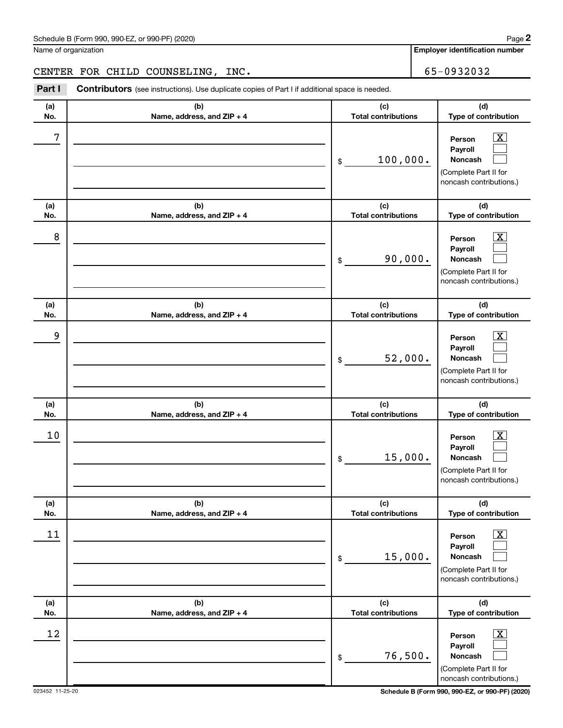Name of organization

CENTER FOR CHILD COUNSELING, INC.

**Employer identification number**

65-0932032

**Part I** **Contributors** (see instructions). Use duplicate copies of Part I if additional space is needed.

| (a) No. | (b) Name, address, and ZIP + 4 | (c) Total contributions | (d) Type of contribution |
|---|---|---|---|
| 7 | | $ 100,000. | Person [X] Payroll [ ] Noncash [ ] (Complete Part II for noncash contributions.) |
| 8 | | $ 90,000. | Person [X] Payroll [ ] Noncash [ ] (Complete Part II for noncash contributions.) |
| 9 | | $ 52,000. | Person [X] Payroll [ ] Noncash [ ] (Complete Part II for noncash contributions.) |
| 10 | | $ 15,000. | Person [X] Payroll [ ] Noncash [ ] (Complete Part II for noncash contributions.) |
| 11 | | $ 15,000. | Person [X] Payroll [ ] Noncash [ ] (Complete Part II for noncash contributions.) |
| 12 | | $ 76,500. | Person [X] Payroll [ ] Noncash [ ] (Complete Part II for noncash contributions.) |

023452 11-25-20 **Schedule B (Form 990, 990-EZ, or 990-PF) (2020)**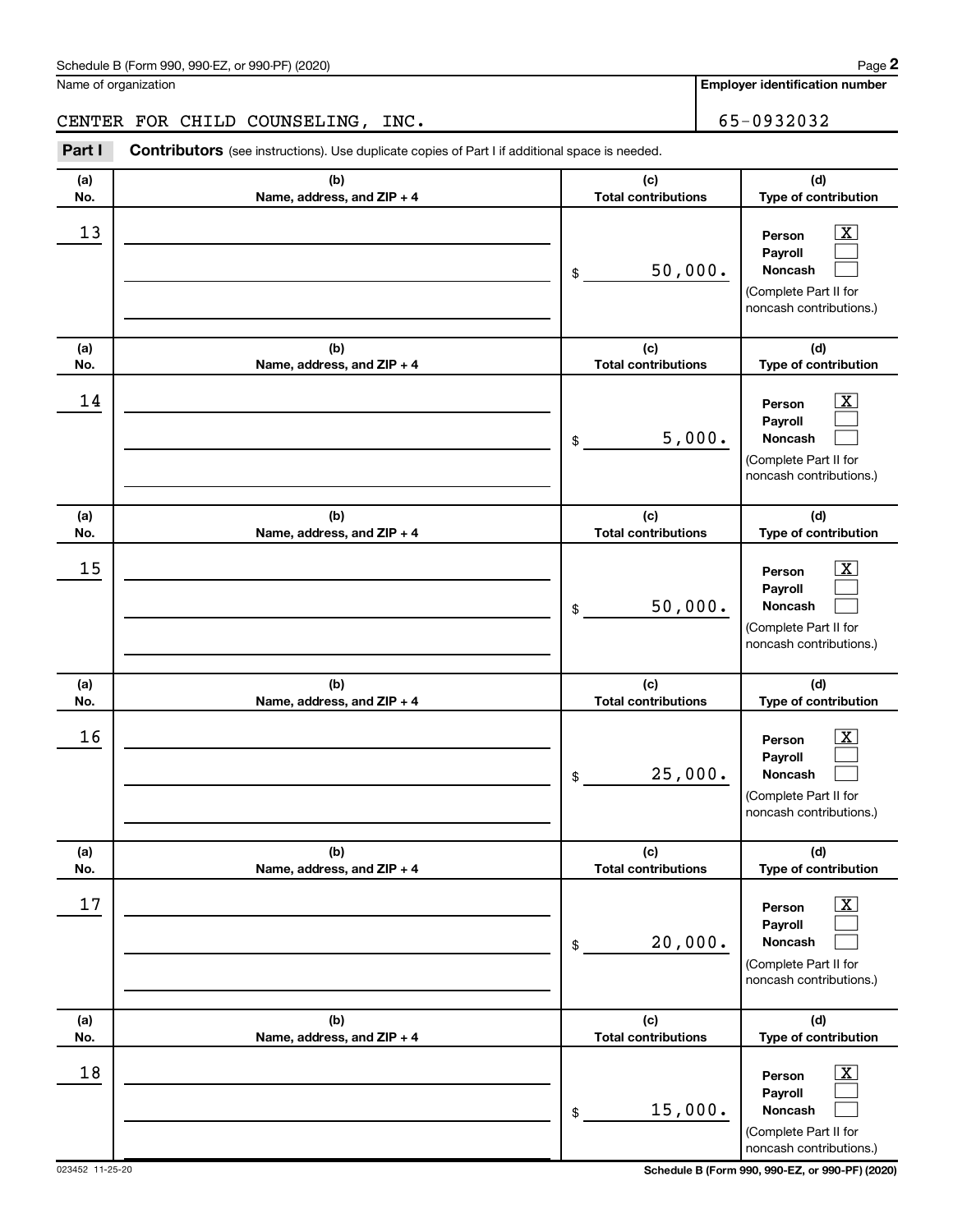Schedule B (Form 990, 990-EZ, or 990-PF) (2020)

Name of organization: CENTER FOR CHILD COUNSELING, INC.

**Employer identification number:** 65-0932032

**Part I** **Contributors** (see instructions). Use duplicate copies of Part I if additional space is needed.

| (a) No. | (b) Name, address, and ZIP + 4 | (c) Total contributions | (d) Type of contribution |
|---|---|---|---|
| 13 | | $ 50,000. | Person [X] Payroll [ ] Noncash [ ] (Complete Part II for noncash contributions.) |
| 14 | | $ 5,000. | Person [X] Payroll [ ] Noncash [ ] (Complete Part II for noncash contributions.) |
| 15 | | $ 50,000. | Person [X] Payroll [ ] Noncash [ ] (Complete Part II for noncash contributions.) |
| 16 | | $ 25,000. | Person [X] Payroll [ ] Noncash [ ] (Complete Part II for noncash contributions.) |
| 17 | | $ 20,000. | Person [X] Payroll [ ] Noncash [ ] (Complete Part II for noncash contributions.) |
| 18 | | $ 15,000. | Person [X] Payroll [ ] Noncash [ ] (Complete Part II for noncash contributions.) |

023452 11-25-20

**Schedule B (Form 990, 990-EZ, or 990-PF) (2020)**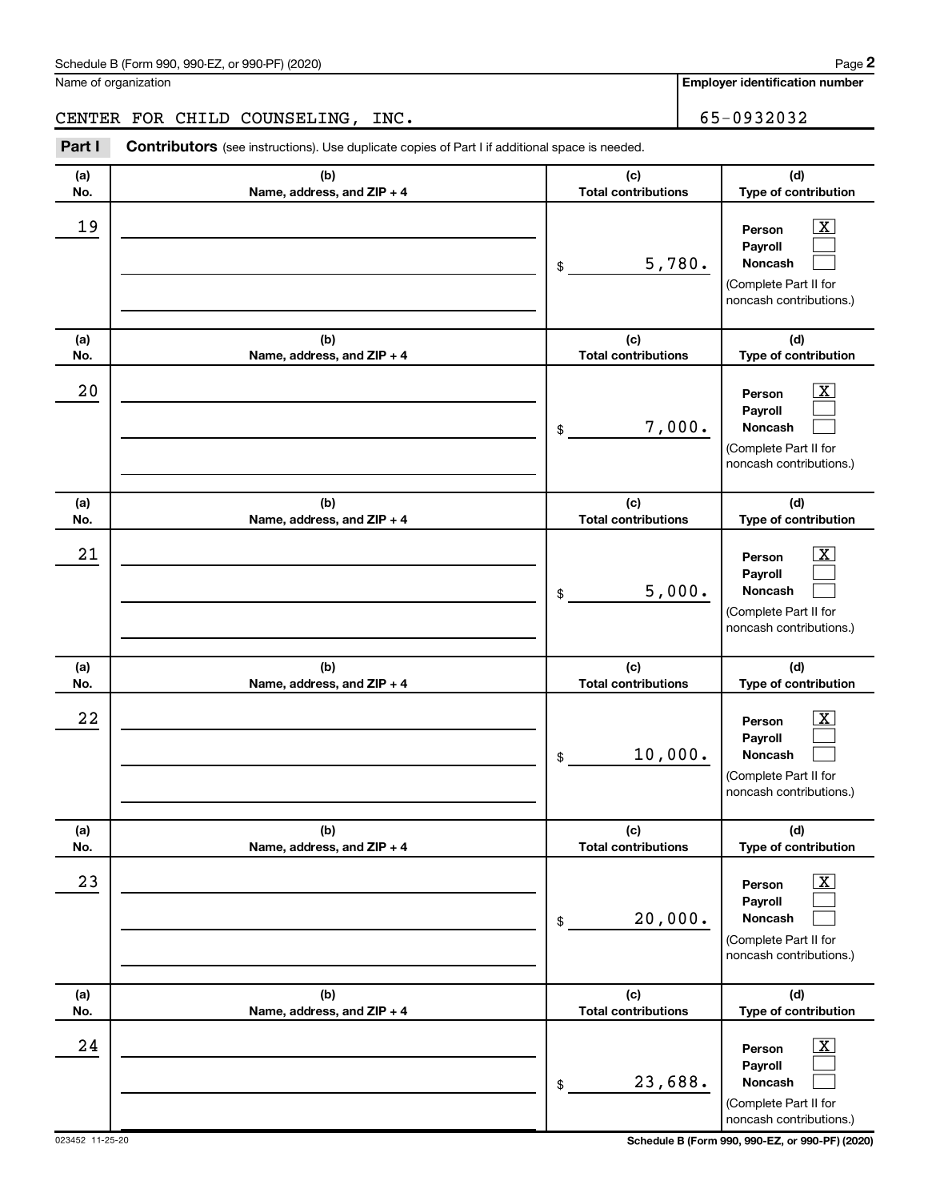Name of organization

CENTER FOR CHILD COUNSELING, INC.

**Employer identification number**

65-0932032

**Part I** **Contributors** (see instructions). Use duplicate copies of Part I if additional space is needed.

| (a) No. | (b) Name, address, and ZIP + 4 | (c) Total contributions | (d) Type of contribution |
|---|---|---|---|
| 19 | | $ 5,780. | Person [X] Payroll [ ] Noncash [ ] (Complete Part II for noncash contributions.) |
| 20 | | $ 7,000. | Person [X] Payroll [ ] Noncash [ ] (Complete Part II for noncash contributions.) |
| 21 | | $ 5,000. | Person [X] Payroll [ ] Noncash [ ] (Complete Part II for noncash contributions.) |
| 22 | | $ 10,000. | Person [X] Payroll [ ] Noncash [ ] (Complete Part II for noncash contributions.) |
| 23 | | $ 20,000. | Person [X] Payroll [ ] Noncash [ ] (Complete Part II for noncash contributions.) |
| 24 | | $ 23,688. | Person [X] Payroll [ ] Noncash [ ] (Complete Part II for noncash contributions.) |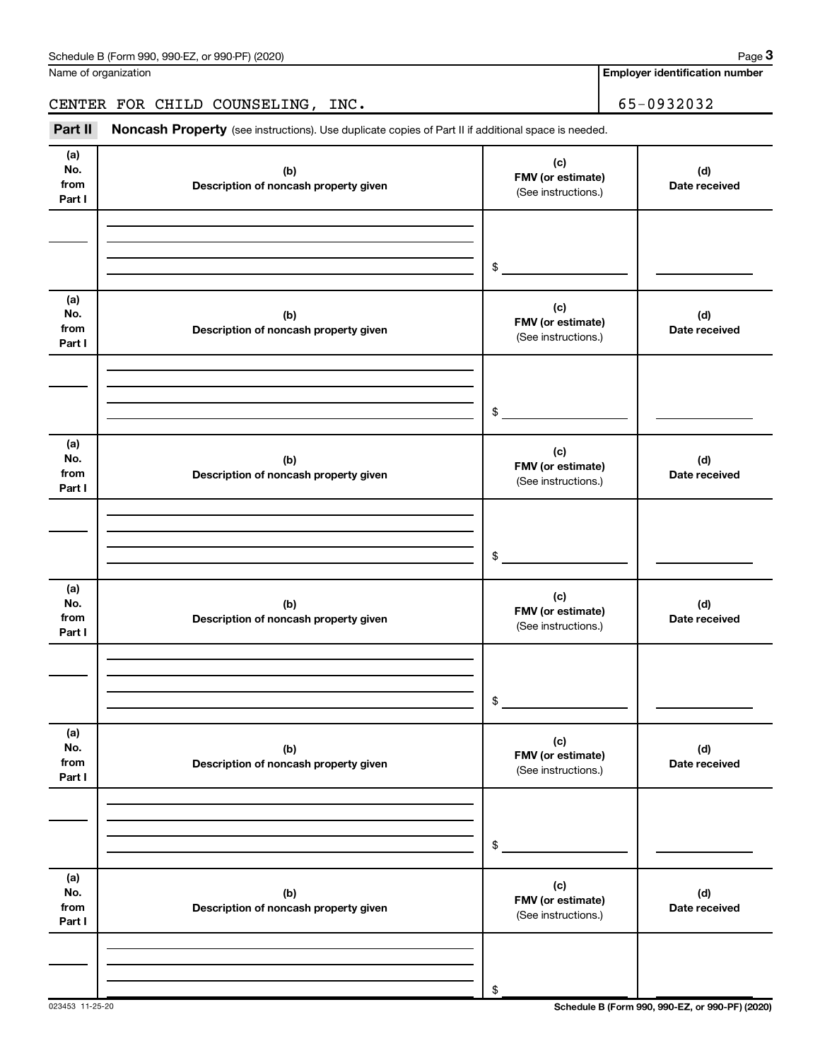Schedule B (Form 990, 990-EZ, or 990-PF) (2020)

Name of organization: CENTER FOR CHILD COUNSELING, INC.

**Employer identification number:** 65-0932032

**Part II** **Noncash Property** (see instructions). Use duplicate copies of Part II if additional space is needed.

| (a) No. from Part I | (b) Description of noncash property given | (c) FMV (or estimate) (See instructions.) | (d) Date received |
|---|---|---|---|
| | | $ | |
| | | $ | |
| | | $ | |
| | | $ | |
| | | $ | |
| | | $ | |

023453 11-25-20

Schedule B (Form 990, 990-EZ, or 990-PF) (2020)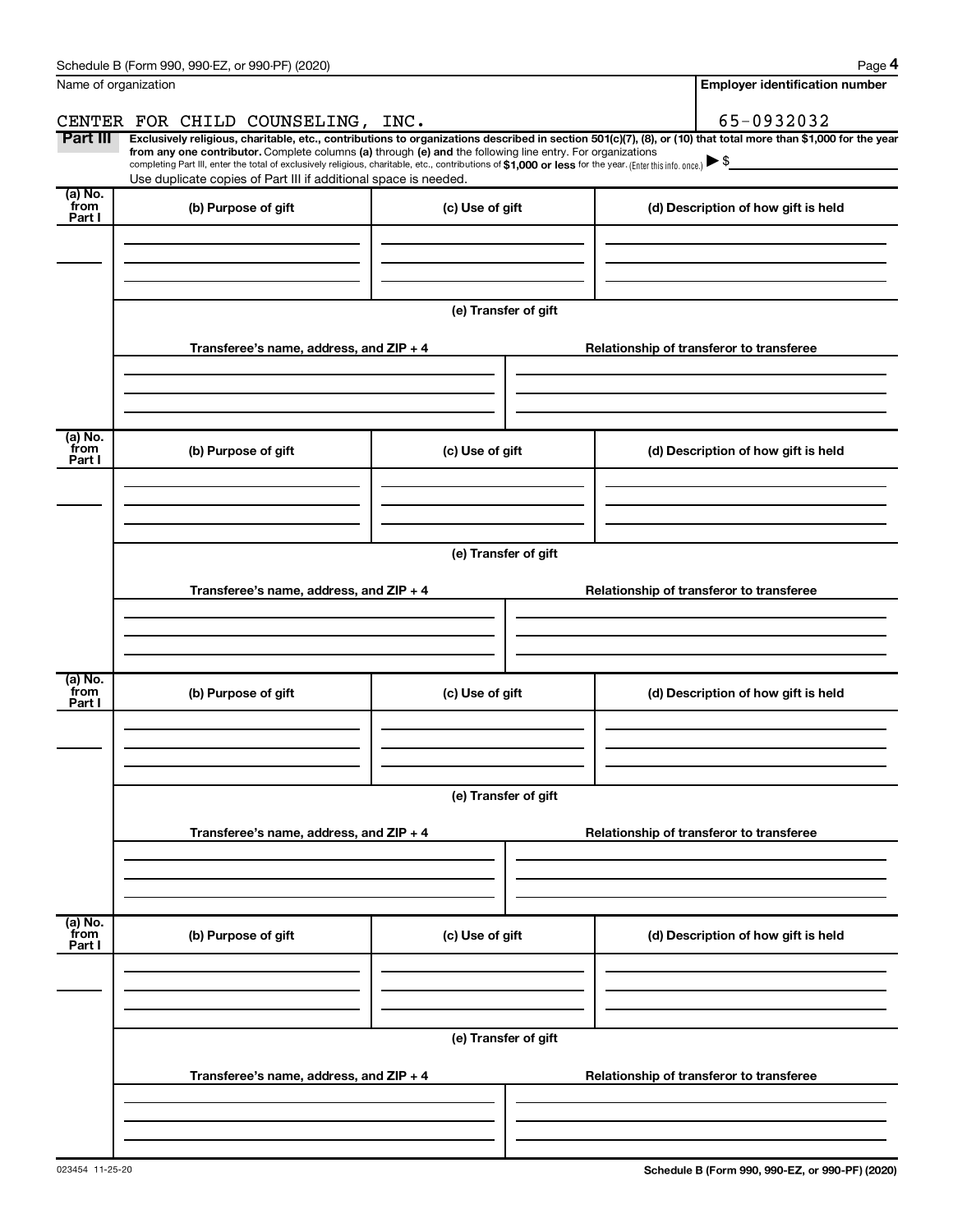Schedule B (Form 990, 990-EZ, or 990-PF) (2020)

Name of organization: CENTER FOR CHILD COUNSELING, INC.

Employer identification number: 65-0932032

**Part III** **Exclusively religious, charitable, etc., contributions to organizations described in section 501(c)(7), (8), or (10) that total more than $1,000 for the year from any one contributor.** Complete columns **(a)** through **(e)** and the following line entry. For organizations completing Part III, enter the total of exclusively religious, charitable, etc., contributions of **$1,000 or less** for the year. (Enter this info. once.) ▶ $

Use duplicate copies of Part III if additional space is needed.

| (a) No. from Part I | (b) Purpose of gift | (c) Use of gift | (d) Description of how gift is held |
| --- | --- | --- | --- |
| | | | |

(e) Transfer of gift

| Transferee's name, address, and ZIP + 4 | Relationship of transferor to transferee |
| --- | --- |
| | |

| (a) No. from Part I | (b) Purpose of gift | (c) Use of gift | (d) Description of how gift is held |
| --- | --- | --- | --- |
| | | | |

(e) Transfer of gift

| Transferee's name, address, and ZIP + 4 | Relationship of transferor to transferee |
| --- | --- |
| | |

| (a) No. from Part I | (b) Purpose of gift | (c) Use of gift | (d) Description of how gift is held |
| --- | --- | --- | --- |
| | | | |

(e) Transfer of gift

| Transferee's name, address, and ZIP + 4 | Relationship of transferor to transferee |
| --- | --- |
| | |

| (a) No. from Part I | (b) Purpose of gift | (c) Use of gift | (d) Description of how gift is held |
| --- | --- | --- | --- |
| | | | |

(e) Transfer of gift

| Transferee's name, address, and ZIP + 4 | Relationship of transferor to transferee |
| --- | --- |
| | |

023454 11-25-20

Schedule B (Form 990, 990-EZ, or 990-PF) (2020)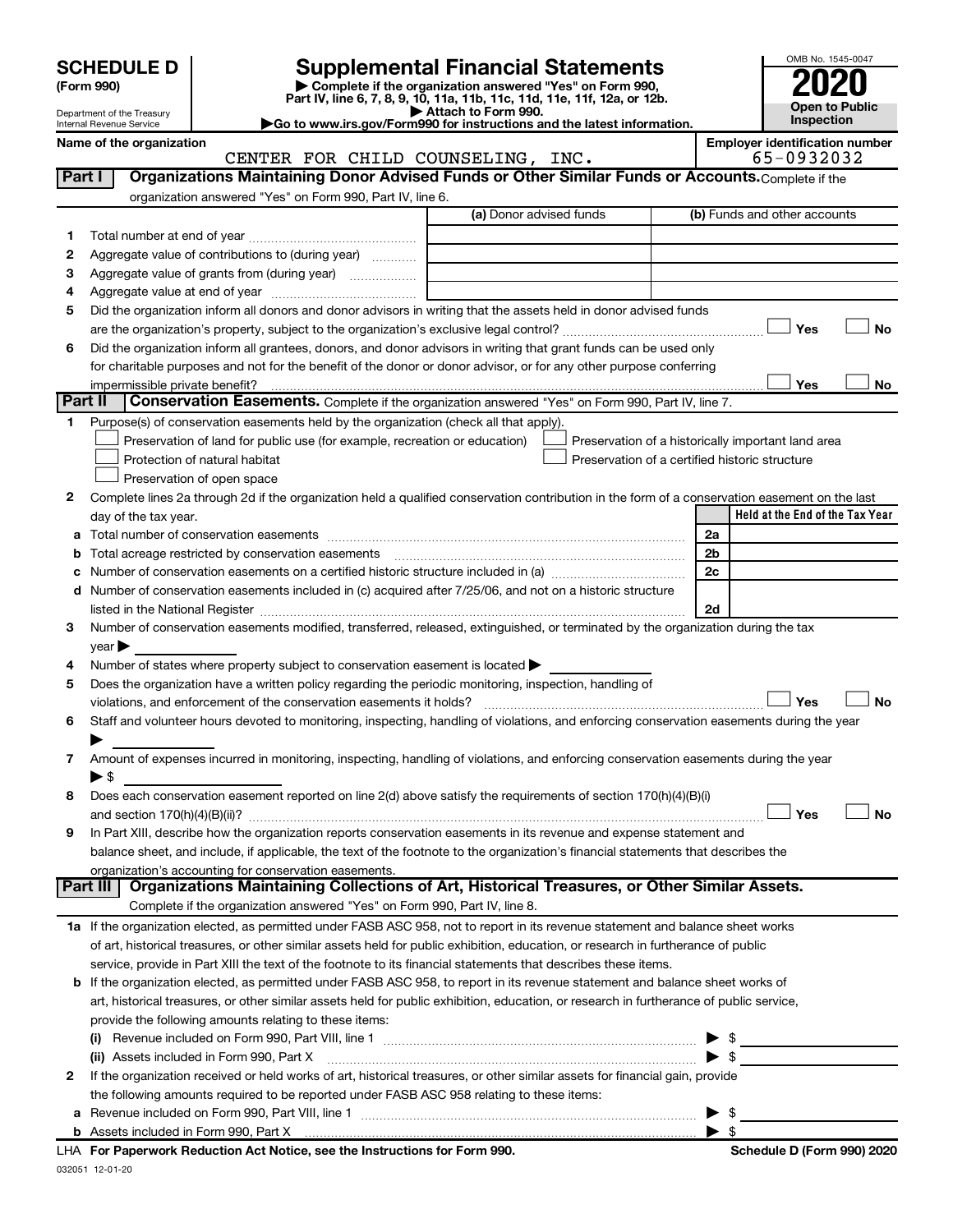# SCHEDULE D (Form 990)

Department of the Treasury
Internal Revenue Service

## Supplemental Financial Statements

▶ Complete if the organization answered "Yes" on Form 990, Part IV, line 6, 7, 8, 9, 10, 11a, 11b, 11c, 11d, 11e, 11f, 12a, or 12b.
▶ Attach to Form 990.
▶ Go to www.irs.gov/Form990 for instructions and the latest information.

OMB No. 1545-0047

**2020**

**Open to Public Inspection**

**Name of the organization**
CENTER FOR CHILD COUNSELING, INC.

**Employer identification number**
65-0932032

### Part I — Organizations Maintaining Donor Advised Funds or Other Similar Funds or Accounts. Complete if the organization answered "Yes" on Form 990, Part IV, line 6.

| | | (a) Donor advised funds | (b) Funds and other accounts |
|---|---|---|---|
| 1 | Total number at end of year | | |
| 2 | Aggregate value of contributions to (during year) | | |
| 3 | Aggregate value of grants from (during year) | | |
| 4 | Aggregate value at end of year | | |

5 Did the organization inform all donors and donor advisors in writing that the assets held in donor advised funds are the organization's property, subject to the organization's exclusive legal control? ☐ Yes ☐ No

6 Did the organization inform all grantees, donors, and donor advisors in writing that grant funds can be used only for charitable purposes and not for the benefit of the donor or donor advisor, or for any other purpose conferring impermissible private benefit? ☐ Yes ☐ No

### Part II — Conservation Easements. Complete if the organization answered "Yes" on Form 990, Part IV, line 7.

1 Purpose(s) of conservation easements held by the organization (check all that apply).

- ☐ Preservation of land for public use (for example, recreation or education)
- ☐ Protection of natural habitat
- ☐ Preservation of open space
- ☐ Preservation of a historically important land area
- ☐ Preservation of a certified historic structure

2 Complete lines 2a through 2d if the organization held a qualified conservation contribution in the form of a conservation easement on the last day of the tax year.

| | | | Held at the End of the Tax Year |
|---|---|---|---|
| a | Total number of conservation easements | 2a | |
| b | Total acreage restricted by conservation easements | 2b | |
| c | Number of conservation easements on a certified historic structure included in (a) | 2c | |
| d | Number of conservation easements included in (c) acquired after 7/25/06, and not on a historic structure listed in the National Register | 2d | |

3 Number of conservation easements modified, transferred, released, extinguished, or terminated by the organization during the tax year ▶

4 Number of states where property subject to conservation easement is located ▶

5 Does the organization have a written policy regarding the periodic monitoring, inspection, handling of violations, and enforcement of the conservation easements it holds? ☐ Yes ☐ No

6 Staff and volunteer hours devoted to monitoring, inspecting, handling of violations, and enforcing conservation easements during the year ▶

7 Amount of expenses incurred in monitoring, inspecting, handling of violations, and enforcing conservation easements during the year ▶ $

8 Does each conservation easement reported on line 2(d) above satisfy the requirements of section 170(h)(4)(B)(i) and section 170(h)(4)(B)(ii)? ☐ Yes ☐ No

9 In Part XIII, describe how the organization reports conservation easements in its revenue and expense statement and balance sheet, and include, if applicable, the text of the footnote to the organization's financial statements that describes the organization's accounting for conservation easements.

### Part III — Organizations Maintaining Collections of Art, Historical Treasures, or Other Similar Assets. Complete if the organization answered "Yes" on Form 990, Part IV, line 8.

1a If the organization elected, as permitted under FASB ASC 958, not to report in its revenue statement and balance sheet works of art, historical treasures, or other similar assets held for public exhibition, education, or research in furtherance of public service, provide in Part XIII the text of the footnote to its financial statements that describes these items.

b If the organization elected, as permitted under FASB ASC 958, to report in its revenue statement and balance sheet works of art, historical treasures, or other similar assets held for public exhibition, education, or research in furtherance of public service, provide the following amounts relating to these items:

(i) Revenue included on Form 990, Part VIII, line 1 ▶ $

(ii) Assets included in Form 990, Part X ▶ $

2 If the organization received or held works of art, historical treasures, or other similar assets for financial gain, provide the following amounts required to be reported under FASB ASC 958 relating to these items:

a Revenue included on Form 990, Part VIII, line 1 ▶ $

b Assets included in Form 990, Part X ▶ $

LHA For Paperwork Reduction Act Notice, see the Instructions for Form 990. Schedule D (Form 990) 2020

032051 12-01-20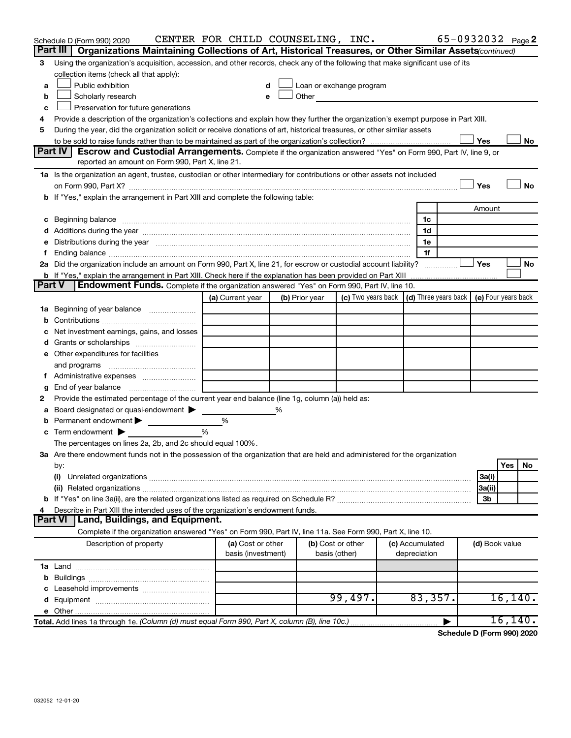Schedule D (Form 990) 2020 CENTER FOR CHILD COUNSELING, INC. 65-0932032 Page 2

## Part III Organizations Maintaining Collections of Art, Historical Treasures, or Other Similar Assets *(continued)*

**3** Using the organization's acquisition, accession, and other records, check any of the following that make significant use of its collection items (check all that apply):

- **a** ☐ Public exhibition
- **b** ☐ Scholarly research
- **c** ☐ Preservation for future generations
- **d** ☐ Loan or exchange program
- **e** ☐ Other

**4** Provide a description of the organization's collections and explain how they further the organization's exempt purpose in Part XIII.

**5** During the year, did the organization solicit or receive donations of art, historical treasures, or other similar assets to be sold to raise funds rather than to be maintained as part of the organization's collection? ☐ Yes ☐ No

## Part IV Escrow and Custodial Arrangements.

Complete if the organization answered "Yes" on Form 990, Part IV, line 9, or reported an amount on Form 990, Part X, line 21.

**1a** Is the organization an agent, trustee, custodian or other intermediary for contributions or other assets not included on Form 990, Part X? ☐ Yes ☐ No

**b** If "Yes," explain the arrangement in Part XIII and complete the following table:

| | | Amount |
|---|---|---|
| **c** Beginning balance | 1c | |
| **d** Additions during the year | 1d | |
| **e** Distributions during the year | 1e | |
| **f** Ending balance | 1f | |

**2a** Did the organization include an amount on Form 990, Part X, line 21, for escrow or custodial account liability? ☐ Yes ☐ No

**b** If "Yes," explain the arrangement in Part XIII. Check here if the explanation has been provided on Part XIII ☐

## Part V Endowment Funds.

Complete if the organization answered "Yes" on Form 990, Part IV, line 10.

| | (a) Current year | (b) Prior year | (c) Two years back | (d) Three years back | (e) Four years back |
|---|---|---|---|---|---|
| **1a** Beginning of year balance | | | | | |
| **b** Contributions | | | | | |
| **c** Net investment earnings, gains, and losses | | | | | |
| **d** Grants or scholarships | | | | | |
| **e** Other expenditures for facilities and programs | | | | | |
| **f** Administrative expenses | | | | | |
| **g** End of year balance | | | | | |

**2** Provide the estimated percentage of the current year end balance (line 1g, column (a)) held as:

- **a** Board designated or quasi-endowment ▶ %
- **b** Permanent endowment ▶ %
- **c** Term endowment ▶ %

The percentages on lines 2a, 2b, and 2c should equal 100%.

**3a** Are there endowment funds not in the possession of the organization that are held and administered for the organization by:

| | | Yes | No |
|---|---|---|---|
| (i) Unrelated organizations | 3a(i) | | |
| (ii) Related organizations | 3a(ii) | | |
| **b** If "Yes" on line 3a(ii), are the related organizations listed as required on Schedule R? | 3b | | |

**4** Describe in Part XIII the intended uses of the organization's endowment funds.

## Part VI Land, Buildings, and Equipment.

Complete if the organization answered "Yes" on Form 990, Part IV, line 11a. See Form 990, Part X, line 10.

| Description of property | (a) Cost or other basis (investment) | (b) Cost or other basis (other) | (c) Accumulated depreciation | (d) Book value |
|---|---|---|---|---|
| **1a** Land | | | | |
| **b** Buildings | | | | |
| **c** Leasehold improvements | | | | |
| **d** Equipment | | 99,497. | 83,357. | 16,140. |
| **e** Other | | | | |
| **Total.** Add lines 1a through 1e. *(Column (d) must equal Form 990, Part X, column (B), line 10c.)* ▶ | | | | 16,140. |

**Schedule D (Form 990) 2020**

032052 12-01-20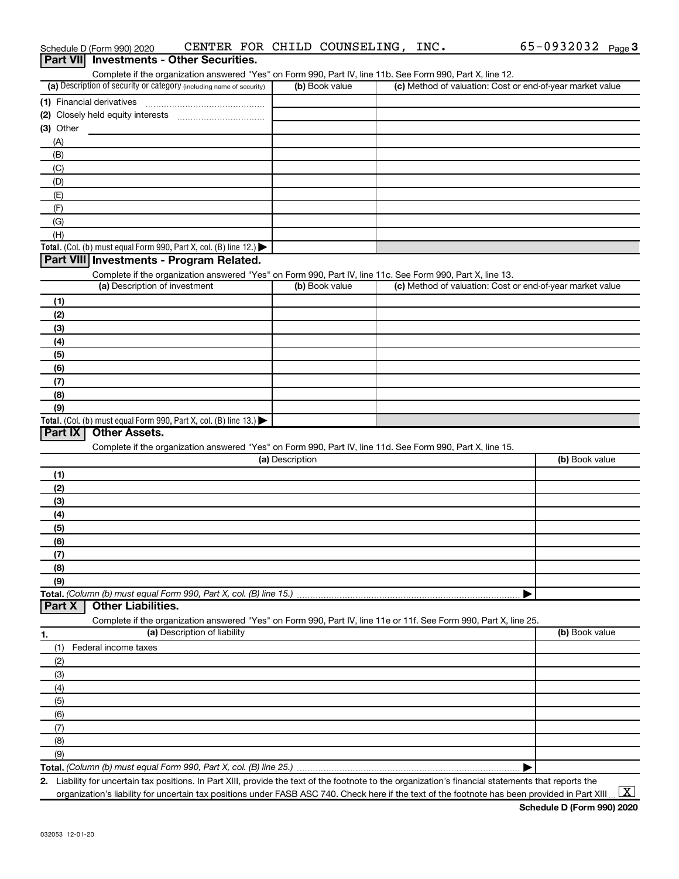Schedule D (Form 990) 2020 CENTER FOR CHILD COUNSELING, INC. 65-0932032

## Part VII Investments - Other Securities.

Complete if the organization answered "Yes" on Form 990, Part IV, line 11b. See Form 990, Part X, line 12.

| (a) Description of security or category (including name of security) | (b) Book value | (c) Method of valuation: Cost or end-of-year market value |
|---|---|---|
| (1) Financial derivatives | | |
| (2) Closely held equity interests | | |
| (3) Other | | |
| (A) | | |
| (B) | | |
| (C) | | |
| (D) | | |
| (E) | | |
| (F) | | |
| (G) | | |
| (H) | | |
| Total. (Col. (b) must equal Form 990, Part X, col. (B) line 12.) ▶ | | |

## Part VIII Investments - Program Related.

Complete if the organization answered "Yes" on Form 990, Part IV, line 11c. See Form 990, Part X, line 13.

| (a) Description of investment | (b) Book value | (c) Method of valuation: Cost or end-of-year market value |
|---|---|---|
| (1) | | |
| (2) | | |
| (3) | | |
| (4) | | |
| (5) | | |
| (6) | | |
| (7) | | |
| (8) | | |
| (9) | | |
| Total. (Col. (b) must equal Form 990, Part X, col. (B) line 13.) ▶ | | |

## Part IX Other Assets.

Complete if the organization answered "Yes" on Form 990, Part IV, line 11d. See Form 990, Part X, line 15.

| (a) Description | (b) Book value |
|---|---|
| (1) | |
| (2) | |
| (3) | |
| (4) | |
| (5) | |
| (6) | |
| (7) | |
| (8) | |
| (9) | |
| Total. (Column (b) must equal Form 990, Part X, col. (B) line 15.) ▶ | |

## Part X Other Liabilities.

Complete if the organization answered "Yes" on Form 990, Part IV, line 11e or 11f. See Form 990, Part X, line 25.

| 1. (a) Description of liability | (b) Book value |
|---|---|
| (1) Federal income taxes | |
| (2) | |
| (3) | |
| (4) | |
| (5) | |
| (6) | |
| (7) | |
| (8) | |
| (9) | |
| Total. (Column (b) must equal Form 990, Part X, col. (B) line 25.) ▶ | |

2. Liability for uncertain tax positions. In Part XIII, provide the text of the footnote to the organization's financial statements that reports the organization's liability for uncertain tax positions under FASB ASC 740. Check here if the text of the footnote has been provided in Part XIII ... [X]

Schedule D (Form 990) 2020

032053 12-01-20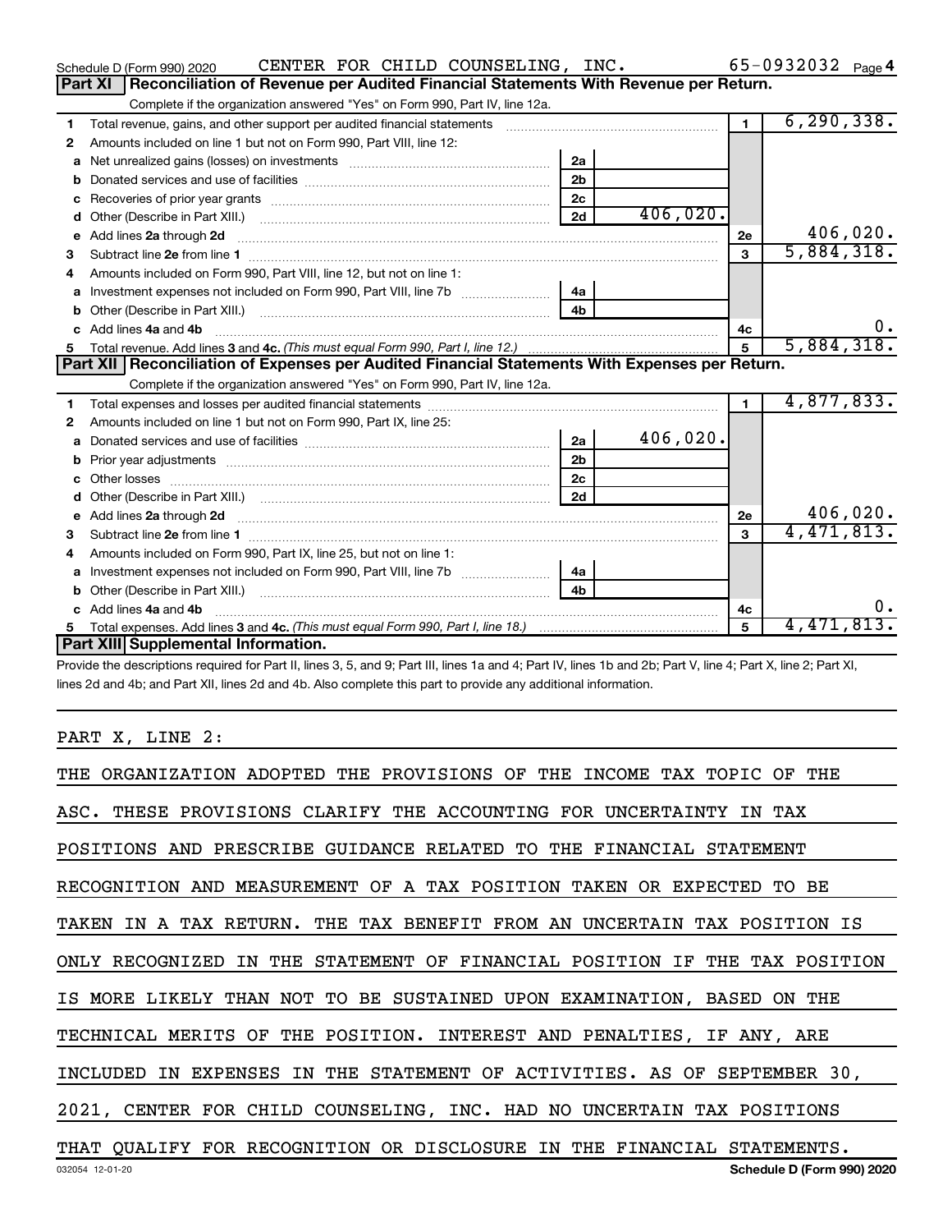Schedule D (Form 990) 2020 CENTER FOR CHILD COUNSELING, INC. 65-0932032 Page 4

## Part XI Reconciliation of Revenue per Audited Financial Statements With Revenue per Return.

Complete if the organization answered "Yes" on Form 990, Part IV, line 12a.

| | | | | | |
|---|---|---|---|---|---|
| 1 | Total revenue, gains, and other support per audited financial statements | | | 1 | 6,290,338. |
| 2 | Amounts included on line 1 but not on Form 990, Part VIII, line 12: | | | | |
| a | Net unrealized gains (losses) on investments | 2a | | | |
| b | Donated services and use of facilities | 2b | | | |
| c | Recoveries of prior year grants | 2c | | | |
| d | Other (Describe in Part XIII.) | 2d | 406,020. | | |
| e | Add lines 2a through 2d | | | 2e | 406,020. |
| 3 | Subtract line 2e from line 1 | | | 3 | 5,884,318. |
| 4 | Amounts included on Form 990, Part VIII, line 12, but not on line 1: | | | | |
| a | Investment expenses not included on Form 990, Part VIII, line 7b | 4a | | | |
| b | Other (Describe in Part XIII.) | 4b | | | |
| c | Add lines 4a and 4b | | | 4c | 0. |
| 5 | Total revenue. Add lines 3 and 4c. *(This must equal Form 990, Part I, line 12.)* | | | 5 | 5,884,318. |

## Part XII Reconciliation of Expenses per Audited Financial Statements With Expenses per Return.

Complete if the organization answered "Yes" on Form 990, Part IV, line 12a.

| | | | | | |
|---|---|---|---|---|---|
| 1 | Total expenses and losses per audited financial statements | | | 1 | 4,877,833. |
| 2 | Amounts included on line 1 but not on Form 990, Part IX, line 25: | | | | |
| a | Donated services and use of facilities | 2a | 406,020. | | |
| b | Prior year adjustments | 2b | | | |
| c | Other losses | 2c | | | |
| d | Other (Describe in Part XIII.) | 2d | | | |
| e | Add lines 2a through 2d | | | 2e | 406,020. |
| 3 | Subtract line 2e from line 1 | | | 3 | 4,471,813. |
| 4 | Amounts included on Form 990, Part IX, line 25, but not on line 1: | | | | |
| a | Investment expenses not included on Form 990, Part VIII, line 7b | 4a | | | |
| b | Other (Describe in Part XIII.) | 4b | | | |
| c | Add lines 4a and 4b | | | 4c | 0. |
| 5 | Total expenses. Add lines 3 and 4c. *(This must equal Form 990, Part I, line 18.)* | | | 5 | 4,471,813. |

## Part XIII Supplemental Information.

Provide the descriptions required for Part II, lines 3, 5, and 9; Part III, lines 1a and 4; Part IV, lines 1b and 2b; Part V, line 4; Part X, line 2; Part XI, lines 2d and 4b; and Part XII, lines 2d and 4b. Also complete this part to provide any additional information.

PART X, LINE 2:

THE ORGANIZATION ADOPTED THE PROVISIONS OF THE INCOME TAX TOPIC OF THE ASC. THESE PROVISIONS CLARIFY THE ACCOUNTING FOR UNCERTAINTY IN TAX POSITIONS AND PRESCRIBE GUIDANCE RELATED TO THE FINANCIAL STATEMENT RECOGNITION AND MEASUREMENT OF A TAX POSITION TAKEN OR EXPECTED TO BE TAKEN IN A TAX RETURN. THE TAX BENEFIT FROM AN UNCERTAIN TAX POSITION IS ONLY RECOGNIZED IN THE STATEMENT OF FINANCIAL POSITION IF THE TAX POSITION IS MORE LIKELY THAN NOT TO BE SUSTAINED UPON EXAMINATION, BASED ON THE TECHNICAL MERITS OF THE POSITION. INTEREST AND PENALTIES, IF ANY, ARE INCLUDED IN EXPENSES IN THE STATEMENT OF ACTIVITIES. AS OF SEPTEMBER 30, 2021, CENTER FOR CHILD COUNSELING, INC. HAD NO UNCERTAIN TAX POSITIONS THAT QUALIFY FOR RECOGNITION OR DISCLOSURE IN THE FINANCIAL STATEMENTS.

032054 12-01-20 Schedule D (Form 990) 2020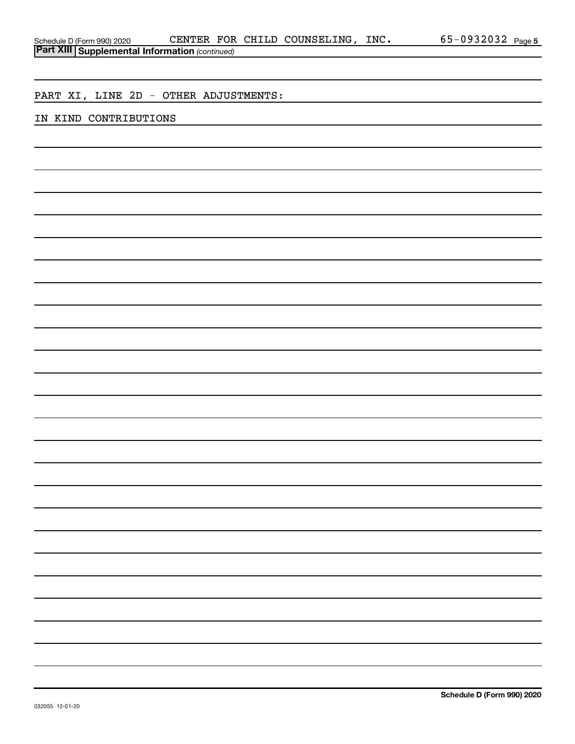**Part XIII | Supplemental Information** *(continued)*

PART XI, LINE 2D - OTHER ADJUSTMENTS:

IN KIND CONTRIBUTIONS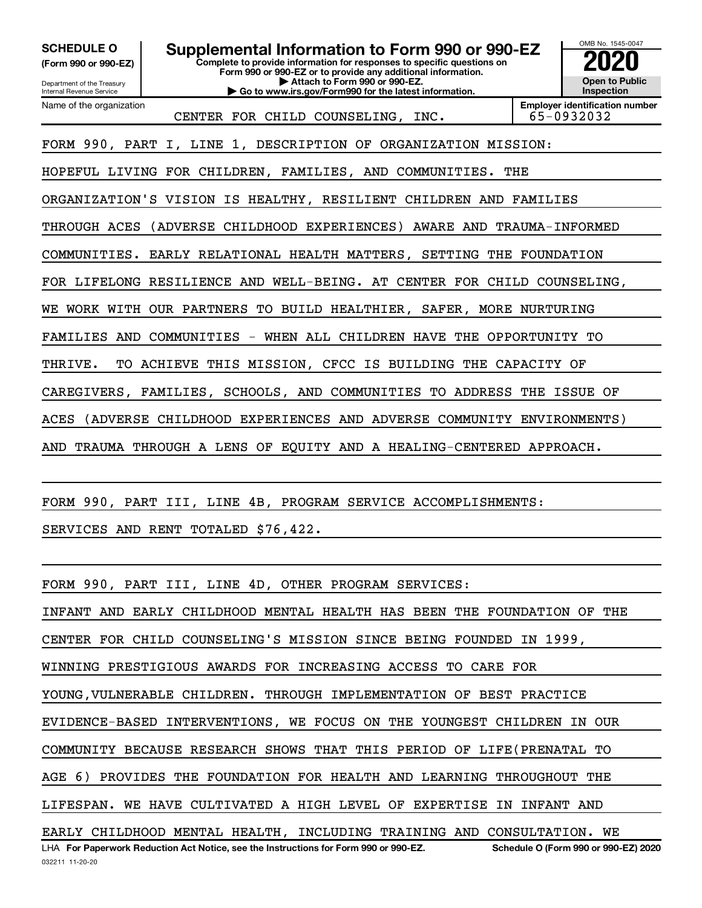**SCHEDULE O**
**(Form 990 or 990-EZ)**

Department of the Treasury
Internal Revenue Service

# Supplemental Information to Form 990 or 990-EZ

**Complete to provide information for responses to specific questions on Form 990 or 990-EZ or to provide any additional information.**
**▶ Attach to Form 990 or 990-EZ.**
**▶ Go to www.irs.gov/Form990 for the latest information.**

OMB No. 1545-0047
**2020**
**Open to Public Inspection**

| Name of the organization | Employer identification number |
|---|---|
| CENTER FOR CHILD COUNSELING, INC. | 65-0932032 |

FORM 990, PART I, LINE 1, DESCRIPTION OF ORGANIZATION MISSION:

HOPEFUL LIVING FOR CHILDREN, FAMILIES, AND COMMUNITIES. THE ORGANIZATION'S VISION IS HEALTHY, RESILIENT CHILDREN AND FAMILIES THROUGH ACES (ADVERSE CHILDHOOD EXPERIENCES) AWARE AND TRAUMA-INFORMED COMMUNITIES. EARLY RELATIONAL HEALTH MATTERS, SETTING THE FOUNDATION FOR LIFELONG RESILIENCE AND WELL-BEING. AT CENTER FOR CHILD COUNSELING, WE WORK WITH OUR PARTNERS TO BUILD HEALTHIER, SAFER, MORE NURTURING FAMILIES AND COMMUNITIES - WHEN ALL CHILDREN HAVE THE OPPORTUNITY TO THRIVE. TO ACHIEVE THIS MISSION, CFCC IS BUILDING THE CAPACITY OF CAREGIVERS, FAMILIES, SCHOOLS, AND COMMUNITIES TO ADDRESS THE ISSUE OF ACES (ADVERSE CHILDHOOD EXPERIENCES AND ADVERSE COMMUNITY ENVIRONMENTS) AND TRAUMA THROUGH A LENS OF EQUITY AND A HEALING-CENTERED APPROACH.

FORM 990, PART III, LINE 4B, PROGRAM SERVICE ACCOMPLISHMENTS:

SERVICES AND RENT TOTALED $76,422.

FORM 990, PART III, LINE 4D, OTHER PROGRAM SERVICES:

INFANT AND EARLY CHILDHOOD MENTAL HEALTH HAS BEEN THE FOUNDATION OF THE CENTER FOR CHILD COUNSELING'S MISSION SINCE BEING FOUNDED IN 1999, WINNING PRESTIGIOUS AWARDS FOR INCREASING ACCESS TO CARE FOR YOUNG,VULNERABLE CHILDREN. THROUGH IMPLEMENTATION OF BEST PRACTICE EVIDENCE-BASED INTERVENTIONS, WE FOCUS ON THE YOUNGEST CHILDREN IN OUR COMMUNITY BECAUSE RESEARCH SHOWS THAT THIS PERIOD OF LIFE(PRENATAL TO AGE 6) PROVIDES THE FOUNDATION FOR HEALTH AND LEARNING THROUGHOUT THE LIFESPAN. WE HAVE CULTIVATED A HIGH LEVEL OF EXPERTISE IN INFANT AND EARLY CHILDHOOD MENTAL HEALTH, INCLUDING TRAINING AND CONSULTATION. WE

LHA **For Paperwork Reduction Act Notice, see the Instructions for Form 990 or 990-EZ.** **Schedule O (Form 990 or 990-EZ) 2020**
032211 11-20-20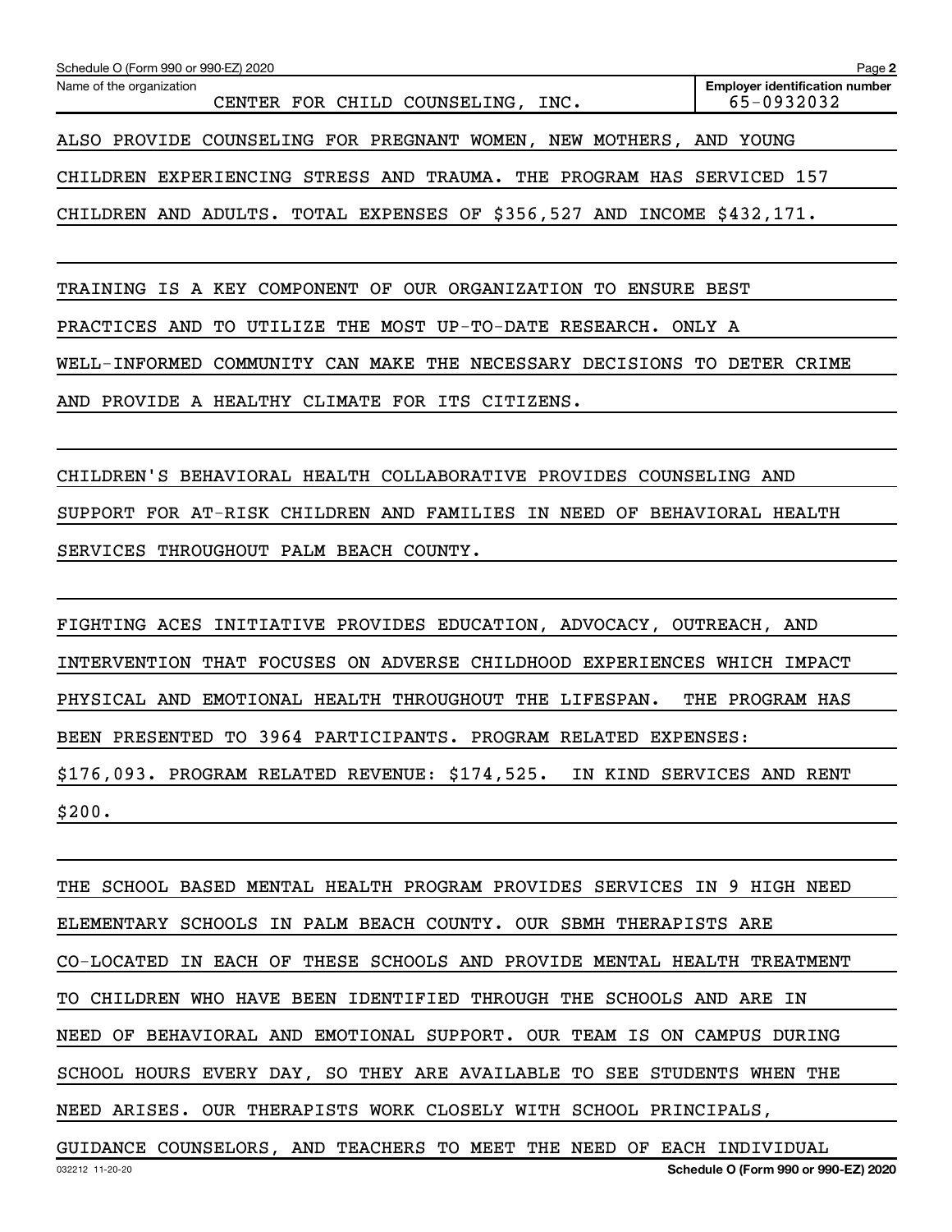Name of the organization: CENTER FOR CHILD COUNSELING, INC.

Employer identification number: 65-0932032

ALSO PROVIDE COUNSELING FOR PREGNANT WOMEN, NEW MOTHERS, AND YOUNG CHILDREN EXPERIENCING STRESS AND TRAUMA. THE PROGRAM HAS SERVICED 157 CHILDREN AND ADULTS. TOTAL EXPENSES OF $356,527 AND INCOME $432,171.

TRAINING IS A KEY COMPONENT OF OUR ORGANIZATION TO ENSURE BEST PRACTICES AND TO UTILIZE THE MOST UP-TO-DATE RESEARCH. ONLY A WELL-INFORMED COMMUNITY CAN MAKE THE NECESSARY DECISIONS TO DETER CRIME AND PROVIDE A HEALTHY CLIMATE FOR ITS CITIZENS.

CHILDREN'S BEHAVIORAL HEALTH COLLABORATIVE PROVIDES COUNSELING AND SUPPORT FOR AT-RISK CHILDREN AND FAMILIES IN NEED OF BEHAVIORAL HEALTH SERVICES THROUGHOUT PALM BEACH COUNTY.

FIGHTING ACES INITIATIVE PROVIDES EDUCATION, ADVOCACY, OUTREACH, AND INTERVENTION THAT FOCUSES ON ADVERSE CHILDHOOD EXPERIENCES WHICH IMPACT PHYSICAL AND EMOTIONAL HEALTH THROUGHOUT THE LIFESPAN. THE PROGRAM HAS BEEN PRESENTED TO 3964 PARTICIPANTS. PROGRAM RELATED EXPENSES: $176,093. PROGRAM RELATED REVENUE: $174,525. IN KIND SERVICES AND RENT $200.

THE SCHOOL BASED MENTAL HEALTH PROGRAM PROVIDES SERVICES IN 9 HIGH NEED ELEMENTARY SCHOOLS IN PALM BEACH COUNTY. OUR SBMH THERAPISTS ARE CO-LOCATED IN EACH OF THESE SCHOOLS AND PROVIDE MENTAL HEALTH TREATMENT TO CHILDREN WHO HAVE BEEN IDENTIFIED THROUGH THE SCHOOLS AND ARE IN NEED OF BEHAVIORAL AND EMOTIONAL SUPPORT. OUR TEAM IS ON CAMPUS DURING SCHOOL HOURS EVERY DAY, SO THEY ARE AVAILABLE TO SEE STUDENTS WHEN THE NEED ARISES. OUR THERAPISTS WORK CLOSELY WITH SCHOOL PRINCIPALS, GUIDANCE COUNSELORS, AND TEACHERS TO MEET THE NEED OF EACH INDIVIDUAL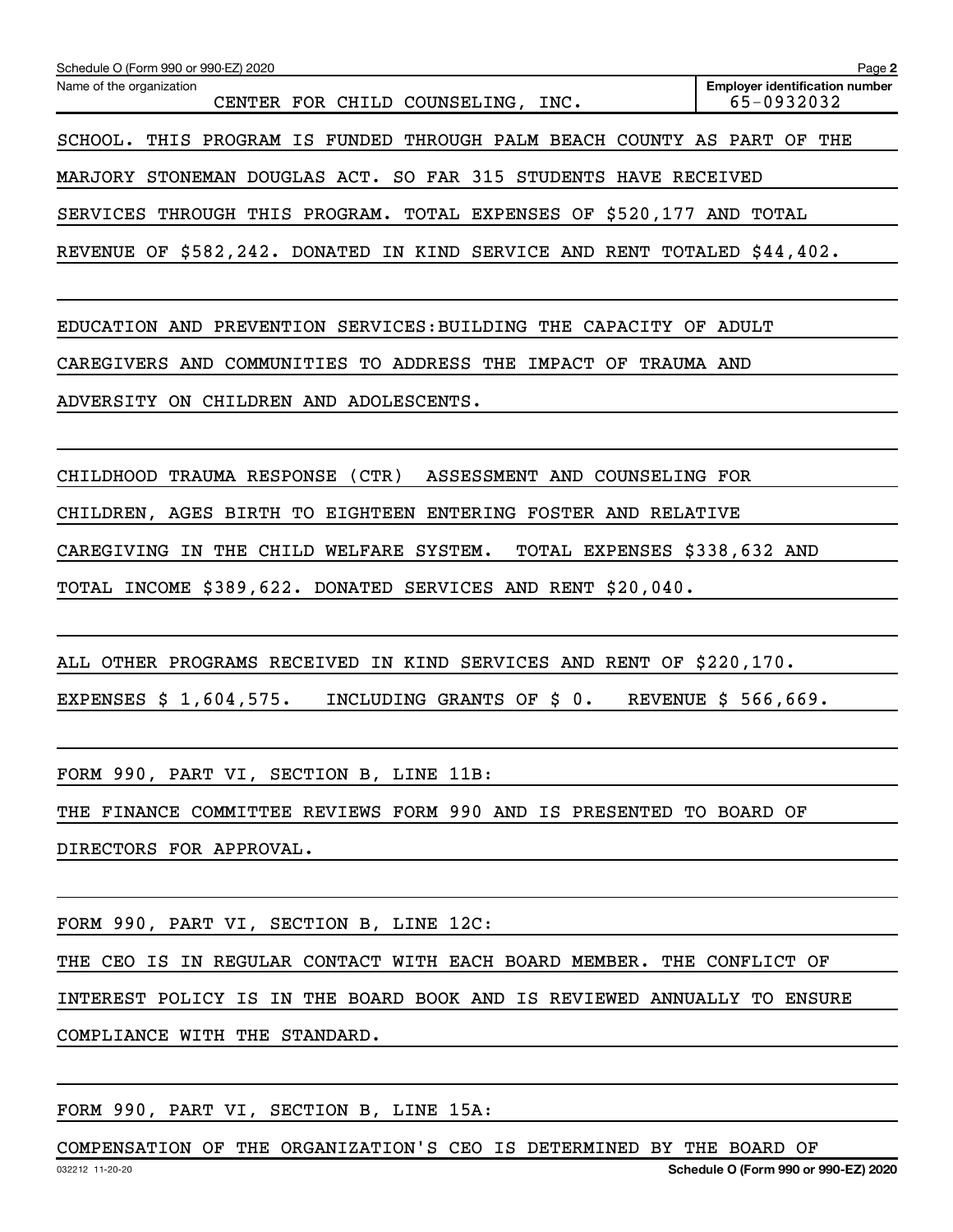Name of the organization: CENTER FOR CHILD COUNSELING, INC.

Employer identification number: 65-0932032

SCHOOL. THIS PROGRAM IS FUNDED THROUGH PALM BEACH COUNTY AS PART OF THE MARJORY STONEMAN DOUGLAS ACT. SO FAR 315 STUDENTS HAVE RECEIVED SERVICES THROUGH THIS PROGRAM. TOTAL EXPENSES OF $520,177 AND TOTAL REVENUE OF $582,242. DONATED IN KIND SERVICE AND RENT TOTALED $44,402.

EDUCATION AND PREVENTION SERVICES:BUILDING THE CAPACITY OF ADULT CAREGIVERS AND COMMUNITIES TO ADDRESS THE IMPACT OF TRAUMA AND ADVERSITY ON CHILDREN AND ADOLESCENTS.

CHILDHOOD TRAUMA RESPONSE (CTR) ASSESSMENT AND COUNSELING FOR CHILDREN, AGES BIRTH TO EIGHTEEN ENTERING FOSTER AND RELATIVE CAREGIVING IN THE CHILD WELFARE SYSTEM. TOTAL EXPENSES $338,632 AND TOTAL INCOME $389,622. DONATED SERVICES AND RENT $20,040.

ALL OTHER PROGRAMS RECEIVED IN KIND SERVICES AND RENT OF $220,170.
EXPENSES $ 1,604,575. INCLUDING GRANTS OF $ 0. REVENUE $ 566,669.

FORM 990, PART VI, SECTION B, LINE 11B:
THE FINANCE COMMITTEE REVIEWS FORM 990 AND IS PRESENTED TO BOARD OF DIRECTORS FOR APPROVAL.

FORM 990, PART VI, SECTION B, LINE 12C:
THE CEO IS IN REGULAR CONTACT WITH EACH BOARD MEMBER. THE CONFLICT OF INTEREST POLICY IS IN THE BOARD BOOK AND IS REVIEWED ANNUALLY TO ENSURE COMPLIANCE WITH THE STANDARD.

FORM 990, PART VI, SECTION B, LINE 15A:
COMPENSATION OF THE ORGANIZATION'S CEO IS DETERMINED BY THE BOARD OF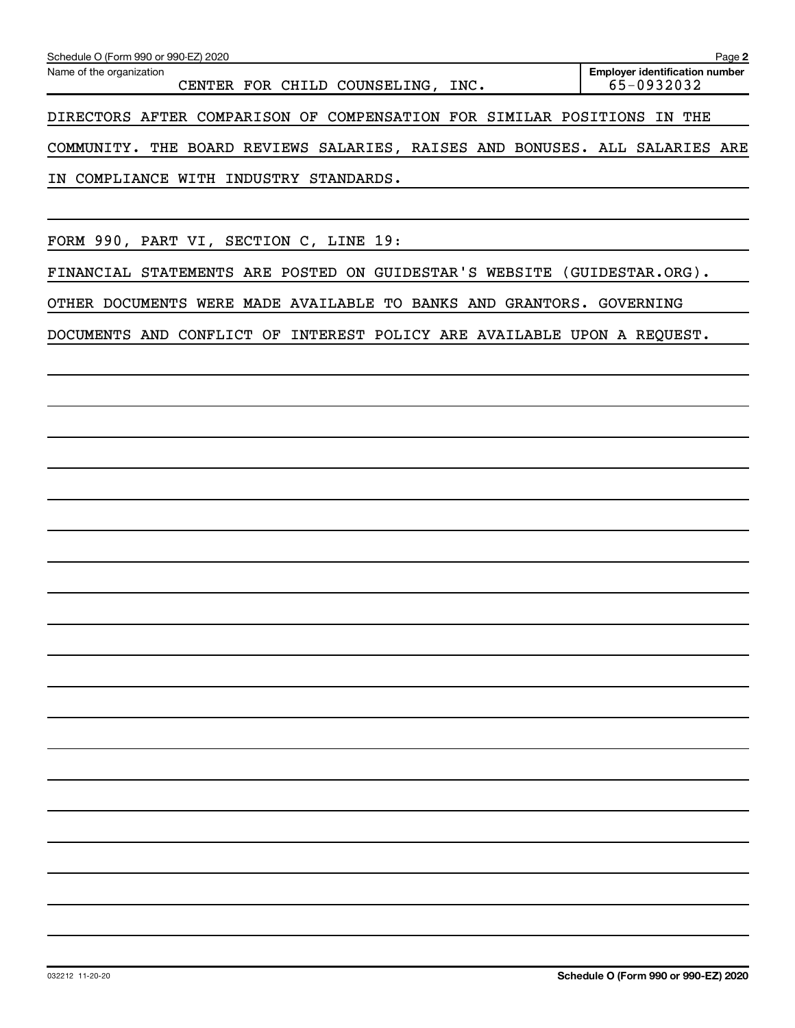Name of the organization: CENTER FOR CHILD COUNSELING, INC.

Employer identification number: 65-0932032

DIRECTORS AFTER COMPARISON OF COMPENSATION FOR SIMILAR POSITIONS IN THE COMMUNITY. THE BOARD REVIEWS SALARIES, RAISES AND BONUSES. ALL SALARIES ARE IN COMPLIANCE WITH INDUSTRY STANDARDS.

FORM 990, PART VI, SECTION C, LINE 19:

FINANCIAL STATEMENTS ARE POSTED ON GUIDESTAR'S WEBSITE (GUIDESTAR.ORG). OTHER DOCUMENTS WERE MADE AVAILABLE TO BANKS AND GRANTORS. GOVERNING DOCUMENTS AND CONFLICT OF INTEREST POLICY ARE AVAILABLE UPON A REQUEST.